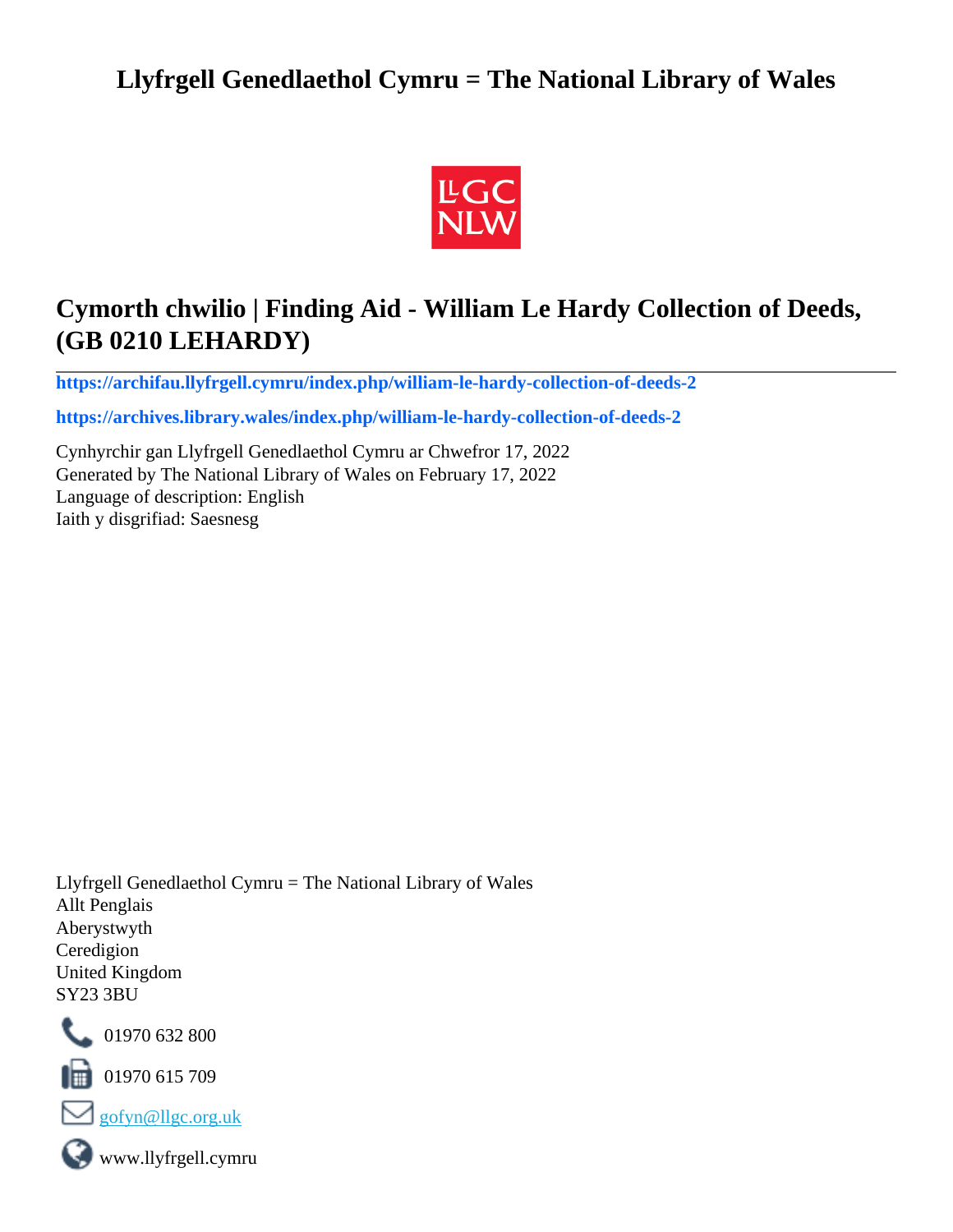# Llyfrgell Genedlaethol Cymru = The National Library of Wales

## Cymorth chwilio | Finding Aid - William Le Hardy Collection of Deeds, (GB 0210 LEHARDY)

**https://archifau.llyfrgell.cymru/index.php/william-le-hardy-collection-of-deeds-2**

**https://archives.library.wales/index.php/william-le-hardy-collection-of-deeds-2**

Cynhyrchir gan Llyfrgell Genedlaethol Cymru ar Chwefror 17, 2022
Generated by The National Library of Wales on February 17, 2022
Language of description: English
Iaith y disgrifiad: Saesnesg

Llyfrgell Genedlaethol Cymru = The National Library of Wales
Allt Penglais
Aberystwyth
Ceredigion
United Kingdom
SY23 3BU

01970 632 800

01970 615 709

gofyn@llgc.org.uk

www.llyfrgell.cymru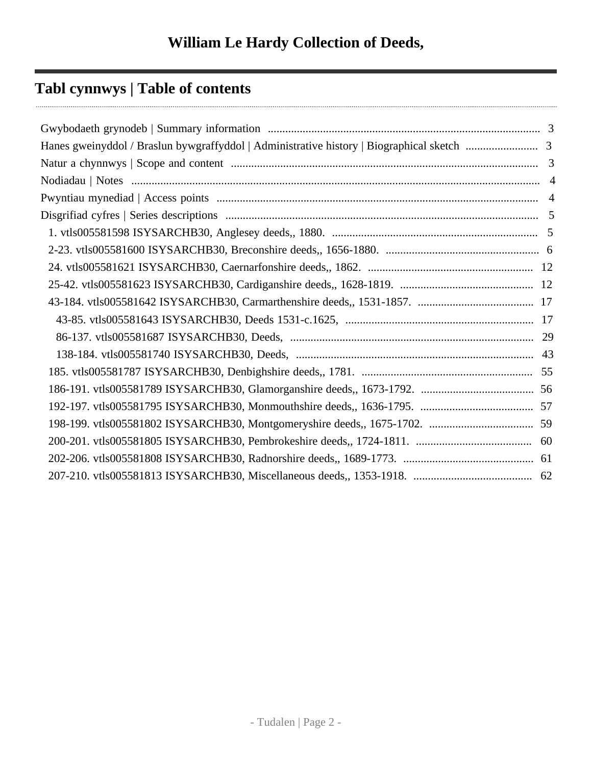# William Le Hardy Collection of Deeds,

## Tabl cynnwys | Table of contents

- Gwybodaeth grynodeb | Summary information ..... 3
- Hanes gweinyddol / Braslun bywgraffyddol | Administrative history | Biographical sketch ..... 3
- Natur a chynnwys | Scope and content ..... 3
- Nodiadau | Notes ..... 4
- Pwyntiau mynediad | Access points ..... 4
- Disgrifiad cyfres | Series descriptions ..... 5
  - 1. vtls005581598 ISYSARCHB30, Anglesey deeds,, 1880. ..... 5
  - 2-23. vtls005581600 ISYSARCHB30, Breconshire deeds,, 1656-1880. ..... 6
  - 24. vtls005581621 ISYSARCHB30, Caernarfonshire deeds,, 1862. ..... 12
  - 25-42. vtls005581623 ISYSARCHB30, Cardiganshire deeds,, 1628-1819. ..... 12
  - 43-184. vtls005581642 ISYSARCHB30, Carmarthenshire deeds,, 1531-1857. ..... 17
    - 43-85. vtls005581643 ISYSARCHB30, Deeds 1531-c.1625, ..... 17
    - 86-137. vtls005581687 ISYSARCHB30, Deeds, ..... 29
    - 138-184. vtls005581740 ISYSARCHB30, Deeds, ..... 43
  - 185. vtls005581787 ISYSARCHB30, Denbighshire deeds,, 1781. ..... 55
  - 186-191. vtls005581789 ISYSARCHB30, Glamorganshire deeds,, 1673-1792. ..... 56
  - 192-197. vtls005581795 ISYSARCHB30, Monmouthshire deeds,, 1636-1795. ..... 57
  - 198-199. vtls005581802 ISYSARCHB30, Montgomeryshire deeds,, 1675-1702. ..... 59
  - 200-201. vtls005581805 ISYSARCHB30, Pembrokeshire deeds,, 1724-1811. ..... 60
  - 202-206. vtls005581808 ISYSARCHB30, Radnorshire deeds,, 1689-1773. ..... 61
  - 207-210. vtls005581813 ISYSARCHB30, Miscellaneous deeds,, 1353-1918. ..... 62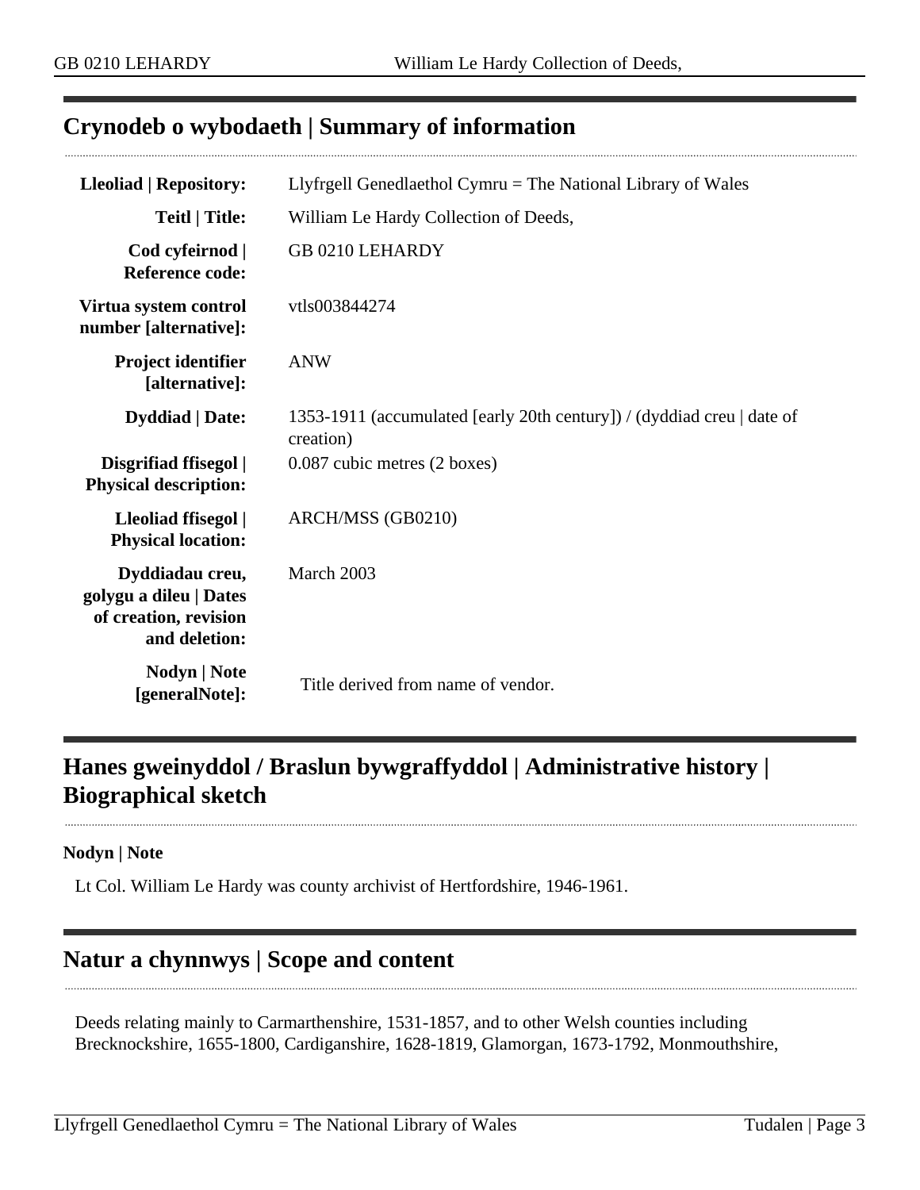## Crynodeb o wybodaeth | Summary of information

| | |
|---|---|
| **Lleoliad \| Repository:** | Llyfrgell Genedlaethol Cymru = The National Library of Wales |
| **Teitl \| Title:** | William Le Hardy Collection of Deeds, |
| **Cod cyfeirnod \| Reference code:** | GB 0210 LEHARDY |
| **Virtua system control number [alternative]:** | vtls003844274 |
| **Project identifier [alternative]:** | ANW |
| **Dyddiad \| Date:** | 1353-1911 (accumulated [early 20th century]) / (dyddiad creu \| date of creation) |
| **Disgrifiad ffisegol \| Physical description:** | 0.087 cubic metres (2 boxes) |
| **Lleoliad ffisegol \| Physical location:** | ARCH/MSS (GB0210) |
| **Dyddiadau creu, golygu a dileu \| Dates of creation, revision and deletion:** | March 2003 |
| **Nodyn \| Note [generalNote]:** | Title derived from name of vendor. |

## Hanes gweinyddol / Braslun bywgraffyddol | Administrative history | Biographical sketch

**Nodyn | Note**

Lt Col. William Le Hardy was county archivist of Hertfordshire, 1946-1961.

## Natur a chynnwys | Scope and content

Deeds relating mainly to Carmarthenshire, 1531-1857, and to other Welsh counties including Brecknockshire, 1655-1800, Cardiganshire, 1628-1819, Glamorgan, 1673-1792, Monmouthshire,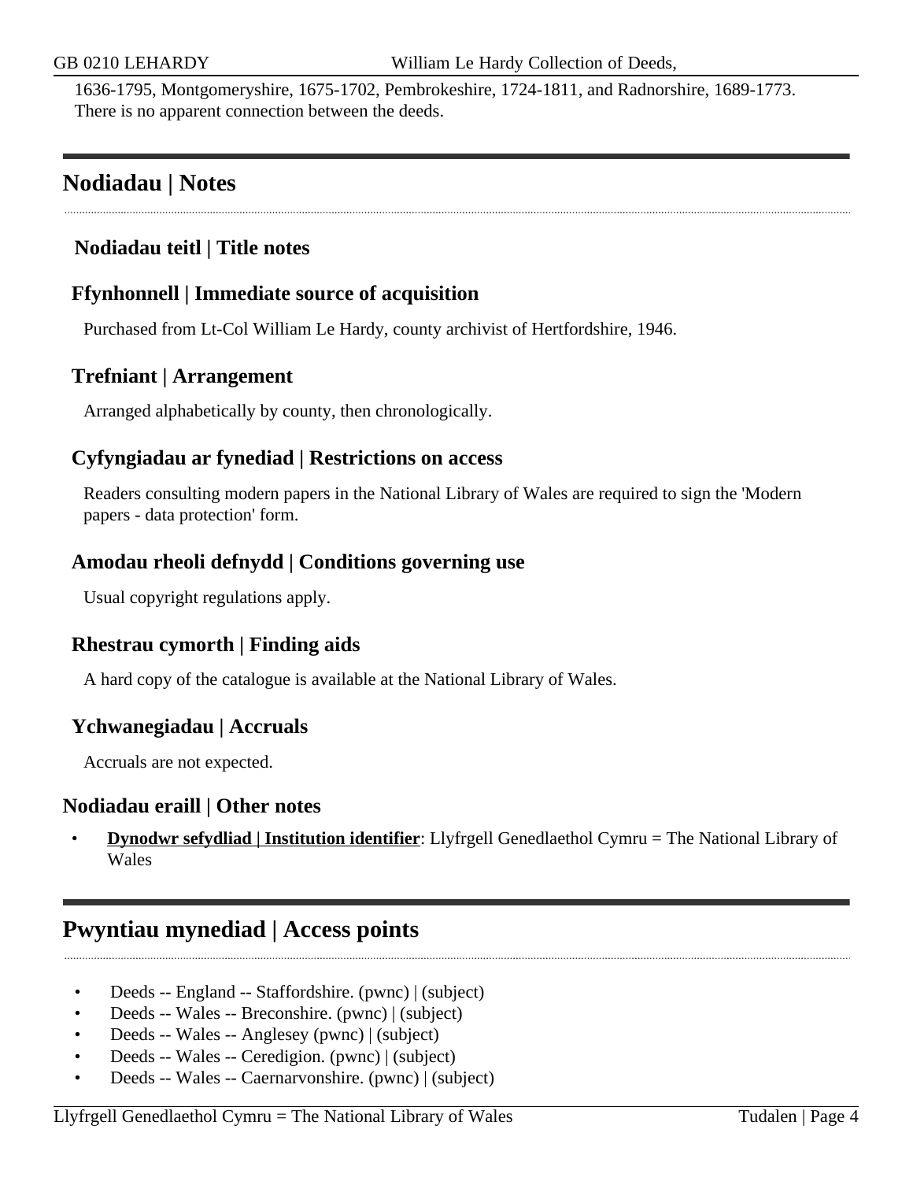1636-1795, Montgomeryshire, 1675-1702, Pembrokeshire, 1724-1811, and Radnorshire, 1689-1773. There is no apparent connection between the deeds.

## Nodiadau | Notes

### Nodiadau teitl | Title notes

### Ffynhonnell | Immediate source of acquisition

Purchased from Lt-Col William Le Hardy, county archivist of Hertfordshire, 1946.

### Trefniant | Arrangement

Arranged alphabetically by county, then chronologically.

### Cyfyngiadau ar fynediad | Restrictions on access

Readers consulting modern papers in the National Library of Wales are required to sign the 'Modern papers - data protection' form.

### Amodau rheoli defnydd | Conditions governing use

Usual copyright regulations apply.

### Rhestrau cymorth | Finding aids

A hard copy of the catalogue is available at the National Library of Wales.

### Ychwanegiadau | Accruals

Accruals are not expected.

### Nodiadau eraill | Other notes

- **Dynodwr sefydliad | Institution identifier**: Llyfrgell Genedlaethol Cymru = The National Library of Wales

## Pwyntiau mynediad | Access points

- Deeds -- England -- Staffordshire. (pwnc) | (subject)
- Deeds -- Wales -- Breconshire. (pwnc) | (subject)
- Deeds -- Wales -- Anglesey (pwnc) | (subject)
- Deeds -- Wales -- Ceredigion. (pwnc) | (subject)
- Deeds -- Wales -- Caernarvonshire. (pwnc) | (subject)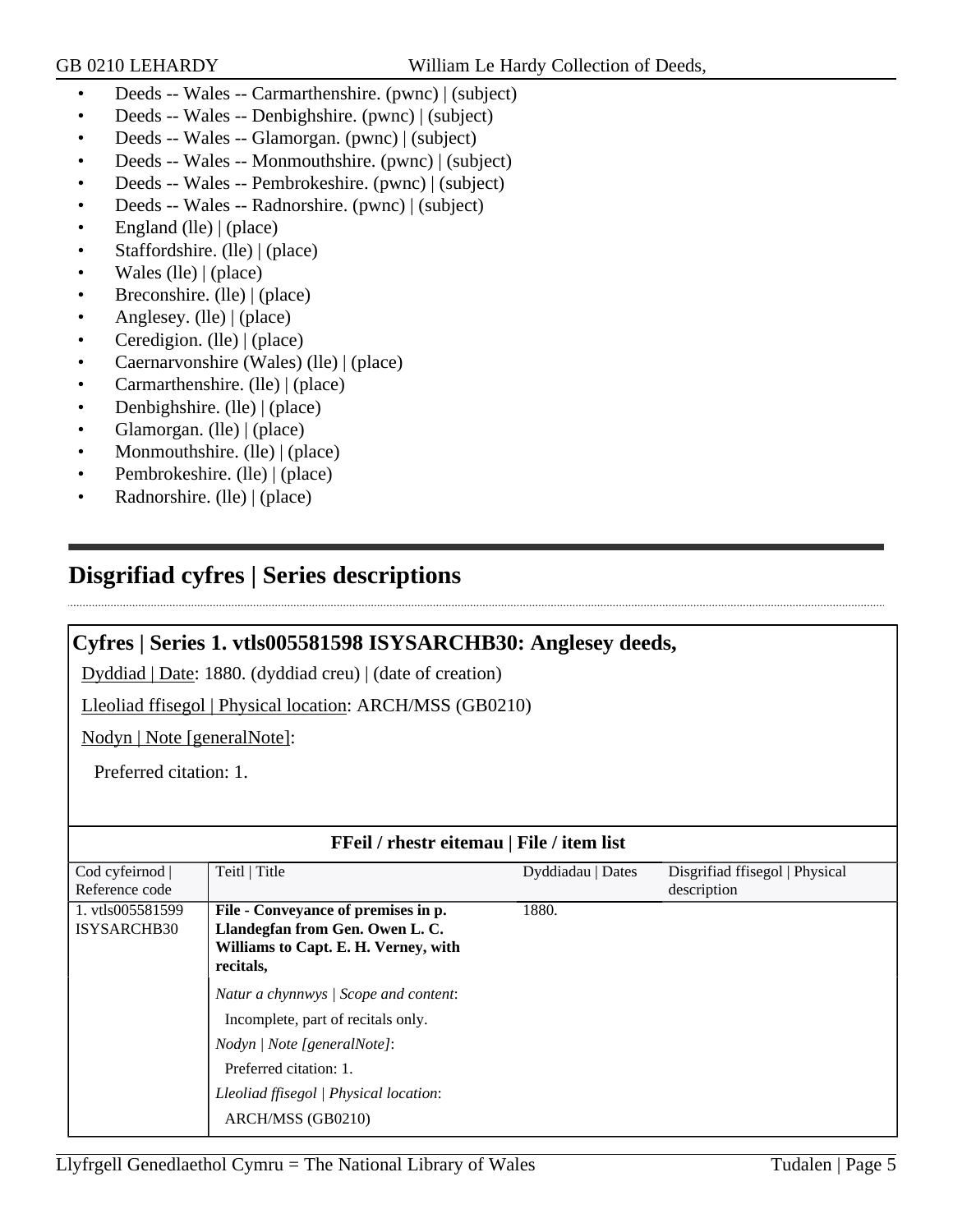- Deeds -- Wales -- Carmarthenshire. (pwnc) | (subject)
- Deeds -- Wales -- Denbighshire. (pwnc) | (subject)
- Deeds -- Wales -- Glamorgan. (pwnc) | (subject)
- Deeds -- Wales -- Monmouthshire. (pwnc) | (subject)
- Deeds -- Wales -- Pembrokeshire. (pwnc) | (subject)
- Deeds -- Wales -- Radnorshire. (pwnc) | (subject)
- England (lle) | (place)
- Staffordshire. (lle) | (place)
- Wales (lle) | (place)
- Breconshire. (lle) | (place)
- Anglesey. (lle) | (place)
- Ceredigion. (lle) | (place)
- Caernarvonshire (Wales) (lle) | (place)
- Carmarthenshire. (lle) | (place)
- Denbighshire. (lle) | (place)
- Glamorgan. (lle) | (place)
- Monmouthshire. (lle) | (place)
- Pembrokeshire. (lle) | (place)
- Radnorshire. (lle) | (place)

## Disgrifiad cyfres | Series descriptions

### Cyfres | Series 1. vtls005581598 ISYSARCHB30: Anglesey deeds,

Dyddiad | Date: 1880. (dyddiad creu) | (date of creation)

Lleoliad ffisegol | Physical location: ARCH/MSS (GB0210)

Nodyn | Note [generalNote]:

Preferred citation: 1.

**FFeil / rhestr eitemau | File / item list**

| Cod cyfeirnod \| Reference code | Teitl \| Title | Dyddiadau \| Dates | Disgrifiad ffisegol \| Physical description |
|---|---|---|---|
| 1. vtls005581599 ISYSARCHB30 | **File - Conveyance of premises in p. Llandegfan from Gen. Owen L. C. Williams to Capt. E. H. Verney, with recitals,**<br>*Natur a chynnwys \| Scope and content*:<br>Incomplete, part of recitals only.<br>*Nodyn \| Note [generalNote]*:<br>Preferred citation: 1.<br>*Lleoliad ffisegol \| Physical location*:<br>ARCH/MSS (GB0210) | 1880. | |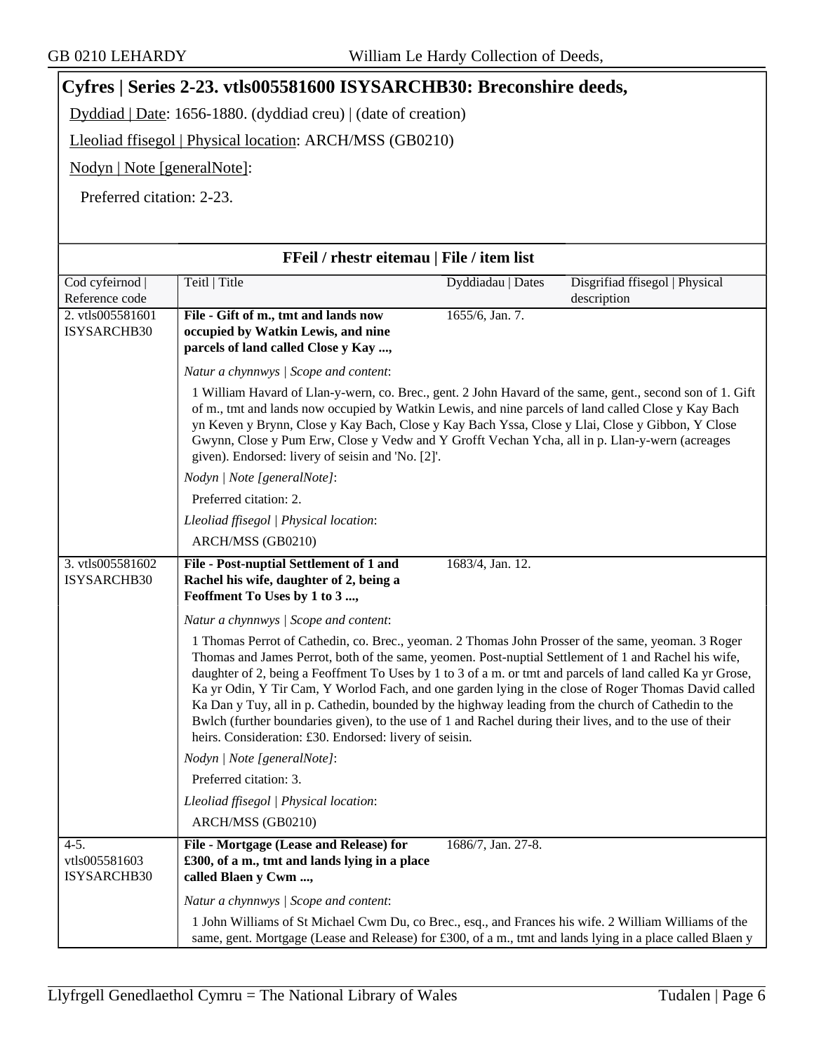## Cyfres | Series 2-23. vtls005581600 ISYSARCHB30: Breconshire deeds,

Dyddiad | Date: 1656-1880. (dyddiad creu) | (date of creation)

Lleoliad ffisegol | Physical location: ARCH/MSS (GB0210)

Nodyn | Note [generalNote]:

Preferred citation: 2-23.

### FFeil / rhestr eitemau | File / item list

| Cod cyfeirnod \| Reference code | Teitl \| Title | Dyddiadau \| Dates | Disgrifiad ffisegol \| Physical description |
|---|---|---|---|
| 2. vtls005581601 ISYSARCHB30 | **File - Gift of m., tmt and lands now occupied by Watkin Lewis, and nine parcels of land called Close y Kay ...,** | 1655/6, Jan. 7. | |
| | *Natur a chynnwys \| Scope and content*:<br>1 William Havard of Llan-y-wern, co. Brec., gent. 2 John Havard of the same, gent., second son of 1. Gift of m., tmt and lands now occupied by Watkin Lewis, and nine parcels of land called Close y Kay Bach yn Keven y Brynn, Close y Kay Bach, Close y Kay Bach Yssa, Close y Llai, Close y Gibbon, Y Close Gwynn, Close y Pum Erw, Close y Vedw and Y Grofft Vechan Ycha, all in p. Llan-y-wern (acreages given). Endorsed: livery of seisin and 'No. [2]'.<br>*Nodyn \| Note [generalNote]*:<br>Preferred citation: 2.<br>*Lleoliad ffisegol \| Physical location*:<br>ARCH/MSS (GB0210) | | |
| 3. vtls005581602 ISYSARCHB30 | **File - Post-nuptial Settlement of 1 and Rachel his wife, daughter of 2, being a Feoffment To Uses by 1 to 3 ...,** | 1683/4, Jan. 12. | |
| | *Natur a chynnwys \| Scope and content*:<br>1 Thomas Perrot of Cathedin, co. Brec., yeoman. 2 Thomas John Prosser of the same, yeoman. 3 Roger Thomas and James Perrot, both of the same, yeomen. Post-nuptial Settlement of 1 and Rachel his wife, daughter of 2, being a Feoffment To Uses by 1 to 3 of a m. or tmt and parcels of land called Ka yr Grose, Ka yr Odin, Y Tir Cam, Y Worlod Fach, and one garden lying in the close of Roger Thomas David called Ka Dan y Tuy, all in p. Cathedin, bounded by the highway leading from the church of Cathedin to the Bwlch (further boundaries given), to the use of 1 and Rachel during their lives, and to the use of their heirs. Consideration: £30. Endorsed: livery of seisin.<br>*Nodyn \| Note [generalNote]*:<br>Preferred citation: 3.<br>*Lleoliad ffisegol \| Physical location*:<br>ARCH/MSS (GB0210) | | |
| 4-5. vtls005581603 ISYSARCHB30 | **File - Mortgage (Lease and Release) for £300, of a m., tmt and lands lying in a place called Blaen y Cwm ...,** | 1686/7, Jan. 27-8. | |
| | *Natur a chynnwys \| Scope and content*:<br>1 John Williams of St Michael Cwm Du, co Brec., esq., and Frances his wife. 2 William Williams of the same, gent. Mortgage (Lease and Release) for £300, of a m., tmt and lands lying in a place called Blaen y | | |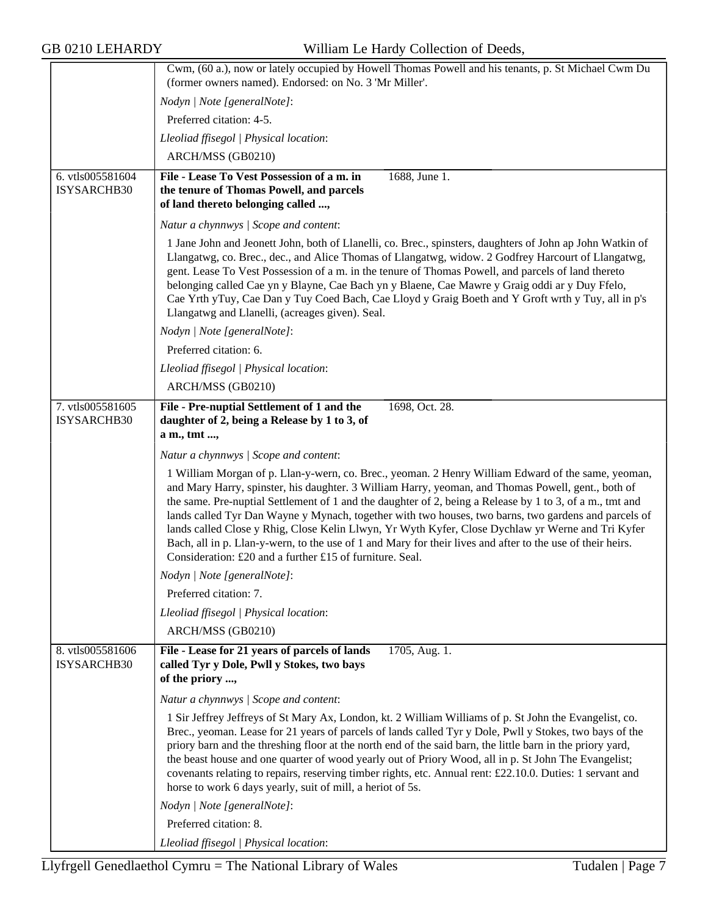Cwm, (60 a.), now or lately occupied by Howell Thomas Powell and his tenants, p. St Michael Cwm Du (former owners named). Endorsed: on No. 3 'Mr Miller'.

*Nodyn | Note [generalNote]*:

Preferred citation: 4-5.

*Lleoliad ffisegol | Physical location*:

ARCH/MSS (GB0210)

---

6. vtls005581604 ISYSARCHB30

**File - Lease To Vest Possession of a m. in the tenure of Thomas Powell, and parcels of land thereto belonging called ...,** 1688, June 1.

*Natur a chynnwys | Scope and content*:

1 Jane John and Jeonett John, both of Llanelli, co. Brec., spinsters, daughters of John ap John Watkin of Llangatwg, co. Brec., dec., and Alice Thomas of Llangatwg, widow. 2 Godfrey Harcourt of Llangatwg, gent. Lease To Vest Possession of a m. in the tenure of Thomas Powell, and parcels of land thereto belonging called Cae yn y Blayne, Cae Bach yn y Blaene, Cae Mawre y Graig oddi ar y Duy Ffelo, Cae Yrth yTuy, Cae Dan y Tuy Coed Bach, Cae Lloyd y Graig Boeth and Y Groft wrth y Tuy, all in p's Llangatwg and Llanelli, (acreages given). Seal.

*Nodyn | Note [generalNote]*:

Preferred citation: 6.

*Lleoliad ffisegol | Physical location*:

ARCH/MSS (GB0210)

---

7. vtls005581605 ISYSARCHB30

**File - Pre-nuptial Settlement of 1 and the daughter of 2, being a Release by 1 to 3, of a m., tmt ...,** 1698, Oct. 28.

*Natur a chynnwys | Scope and content*:

1 William Morgan of p. Llan-y-wern, co. Brec., yeoman. 2 Henry William Edward of the same, yeoman, and Mary Harry, spinster, his daughter. 3 William Harry, yeoman, and Thomas Powell, gent., both of the same. Pre-nuptial Settlement of 1 and the daughter of 2, being a Release by 1 to 3, of a m., tmt and lands called Tyr Dan Wayne y Mynach, together with two houses, two barns, two gardens and parcels of lands called Close y Rhig, Close Kelin Llwyn, Yr Wyth Kyfer, Close Dychlaw yr Werne and Tri Kyfer Bach, all in p. Llan-y-wern, to the use of 1 and Mary for their lives and after to the use of their heirs. Consideration: £20 and a further £15 of furniture. Seal.

*Nodyn | Note [generalNote]*:

Preferred citation: 7.

*Lleoliad ffisegol | Physical location*:

ARCH/MSS (GB0210)

---

8. vtls005581606 ISYSARCHB30

**File - Lease for 21 years of parcels of lands called Tyr y Dole, Pwll y Stokes, two bays of the priory ...,** 1705, Aug. 1.

*Natur a chynnwys | Scope and content*:

1 Sir Jeffrey Jeffreys of St Mary Ax, London, kt. 2 William Williams of p. St John the Evangelist, co. Brec., yeoman. Lease for 21 years of parcels of lands called Tyr y Dole, Pwll y Stokes, two bays of the priory barn and the threshing floor at the north end of the said barn, the little barn in the priory yard, the beast house and one quarter of wood yearly out of Priory Wood, all in p. St John The Evangelist; covenants relating to repairs, reserving timber rights, etc. Annual rent: £22.10.0. Duties: 1 servant and horse to work 6 days yearly, suit of mill, a heriot of 5s.

*Nodyn | Note [generalNote]*:

Preferred citation: 8.

*Lleoliad ffisegol | Physical location*: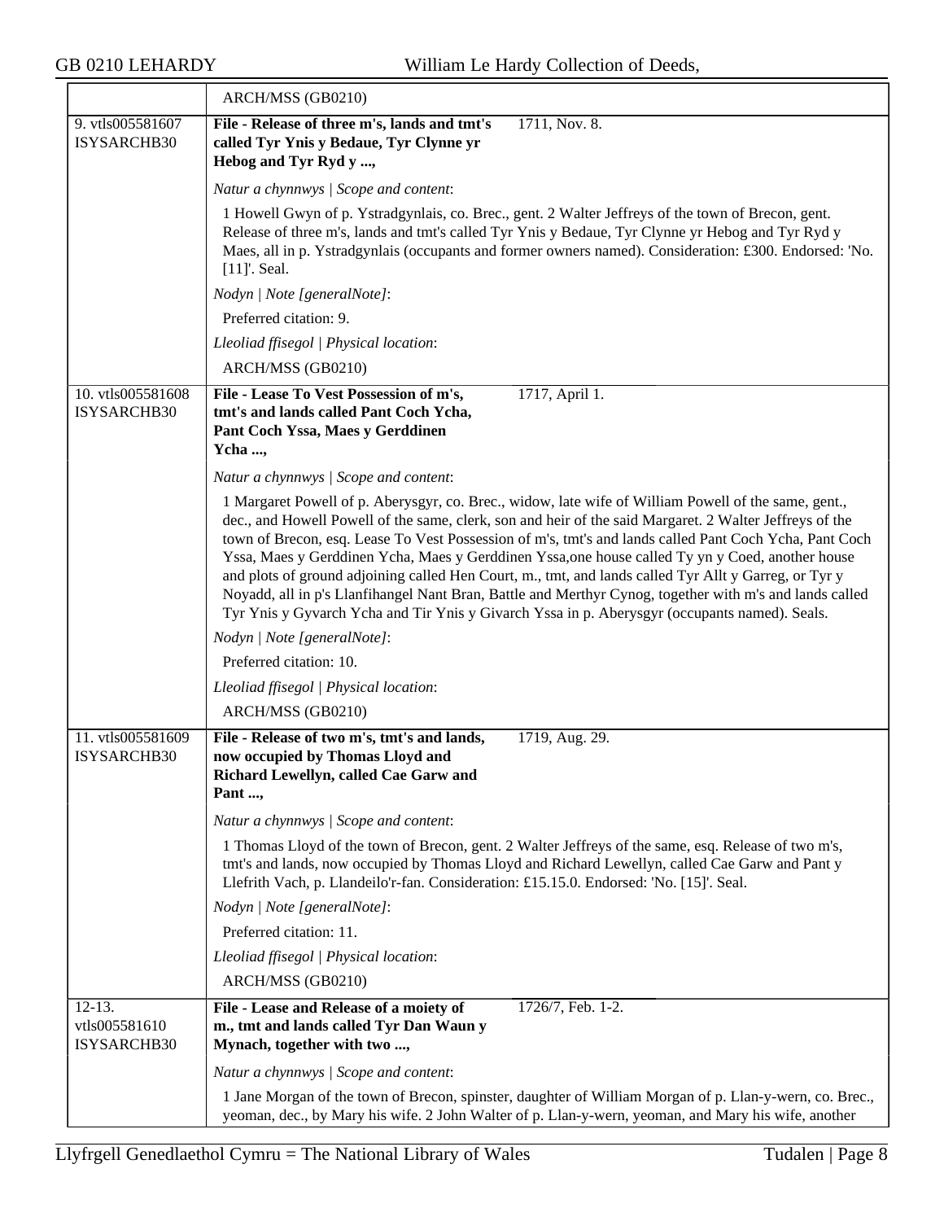ARCH/MSS (GB0210)

**9. vtls005581607 ISYSARCHB30**

**File - Release of three m's, lands and tmt's called Tyr Ynis y Bedaue, Tyr Clynne yr Hebog and Tyr Ryd y ...,** — 1711, Nov. 8.

*Natur a chynnwys | Scope and content*:

1 Howell Gwyn of p. Ystradgynlais, co. Brec., gent. 2 Walter Jeffreys of the town of Brecon, gent. Release of three m's, lands and tmt's called Tyr Ynis y Bedaue, Tyr Clynne yr Hebog and Tyr Ryd y Maes, all in p. Ystradgynlais (occupants and former owners named). Consideration: £300. Endorsed: 'No. [11]'. Seal.

*Nodyn | Note [generalNote]*:

Preferred citation: 9.

*Lleoliad ffisegol | Physical location*:

ARCH/MSS (GB0210)

**10. vtls005581608 ISYSARCHB30**

**File - Lease To Vest Possession of m's, tmt's and lands called Pant Coch Ycha, Pant Coch Yssa, Maes y Gerddinen Ycha ...,** — 1717, April 1.

*Natur a chynnwys | Scope and content*:

1 Margaret Powell of p. Aberysgyr, co. Brec., widow, late wife of William Powell of the same, gent., dec., and Howell Powell of the same, clerk, son and heir of the said Margaret. 2 Walter Jeffreys of the town of Brecon, esq. Lease To Vest Possession of m's, tmt's and lands called Pant Coch Ycha, Pant Coch Yssa, Maes y Gerddinen Ycha, Maes y Gerddinen Yssa,one house called Ty yn y Coed, another house and plots of ground adjoining called Hen Court, m., tmt, and lands called Tyr Allt y Garreg, or Tyr y Noyadd, all in p's Llanfihangel Nant Bran, Battle and Merthyr Cynog, together with m's and lands called Tyr Ynis y Gyvarch Ycha and Tir Ynis y Givarch Yssa in p. Aberysgyr (occupants named). Seals.

*Nodyn | Note [generalNote]*:

Preferred citation: 10.

*Lleoliad ffisegol | Physical location*:

ARCH/MSS (GB0210)

**11. vtls005581609 ISYSARCHB30**

**File - Release of two m's, tmt's and lands, now occupied by Thomas Lloyd and Richard Lewellyn, called Cae Garw and Pant ...,** — 1719, Aug. 29.

*Natur a chynnwys | Scope and content*:

1 Thomas Lloyd of the town of Brecon, gent. 2 Walter Jeffreys of the same, esq. Release of two m's, tmt's and lands, now occupied by Thomas Lloyd and Richard Lewellyn, called Cae Garw and Pant y Llefrith Vach, p. Llandeilo'r-fan. Consideration: £15.15.0. Endorsed: 'No. [15]'. Seal.

*Nodyn | Note [generalNote]*:

Preferred citation: 11.

*Lleoliad ffisegol | Physical location*:

ARCH/MSS (GB0210)

**12-13. vtls005581610 ISYSARCHB30**

**File - Lease and Release of a moiety of m., tmt and lands called Tyr Dan Waun y Mynach, together with two ...,** — 1726/7, Feb. 1-2.

*Natur a chynnwys | Scope and content*:

1 Jane Morgan of the town of Brecon, spinster, daughter of William Morgan of p. Llan-y-wern, co. Brec., yeoman, dec., by Mary his wife. 2 John Walter of p. Llan-y-wern, yeoman, and Mary his wife, another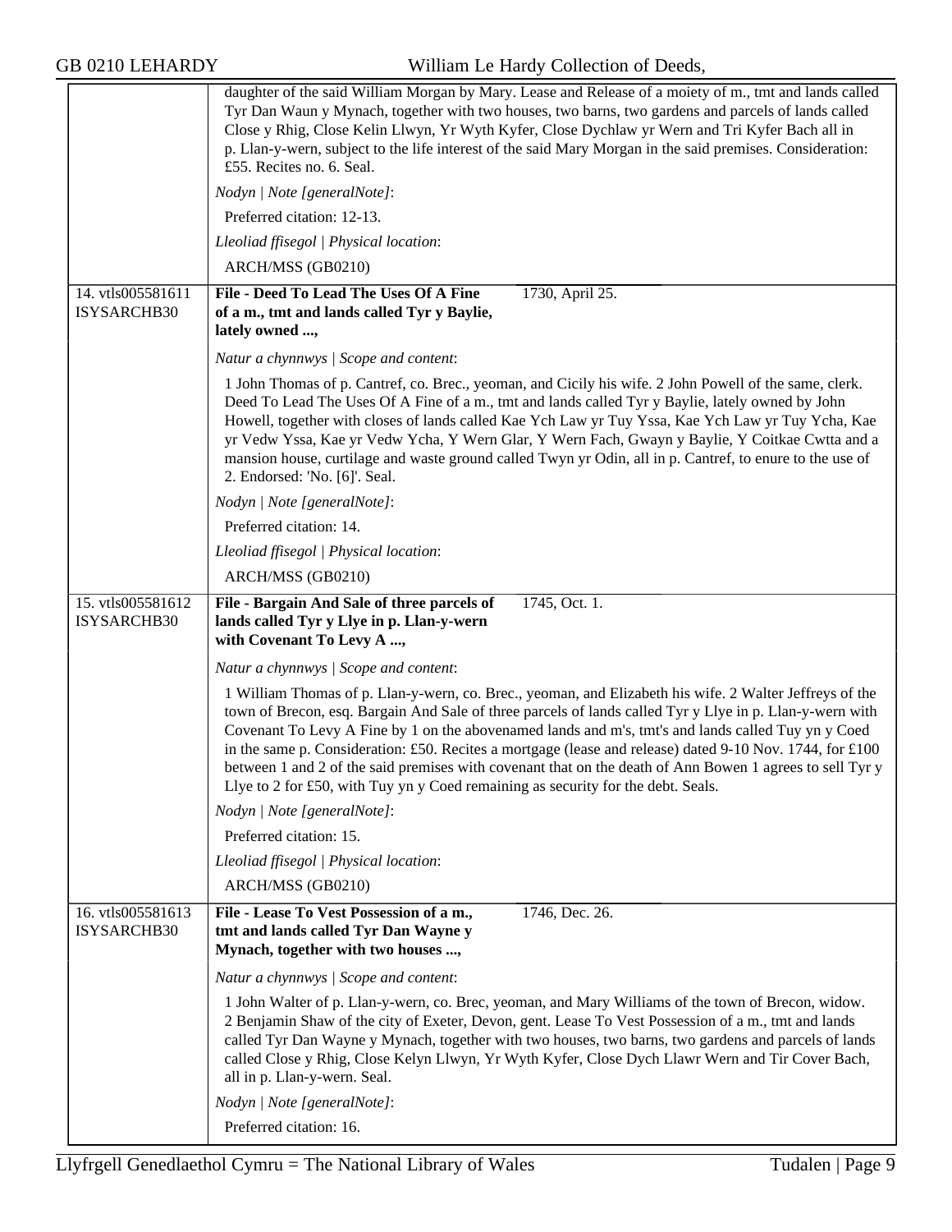daughter of the said William Morgan by Mary. Lease and Release of a moiety of m., tmt and lands called Tyr Dan Waun y Mynach, together with two houses, two barns, two gardens and parcels of lands called Close y Rhig, Close Kelin Llwyn, Yr Wyth Kyfer, Close Dychlaw yr Wern and Tri Kyfer Bach all in p. Llan-y-wern, subject to the life interest of the said Mary Morgan in the said premises. Consideration: £55. Recites no. 6. Seal.

*Nodyn | Note [generalNote]*:

Preferred citation: 12-13.

*Lleoliad ffisegol | Physical location*:

ARCH/MSS (GB0210)

---

14. vtls005581611 ISYSARCHB30

**File - Deed To Lead The Uses Of A Fine of a m., tmt and lands called Tyr y Baylie, lately owned ...,** 1730, April 25.

*Natur a chynnwys | Scope and content*:

1 John Thomas of p. Cantref, co. Brec., yeoman, and Cicily his wife. 2 John Powell of the same, clerk. Deed To Lead The Uses Of A Fine of a m., tmt and lands called Tyr y Baylie, lately owned by John Howell, together with closes of lands called Kae Ych Law yr Tuy Yssa, Kae Ych Law yr Tuy Ycha, Kae yr Vedw Yssa, Kae yr Vedw Ycha, Y Wern Glar, Y Wern Fach, Gwayn y Baylie, Y Coitkae Cwtta and a mansion house, curtilage and waste ground called Twyn yr Odin, all in p. Cantref, to enure to the use of 2. Endorsed: 'No. [6]'. Seal.

*Nodyn | Note [generalNote]*:

Preferred citation: 14.

*Lleoliad ffisegol | Physical location*:

ARCH/MSS (GB0210)

---

15. vtls005581612 ISYSARCHB30

**File - Bargain And Sale of three parcels of lands called Tyr y Llye in p. Llan-y-wern with Covenant To Levy A ...,** 1745, Oct. 1.

*Natur a chynnwys | Scope and content*:

1 William Thomas of p. Llan-y-wern, co. Brec., yeoman, and Elizabeth his wife. 2 Walter Jeffreys of the town of Brecon, esq. Bargain And Sale of three parcels of lands called Tyr y Llye in p. Llan-y-wern with Covenant To Levy A Fine by 1 on the abovenamed lands and m's, tmt's and lands called Tuy yn y Coed in the same p. Consideration: £50. Recites a mortgage (lease and release) dated 9-10 Nov. 1744, for £100 between 1 and 2 of the said premises with covenant that on the death of Ann Bowen 1 agrees to sell Tyr y Llye to 2 for £50, with Tuy yn y Coed remaining as security for the debt. Seals.

*Nodyn | Note [generalNote]*:

Preferred citation: 15.

*Lleoliad ffisegol | Physical location*:

ARCH/MSS (GB0210)

---

16. vtls005581613 ISYSARCHB30

**File - Lease To Vest Possession of a m., tmt and lands called Tyr Dan Wayne y Mynach, together with two houses ...,** 1746, Dec. 26.

*Natur a chynnwys | Scope and content*:

1 John Walter of p. Llan-y-wern, co. Brec, yeoman, and Mary Williams of the town of Brecon, widow. 2 Benjamin Shaw of the city of Exeter, Devon, gent. Lease To Vest Possession of a m., tmt and lands called Tyr Dan Wayne y Mynach, together with two houses, two barns, two gardens and parcels of lands called Close y Rhig, Close Kelyn Llwyn, Yr Wyth Kyfer, Close Dych Llawr Wern and Tir Cover Bach, all in p. Llan-y-wern. Seal.

*Nodyn | Note [generalNote]*:

Preferred citation: 16.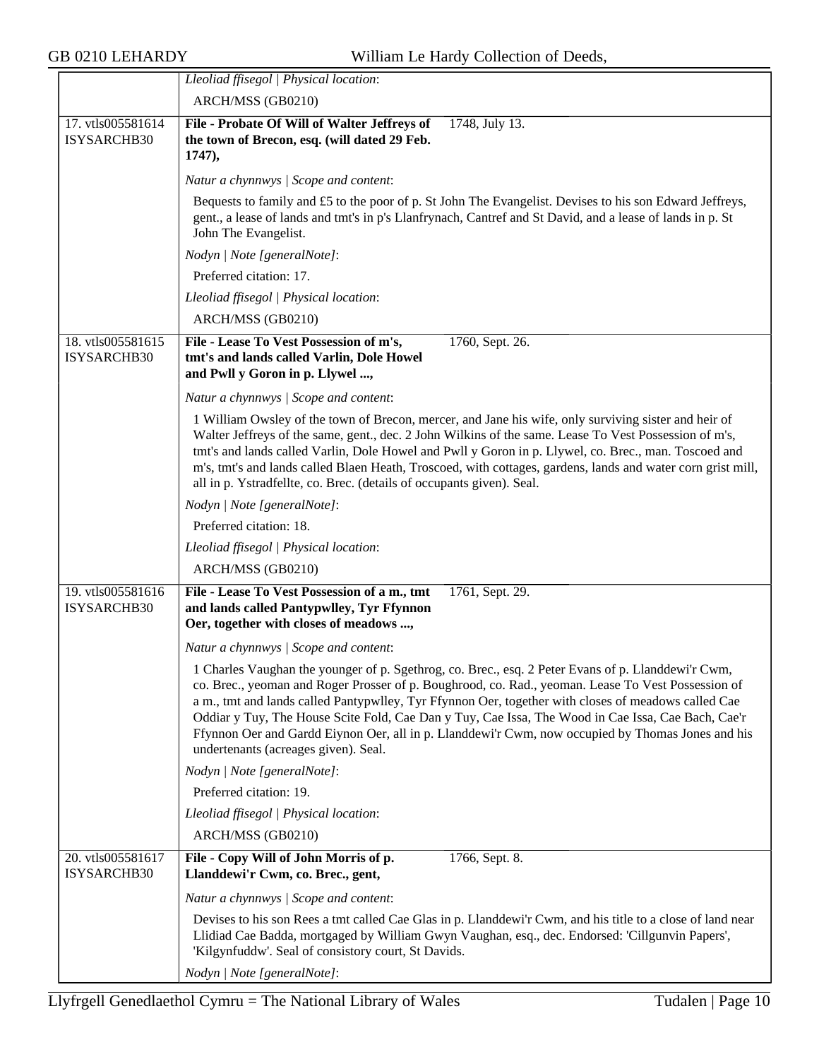*Lleoliad ffisegol | Physical location*:

ARCH/MSS (GB0210)

17. vtls005581614 ISYSARCHB30

**File - Probate Of Will of Walter Jeffreys of the town of Brecon, esq. (will dated 29 Feb. 1747),** 1748, July 13.

*Natur a chynnwys | Scope and content*:

Bequests to family and £5 to the poor of p. St John The Evangelist. Devises to his son Edward Jeffreys, gent., a lease of lands and tmt's in p's Llanfrynach, Cantref and St David, and a lease of lands in p. St John The Evangelist.

*Nodyn | Note [generalNote]*:

Preferred citation: 17.

*Lleoliad ffisegol | Physical location*:

ARCH/MSS (GB0210)

18. vtls005581615 ISYSARCHB30

**File - Lease To Vest Possession of m's, tmt's and lands called Varlin, Dole Howel and Pwll y Goron in p. Llywel ...,** 1760, Sept. 26.

*Natur a chynnwys | Scope and content*:

1 William Owsley of the town of Brecon, mercer, and Jane his wife, only surviving sister and heir of Walter Jeffreys of the same, gent., dec. 2 John Wilkins of the same. Lease To Vest Possession of m's, tmt's and lands called Varlin, Dole Howel and Pwll y Goron in p. Llywel, co. Brec., man. Toscoed and m's, tmt's and lands called Blaen Heath, Troscoed, with cottages, gardens, lands and water corn grist mill, all in p. Ystradfellte, co. Brec. (details of occupants given). Seal.

*Nodyn | Note [generalNote]*:

Preferred citation: 18.

*Lleoliad ffisegol | Physical location*:

ARCH/MSS (GB0210)

19. vtls005581616 ISYSARCHB30

**File - Lease To Vest Possession of a m., tmt and lands called Pantypwlley, Tyr Ffynnon Oer, together with closes of meadows ...,** 1761, Sept. 29.

*Natur a chynnwys | Scope and content*:

1 Charles Vaughan the younger of p. Sgethrog, co. Brec., esq. 2 Peter Evans of p. Llanddewi'r Cwm, co. Brec., yeoman and Roger Prosser of p. Boughrood, co. Rad., yeoman. Lease To Vest Possession of a m., tmt and lands called Pantypwlley, Tyr Ffynnon Oer, together with closes of meadows called Cae Oddiar y Tuy, The House Scite Fold, Cae Dan y Tuy, Cae Issa, The Wood in Cae Issa, Cae Bach, Cae'r Ffynnon Oer and Gardd Eiynon Oer, all in p. Llanddewi'r Cwm, now occupied by Thomas Jones and his undertenants (acreages given). Seal.

*Nodyn | Note [generalNote]*:

Preferred citation: 19.

*Lleoliad ffisegol | Physical location*:

ARCH/MSS (GB0210)

20. vtls005581617 ISYSARCHB30

**File - Copy Will of John Morris of p. Llanddewi'r Cwm, co. Brec., gent,** 1766, Sept. 8.

*Natur a chynnwys | Scope and content*:

Devises to his son Rees a tmt called Cae Glas in p. Llanddewi'r Cwm, and his title to a close of land near Llidiad Cae Badda, mortgaged by William Gwyn Vaughan, esq., dec. Endorsed: 'Cillgunvin Papers', 'Kilgynfuddw'. Seal of consistory court, St Davids.

*Nodyn | Note [generalNote]*: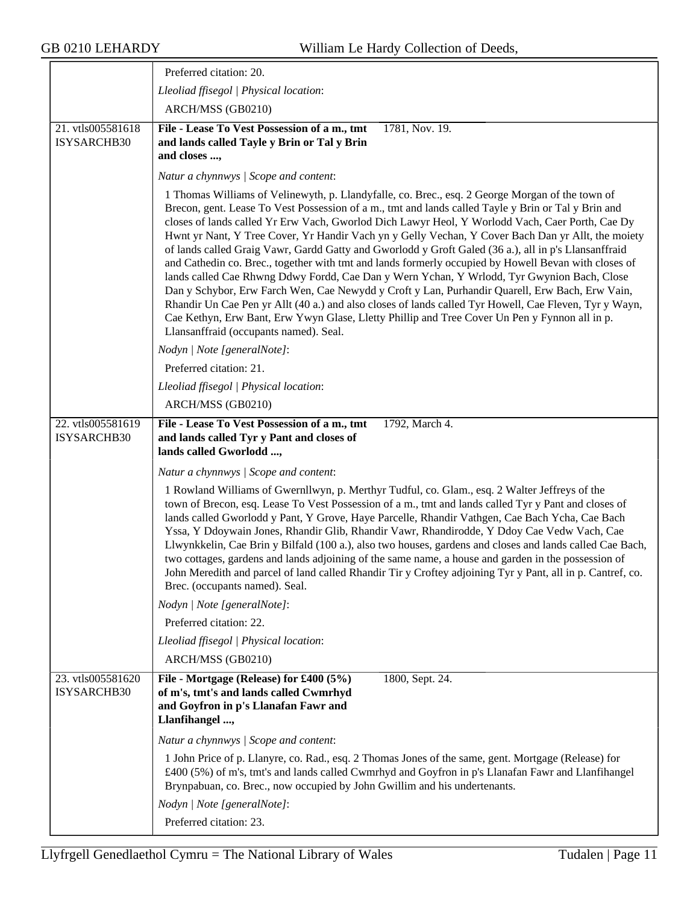Preferred citation: 20.

*Lleoliad ffisegol | Physical location*:

ARCH/MSS (GB0210)

---

21. vtls005581618 ISYSARCHB30

**File - Lease To Vest Possession of a m., tmt and lands called Tayle y Brin or Tal y Brin and closes ...,** 1781, Nov. 19.

*Natur a chynnwys | Scope and content*:

1 Thomas Williams of Velinewyth, p. Llandyfalle, co. Brec., esq. 2 George Morgan of the town of Brecon, gent. Lease To Vest Possession of a m., tmt and lands called Tayle y Brin or Tal y Brin and closes of lands called Yr Erw Vach, Gworlod Dich Lawyr Heol, Y Worlodd Vach, Caer Porth, Cae Dy Hwnt yr Nant, Y Tree Cover, Yr Handir Vach yn y Gelly Vechan, Y Cover Bach Dan yr Allt, the moiety of lands called Graig Vawr, Gardd Gatty and Gworlodd y Groft Galed (36 a.), all in p's Llansanffraid and Cathedin co. Brec., together with tmt and lands formerly occupied by Howell Bevan with closes of lands called Cae Rhwng Ddwy Fordd, Cae Dan y Wern Ychan, Y Wrlodd, Tyr Gwynion Bach, Close Dan y Schybor, Erw Farch Wen, Cae Newydd y Croft y Lan, Purhandir Quarell, Erw Bach, Erw Vain, Rhandir Un Cae Pen yr Allt (40 a.) and also closes of lands called Tyr Howell, Cae Fleven, Tyr y Wayn, Cae Kethyn, Erw Bant, Erw Ywyn Glase, Lletty Phillip and Tree Cover Un Pen y Fynnon all in p. Llansanffraid (occupants named). Seal.

*Nodyn | Note [generalNote]*:

Preferred citation: 21.

*Lleoliad ffisegol | Physical location*:

ARCH/MSS (GB0210)

---

22. vtls005581619 ISYSARCHB30

**File - Lease To Vest Possession of a m., tmt and lands called Tyr y Pant and closes of lands called Gworlodd ...,** 1792, March 4.

*Natur a chynnwys | Scope and content*:

1 Rowland Williams of Gwernllwyn, p. Merthyr Tudful, co. Glam., esq. 2 Walter Jeffreys of the town of Brecon, esq. Lease To Vest Possession of a m., tmt and lands called Tyr y Pant and closes of lands called Gworlodd y Pant, Y Grove, Haye Parcelle, Rhandir Vathgen, Cae Bach Ycha, Cae Bach Yssa, Y Ddoywain Jones, Rhandir Glib, Rhandir Vawr, Rhandirodde, Y Ddoy Cae Vedw Vach, Cae Llwynkkelin, Cae Brin y Bilfald (100 a.), also two houses, gardens and closes and lands called Cae Bach, two cottages, gardens and lands adjoining of the same name, a house and garden in the possession of John Meredith and parcel of land called Rhandir Tir y Croftey adjoining Tyr y Pant, all in p. Cantref, co. Brec. (occupants named). Seal.

*Nodyn | Note [generalNote]*:

Preferred citation: 22.

*Lleoliad ffisegol | Physical location*:

ARCH/MSS (GB0210)

---

23. vtls005581620 ISYSARCHB30

**File - Mortgage (Release) for £400 (5%) of m's, tmt's and lands called Cwmrhyd and Goyfron in p's Llanafan Fawr and Llanfihangel ...,** 1800, Sept. 24.

*Natur a chynnwys | Scope and content*:

1 John Price of p. Llanyre, co. Rad., esq. 2 Thomas Jones of the same, gent. Mortgage (Release) for £400 (5%) of m's, tmt's and lands called Cwmrhyd and Goyfron in p's Llanafan Fawr and Llanfihangel Brynpabuan, co. Brec., now occupied by John Gwillim and his undertenants.

*Nodyn | Note [generalNote]*:

Preferred citation: 23.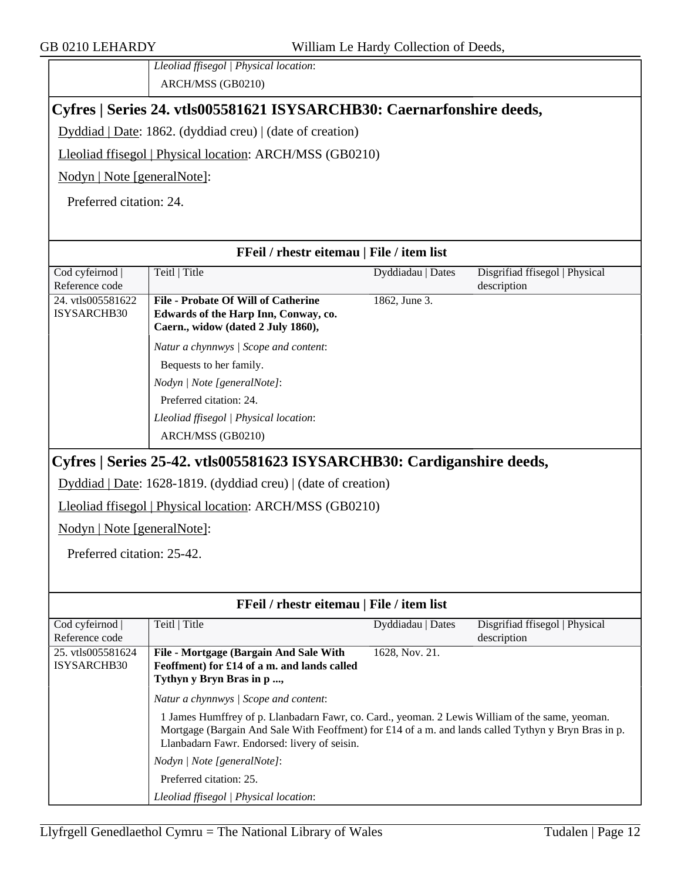| | *Lleoliad ffisegol \| Physical location*: |
|---|---|
| | ARCH/MSS (GB0210) |

## Cyfres | Series 24. vtls005581621 ISYSARCHB30: Caernarfonshire deeds,

Dyddiad | Date: 1862. (dyddiad creu) | (date of creation)

Lleoliad ffisegol | Physical location: ARCH/MSS (GB0210)

Nodyn | Note [generalNote]:

Preferred citation: 24.

**FFeil / rhestr eitemau | File / item list**

| Cod cyfeirnod \| Reference code | Teitl \| Title | Dyddiadau \| Dates | Disgrifiad ffisegol \| Physical description |
|---|---|---|---|
| 24. vtls005581622 ISYSARCHB30 | **File - Probate Of Will of Catherine Edwards of the Harp Inn, Conway, co. Caern., widow (dated 2 July 1860),** | 1862, June 3. | |
| | *Natur a chynnwys \| Scope and content*:<br>Bequests to her family.<br>*Nodyn \| Note [generalNote]*:<br>Preferred citation: 24.<br>*Lleoliad ffisegol \| Physical location*:<br>ARCH/MSS (GB0210) | | |

## Cyfres | Series 25-42. vtls005581623 ISYSARCHB30: Cardiganshire deeds,

Dyddiad | Date: 1628-1819. (dyddiad creu) | (date of creation)

Lleoliad ffisegol | Physical location: ARCH/MSS (GB0210)

Nodyn | Note [generalNote]:

Preferred citation: 25-42.

**FFeil / rhestr eitemau | File / item list**

| Cod cyfeirnod \| Reference code | Teitl \| Title | Dyddiadau \| Dates | Disgrifiad ffisegol \| Physical description |
|---|---|---|---|
| 25. vtls005581624 ISYSARCHB30 | **File - Mortgage (Bargain And Sale With Feoffment) for £14 of a m. and lands called Tythyn y Bryn Bras in p ...,** | 1628, Nov. 21. | |
| | *Natur a chynnwys \| Scope and content*:<br>1 James Humffrey of p. Llanbadarn Fawr, co. Card., yeoman. 2 Lewis William of the same, yeoman. Mortgage (Bargain And Sale With Feoffment) for £14 of a m. and lands called Tythyn y Bryn Bras in p. Llanbadarn Fawr. Endorsed: livery of seisin.<br>*Nodyn \| Note [generalNote]*:<br>Preferred citation: 25.<br>*Lleoliad ffisegol \| Physical location*: | | |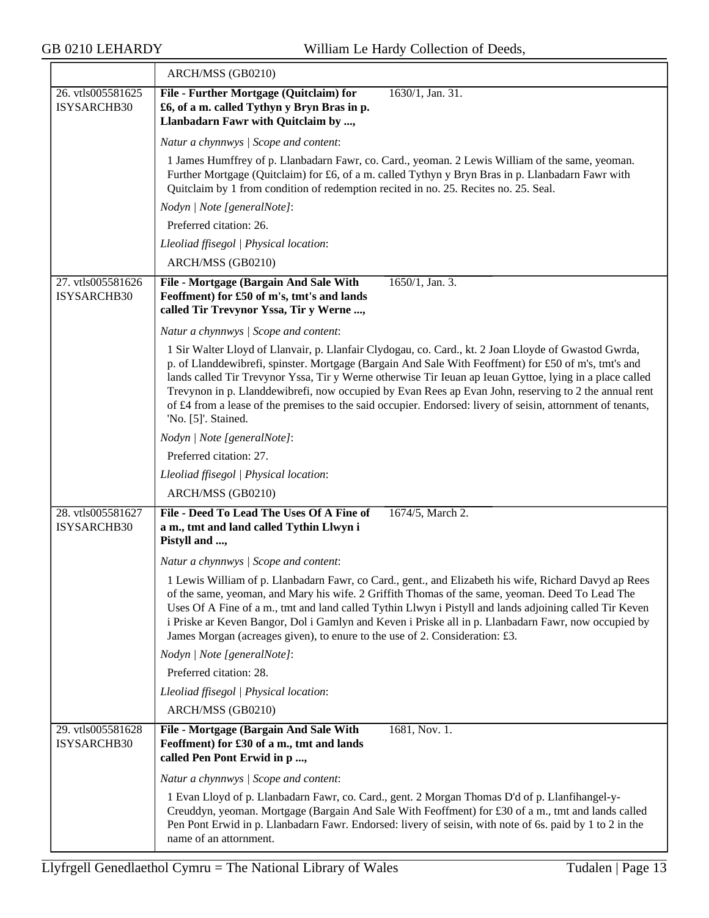| | ARCH/MSS (GB0210) |
|---|---|
| 26. vtls005581625 ISYSARCHB30 | **File - Further Mortgage (Quitclaim) for £6, of a m. called Tythyn y Bryn Bras in p. Llanbadarn Fawr with Quitclaim by ...,** 1630/1, Jan. 31.<br><br>*Natur a chynnwys \| Scope and content*:<br><br>1 James Humffrey of p. Llanbadarn Fawr, co. Card., yeoman. 2 Lewis William of the same, yeoman. Further Mortgage (Quitclaim) for £6, of a m. called Tythyn y Bryn Bras in p. Llanbadarn Fawr with Quitclaim by 1 from condition of redemption recited in no. 25. Recites no. 25. Seal.<br><br>*Nodyn \| Note [generalNote]*:<br><br>Preferred citation: 26.<br><br>*Lleoliad ffisegol \| Physical location*:<br><br>ARCH/MSS (GB0210) |
| 27. vtls005581626 ISYSARCHB30 | **File - Mortgage (Bargain And Sale With Feoffment) for £50 of m's, tmt's and lands called Tir Trevynor Yssa, Tir y Werne ...,** 1650/1, Jan. 3.<br><br>*Natur a chynnwys \| Scope and content*:<br><br>1 Sir Walter Lloyd of Llanvair, p. Llanfair Clydogau, co. Card., kt. 2 Joan Lloyde of Gwastod Gwrda, p. of Llanddewibrefi, spinster. Mortgage (Bargain And Sale With Feoffment) for £50 of m's, tmt's and lands called Tir Trevynor Yssa, Tir y Werne otherwise Tir Ieuan ap Ieuan Gyttoe, lying in a place called Trevynon in p. Llanddewibrefi, now occupied by Evan Rees ap Evan John, reserving to 2 the annual rent of £4 from a lease of the premises to the said occupier. Endorsed: livery of seisin, attornment of tenants, 'No. [5]'. Stained.<br><br>*Nodyn \| Note [generalNote]*:<br><br>Preferred citation: 27.<br><br>*Lleoliad ffisegol \| Physical location*:<br><br>ARCH/MSS (GB0210) |
| 28. vtls005581627 ISYSARCHB30 | **File - Deed To Lead The Uses Of A Fine of a m., tmt and land called Tythin Llwyn i Pistyll and ...,** 1674/5, March 2.<br><br>*Natur a chynnwys \| Scope and content*:<br><br>1 Lewis William of p. Llanbadarn Fawr, co Card., gent., and Elizabeth his wife, Richard Davyd ap Rees of the same, yeoman, and Mary his wife. 2 Griffith Thomas of the same, yeoman. Deed To Lead The Uses Of A Fine of a m., tmt and land called Tythin Llwyn i Pistyll and lands adjoining called Tir Keven i Priske ar Keven Bangor, Dol i Gamlyn and Keven i Priske all in p. Llanbadarn Fawr, now occupied by James Morgan (acreages given), to enure to the use of 2. Consideration: £3.<br><br>*Nodyn \| Note [generalNote]*:<br><br>Preferred citation: 28.<br><br>*Lleoliad ffisegol \| Physical location*:<br><br>ARCH/MSS (GB0210) |
| 29. vtls005581628 ISYSARCHB30 | **File - Mortgage (Bargain And Sale With Feoffment) for £30 of a m., tmt and lands called Pen Pont Erwid in p ...,** 1681, Nov. 1.<br><br>*Natur a chynnwys \| Scope and content*:<br><br>1 Evan Lloyd of p. Llanbadarn Fawr, co. Card., gent. 2 Morgan Thomas D'd of p. Llanfihangel-y-Creuddyn, yeoman. Mortgage (Bargain And Sale With Feoffment) for £30 of a m., tmt and lands called Pen Pont Erwid in p. Llanbadarn Fawr. Endorsed: livery of seisin, with note of 6s. paid by 1 to 2 in the name of an attornment. |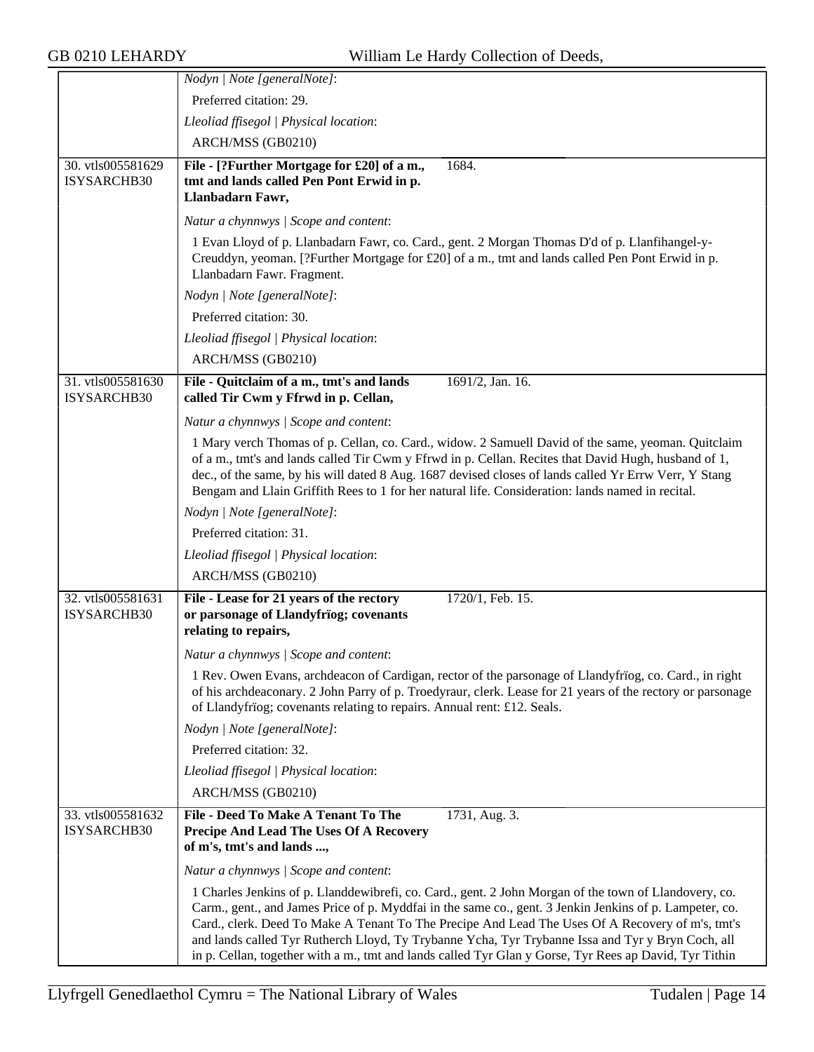*Nodyn | Note [generalNote]*:

Preferred citation: 29.

*Lleoliad ffisegol | Physical location*:

ARCH/MSS (GB0210)

---

**30. vtls005581629 ISYSARCHB30**

**File - [?Further Mortgage for £20] of a m., tmt and lands called Pen Pont Erwid in p. Llanbadarn Fawr,** 1684.

*Natur a chynnwys | Scope and content*:

1 Evan Lloyd of p. Llanbadarn Fawr, co. Card., gent. 2 Morgan Thomas D'd of p. Llanfihangel-y-Creuddyn, yeoman. [?Further Mortgage for £20] of a m., tmt and lands called Pen Pont Erwid in p. Llanbadarn Fawr. Fragment.

*Nodyn | Note [generalNote]*:

Preferred citation: 30.

*Lleoliad ffisegol | Physical location*:

ARCH/MSS (GB0210)

---

**31. vtls005581630 ISYSARCHB30**

**File - Quitclaim of a m., tmt's and lands called Tir Cwm y Ffrwd in p. Cellan,** 1691/2, Jan. 16.

*Natur a chynnwys | Scope and content*:

1 Mary verch Thomas of p. Cellan, co. Card., widow. 2 Samuell David of the same, yeoman. Quitclaim of a m., tmt's and lands called Tir Cwm y Ffrwd in p. Cellan. Recites that David Hugh, husband of 1, dec., of the same, by his will dated 8 Aug. 1687 devised closes of lands called Yr Errw Verr, Y Stang Bengam and Llain Griffith Rees to 1 for her natural life. Consideration: lands named in recital.

*Nodyn | Note [generalNote]*:

Preferred citation: 31.

*Lleoliad ffisegol | Physical location*:

ARCH/MSS (GB0210)

---

**32. vtls005581631 ISYSARCHB30**

**File - Lease for 21 years of the rectory or parsonage of Llandyfrïog; covenants relating to repairs,** 1720/1, Feb. 15.

*Natur a chynnwys | Scope and content*:

1 Rev. Owen Evans, archdeacon of Cardigan, rector of the parsonage of Llandyfrïog, co. Card., in right of his archdeaconary. 2 John Parry of p. Troedyraur, clerk. Lease for 21 years of the rectory or parsonage of Llandyfrïog; covenants relating to repairs. Annual rent: £12. Seals.

*Nodyn | Note [generalNote]*:

Preferred citation: 32.

*Lleoliad ffisegol | Physical location*:

ARCH/MSS (GB0210)

---

**33. vtls005581632 ISYSARCHB30**

**File - Deed To Make A Tenant To The Precipe And Lead The Uses Of A Recovery of m's, tmt's and lands ...,** 1731, Aug. 3.

*Natur a chynnwys | Scope and content*:

1 Charles Jenkins of p. Llanddewibrefi, co. Card., gent. 2 John Morgan of the town of Llandovery, co. Carm., gent., and James Price of p. Myddfai in the same co., gent. 3 Jenkin Jenkins of p. Lampeter, co. Card., clerk. Deed To Make A Tenant To The Precipe And Lead The Uses Of A Recovery of m's, tmt's and lands called Tyr Rutherch Lloyd, Ty Trybanne Ycha, Tyr Trybanne Issa and Tyr y Bryn Coch, all in p. Cellan, together with a m., tmt and lands called Tyr Glan y Gorse, Tyr Rees ap David, Tyr Tithin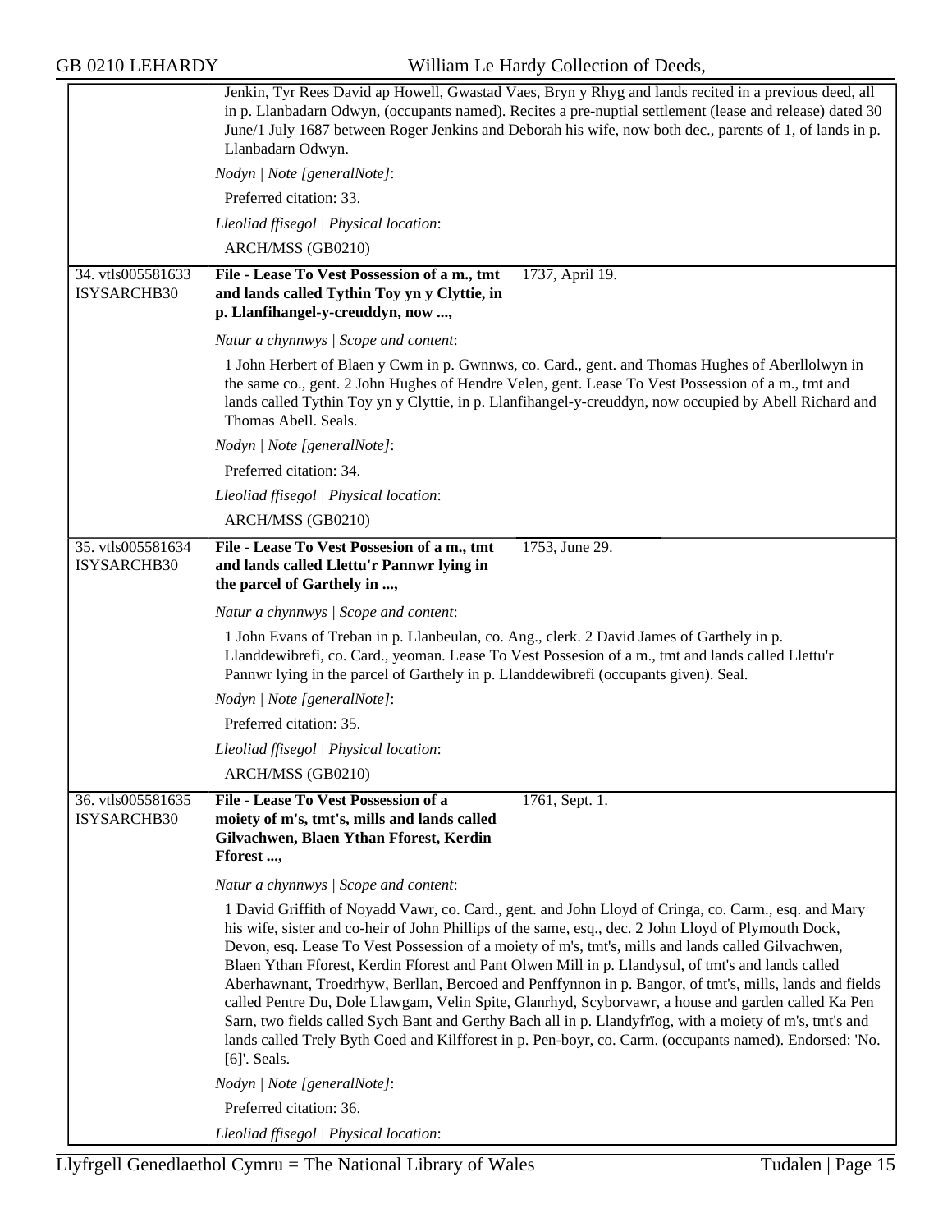Jenkin, Tyr Rees David ap Howell, Gwastad Vaes, Bryn y Rhyg and lands recited in a previous deed, all in p. Llanbadarn Odwyn, (occupants named). Recites a pre-nuptial settlement (lease and release) dated 30 June/1 July 1687 between Roger Jenkins and Deborah his wife, now both dec., parents of 1, of lands in p. Llanbadarn Odwyn.

*Nodyn | Note [generalNote]*:

Preferred citation: 33.

*Lleoliad ffisegol | Physical location*:

ARCH/MSS (GB0210)

---

34. vtls005581633 ISYSARCHB30

**File - Lease To Vest Possession of a m., tmt and lands called Tythin Toy yn y Clyttie, in p. Llanfihangel-y-creuddyn, now ...,** 1737, April 19.

*Natur a chynnwys | Scope and content*:

1 John Herbert of Blaen y Cwm in p. Gwnnws, co. Card., gent. and Thomas Hughes of Aberllolwyn in the same co., gent. 2 John Hughes of Hendre Velen, gent. Lease To Vest Possession of a m., tmt and lands called Tythin Toy yn y Clyttie, in p. Llanfihangel-y-creuddyn, now occupied by Abell Richard and Thomas Abell. Seals.

*Nodyn | Note [generalNote]*:

Preferred citation: 34.

*Lleoliad ffisegol | Physical location*:

ARCH/MSS (GB0210)

---

35. vtls005581634 ISYSARCHB30

**File - Lease To Vest Possesion of a m., tmt and lands called Llettu'r Pannwr lying in the parcel of Garthely in ...,** 1753, June 29.

*Natur a chynnwys | Scope and content*:

1 John Evans of Treban in p. Llanbeulan, co. Ang., clerk. 2 David James of Garthely in p. Llanddewibrefi, co. Card., yeoman. Lease To Vest Possesion of a m., tmt and lands called Llettu'r Pannwr lying in the parcel of Garthely in p. Llanddewibrefi (occupants given). Seal.

*Nodyn | Note [generalNote]*:

Preferred citation: 35.

*Lleoliad ffisegol | Physical location*:

ARCH/MSS (GB0210)

---

36. vtls005581635 ISYSARCHB30

**File - Lease To Vest Possession of a moiety of m's, tmt's, mills and lands called Gilvachwen, Blaen Ythan Fforest, Kerdin Fforest ...,** 1761, Sept. 1.

*Natur a chynnwys | Scope and content*:

1 David Griffith of Noyadd Vawr, co. Card., gent. and John Lloyd of Cringa, co. Carm., esq. and Mary his wife, sister and co-heir of John Phillips of the same, esq., dec. 2 John Lloyd of Plymouth Dock, Devon, esq. Lease To Vest Possession of a moiety of m's, tmt's, mills and lands called Gilvachwen, Blaen Ythan Fforest, Kerdin Fforest and Pant Olwen Mill in p. Llandysul, of tmt's and lands called Aberhawnant, Troedrhyw, Berllan, Bercoed and Penffynnon in p. Bangor, of tmt's, mills, lands and fields called Pentre Du, Dole Llawgam, Velin Spite, Glanrhyd, Scyborvawr, a house and garden called Ka Pen Sarn, two fields called Sych Bant and Gerthy Bach all in p. Llandyfrïog, with a moiety of m's, tmt's and lands called Trely Byth Coed and Kilfforest in p. Pen-boyr, co. Carm. (occupants named). Endorsed: 'No. [6]'. Seals.

*Nodyn | Note [generalNote]*:

Preferred citation: 36.

*Lleoliad ffisegol | Physical location*: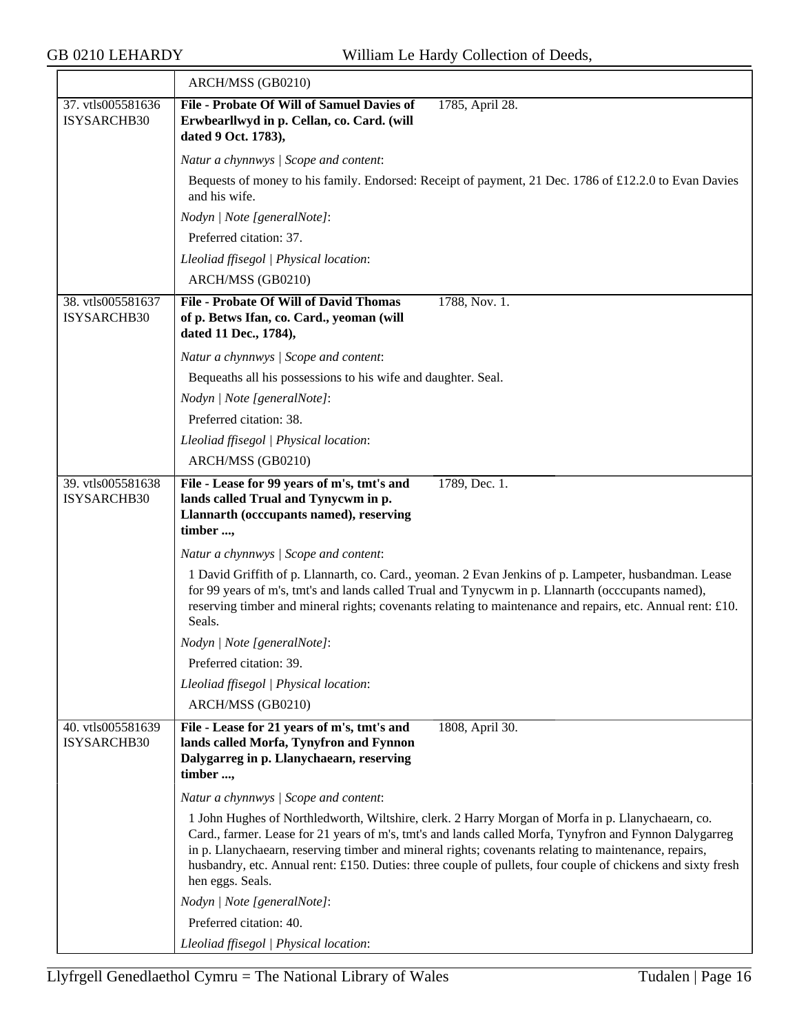| | ARCH/MSS (GB0210) |
|---|---|
| 37. vtls005581636 ISYSARCHB30 | **File - Probate Of Will of Samuel Davies of Erwbearllwyd in p. Cellan, co. Card. (will dated 9 Oct. 1783),** 1785, April 28.<br><br>*Natur a chynnwys \| Scope and content*:<br>Bequests of money to his family. Endorsed: Receipt of payment, 21 Dec. 1786 of £12.2.0 to Evan Davies and his wife.<br><br>*Nodyn \| Note [generalNote]*:<br>Preferred citation: 37.<br><br>*Lleoliad ffisegol \| Physical location*:<br>ARCH/MSS (GB0210) |
| 38. vtls005581637 ISYSARCHB30 | **File - Probate Of Will of David Thomas of p. Betws Ifan, co. Card., yeoman (will dated 11 Dec., 1784),** 1788, Nov. 1.<br><br>*Natur a chynnwys \| Scope and content*:<br>Bequeaths all his possessions to his wife and daughter. Seal.<br><br>*Nodyn \| Note [generalNote]*:<br>Preferred citation: 38.<br><br>*Lleoliad ffisegol \| Physical location*:<br>ARCH/MSS (GB0210) |
| 39. vtls005581638 ISYSARCHB30 | **File - Lease for 99 years of m's, tmt's and lands called Trual and Tynycwm in p. Llannarth (occcupants named), reserving timber ...,** 1789, Dec. 1.<br><br>*Natur a chynnwys \| Scope and content*:<br>1 David Griffith of p. Llannarth, co. Card., yeoman. 2 Evan Jenkins of p. Lampeter, husbandman. Lease for 99 years of m's, tmt's and lands called Trual and Tynycwm in p. Llannarth (occcupants named), reserving timber and mineral rights; covenants relating to maintenance and repairs, etc. Annual rent: £10. Seals.<br><br>*Nodyn \| Note [generalNote]*:<br>Preferred citation: 39.<br><br>*Lleoliad ffisegol \| Physical location*:<br>ARCH/MSS (GB0210) |
| 40. vtls005581639 ISYSARCHB30 | **File - Lease for 21 years of m's, tmt's and lands called Morfa, Tynyfron and Fynnon Dalygarreg in p. Llanychaearn, reserving timber ...,** 1808, April 30.<br><br>*Natur a chynnwys \| Scope and content*:<br>1 John Hughes of Northledworth, Wiltshire, clerk. 2 Harry Morgan of Morfa in p. Llanychaearn, co. Card., farmer. Lease for 21 years of m's, tmt's and lands called Morfa, Tynyfron and Fynnon Dalygarreg in p. Llanychaearn, reserving timber and mineral rights; covenants relating to maintenance, repairs, husbandry, etc. Annual rent: £150. Duties: three couple of pullets, four couple of chickens and sixty fresh hen eggs. Seals.<br><br>*Nodyn \| Note [generalNote]*:<br>Preferred citation: 40.<br><br>*Lleoliad ffisegol \| Physical location*: |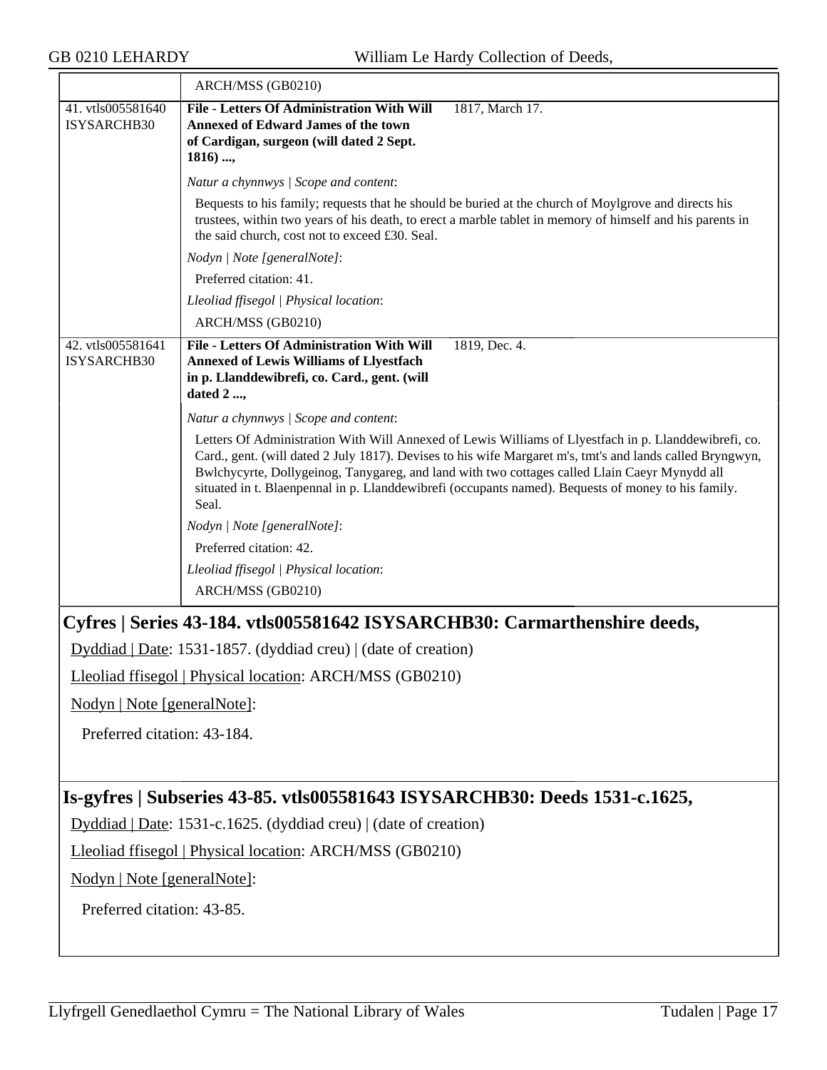| | ARCH/MSS (GB0210) |
|---|---|
| 41. vtls005581640 ISYSARCHB30 | **File - Letters Of Administration With Will Annexed of Edward James of the town of Cardigan, surgeon (will dated 2 Sept. 1816) ...,** 1817, March 17.<br><br>*Natur a chynnwys \| Scope and content*:<br>Bequests to his family; requests that he should be buried at the church of Moylgrove and directs his trustees, within two years of his death, to erect a marble tablet in memory of himself and his parents in the said church, cost not to exceed £30. Seal.<br><br>*Nodyn \| Note [generalNote]*:<br>Preferred citation: 41.<br><br>*Lleoliad ffisegol \| Physical location*:<br>ARCH/MSS (GB0210) |
| 42. vtls005581641 ISYSARCHB30 | **File - Letters Of Administration With Will Annexed of Lewis Williams of Llyestfach in p. Llanddewibrefi, co. Card., gent. (will dated 2 ...,** 1819, Dec. 4.<br><br>*Natur a chynnwys \| Scope and content*:<br>Letters Of Administration With Will Annexed of Lewis Williams of Llyestfach in p. Llanddewibrefi, co. Card., gent. (will dated 2 July 1817). Devises to his wife Margaret m's, tmt's and lands called Bryngwyn, Bwlchycyrte, Dollygeinog, Tanygareg, and land with two cottages called Llain Caeyr Mynydd all situated in t. Blaenpennal in p. Llanddewibrefi (occupants named). Bequests of money to his family. Seal.<br><br>*Nodyn \| Note [generalNote]*:<br>Preferred citation: 42.<br><br>*Lleoliad ffisegol \| Physical location*:<br>ARCH/MSS (GB0210) |

## Cyfres | Series 43-184. vtls005581642 ISYSARCHB30: Carmarthenshire deeds,

Dyddiad | Date: 1531-1857. (dyddiad creu) | (date of creation)

Lleoliad ffisegol | Physical location: ARCH/MSS (GB0210)

Nodyn | Note [generalNote]:

Preferred citation: 43-184.

## Is-gyfres | Subseries 43-85. vtls005581643 ISYSARCHB30: Deeds 1531-c.1625,

Dyddiad | Date: 1531-c.1625. (dyddiad creu) | (date of creation)

Lleoliad ffisegol | Physical location: ARCH/MSS (GB0210)

Nodyn | Note [generalNote]:

Preferred citation: 43-85.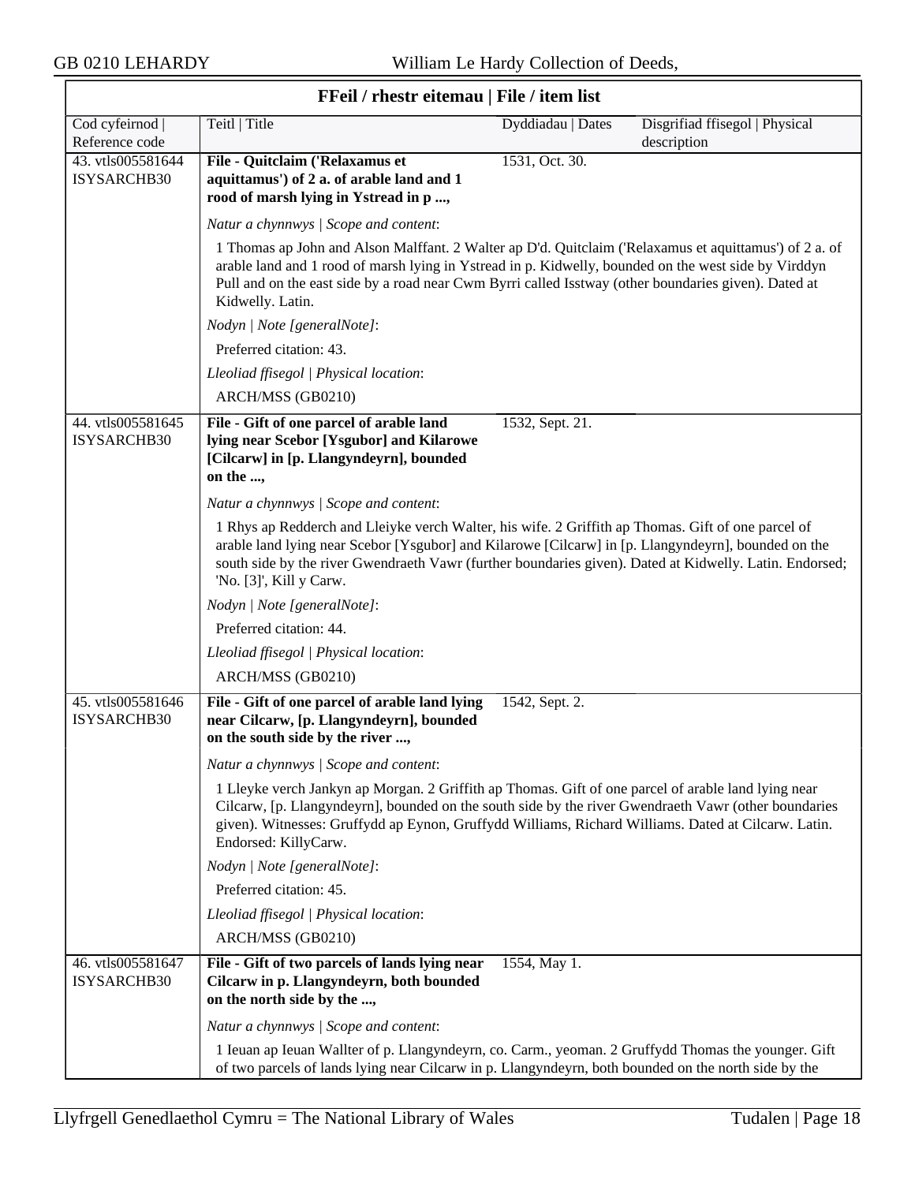## FFeil / rhestr eitemau | File / item list

| Cod cyfeirnod \| Reference code | Teitl \| Title | Dyddiadau \| Dates | Disgrifiad ffisegol \| Physical description |
|---|---|---|---|
| 43. vtls005581644 ISYSARCHB30 | **File - Quitclaim ('Relaxamus et aquittamus') of 2 a. of arable land and 1 rood of marsh lying in Ystread in p ...,** | 1531, Oct. 30. | |

*Natur a chynnwys | Scope and content*:

1 Thomas ap John and Alson Malffant. 2 Walter ap D'd. Quitclaim ('Relaxamus et aquittamus') of 2 a. of arable land and 1 rood of marsh lying in Ystread in p. Kidwelly, bounded on the west side by Virddyn Pull and on the east side by a road near Cwm Byrri called Isstway (other boundaries given). Dated at Kidwelly. Latin.

*Nodyn | Note [generalNote]*:

Preferred citation: 43.

*Lleoliad ffisegol | Physical location*:

ARCH/MSS (GB0210)

| Cod cyfeirnod \| Reference code | Teitl \| Title | Dyddiadau \| Dates | Disgrifiad ffisegol \| Physical description |
|---|---|---|---|
| 44. vtls005581645 ISYSARCHB30 | **File - Gift of one parcel of arable land lying near Scebor [Ysgubor] and Kilarowe [Cilcarw] in [p. Llangyndeyrn], bounded on the ...,** | 1532, Sept. 21. | |

*Natur a chynnwys | Scope and content*:

1 Rhys ap Redderch and Lleiyke verch Walter, his wife. 2 Griffith ap Thomas. Gift of one parcel of arable land lying near Scebor [Ysgubor] and Kilarowe [Cilcarw] in [p. Llangyndeyrn], bounded on the south side by the river Gwendraeth Vawr (further boundaries given). Dated at Kidwelly. Latin. Endorsed; 'No. [3]', Kill y Carw.

*Nodyn | Note [generalNote]*:

Preferred citation: 44.

*Lleoliad ffisegol | Physical location*:

ARCH/MSS (GB0210)

| Cod cyfeirnod \| Reference code | Teitl \| Title | Dyddiadau \| Dates | Disgrifiad ffisegol \| Physical description |
|---|---|---|---|
| 45. vtls005581646 ISYSARCHB30 | **File - Gift of one parcel of arable land lying near Cilcarw, [p. Llangyndeyrn], bounded on the south side by the river ...,** | 1542, Sept. 2. | |

*Natur a chynnwys | Scope and content*:

1 Lleyke verch Jankyn ap Morgan. 2 Griffith ap Thomas. Gift of one parcel of arable land lying near Cilcarw, [p. Llangyndeyrn], bounded on the south side by the river Gwendraeth Vawr (other boundaries given). Witnesses: Gruffydd ap Eynon, Gruffydd Williams, Richard Williams. Dated at Cilcarw. Latin. Endorsed: KillyCarw.

*Nodyn | Note [generalNote]*:

Preferred citation: 45.

*Lleoliad ffisegol | Physical location*:

ARCH/MSS (GB0210)

| Cod cyfeirnod \| Reference code | Teitl \| Title | Dyddiadau \| Dates | Disgrifiad ffisegol \| Physical description |
|---|---|---|---|
| 46. vtls005581647 ISYSARCHB30 | **File - Gift of two parcels of lands lying near Cilcarw in p. Llangyndeyrn, both bounded on the north side by the ...,** | 1554, May 1. | |

*Natur a chynnwys | Scope and content*:

1 Ieuan ap Ieuan Wallter of p. Llangyndeyrn, co. Carm., yeoman. 2 Gruffydd Thomas the younger. Gift of two parcels of lands lying near Cilcarw in p. Llangyndeyrn, both bounded on the north side by the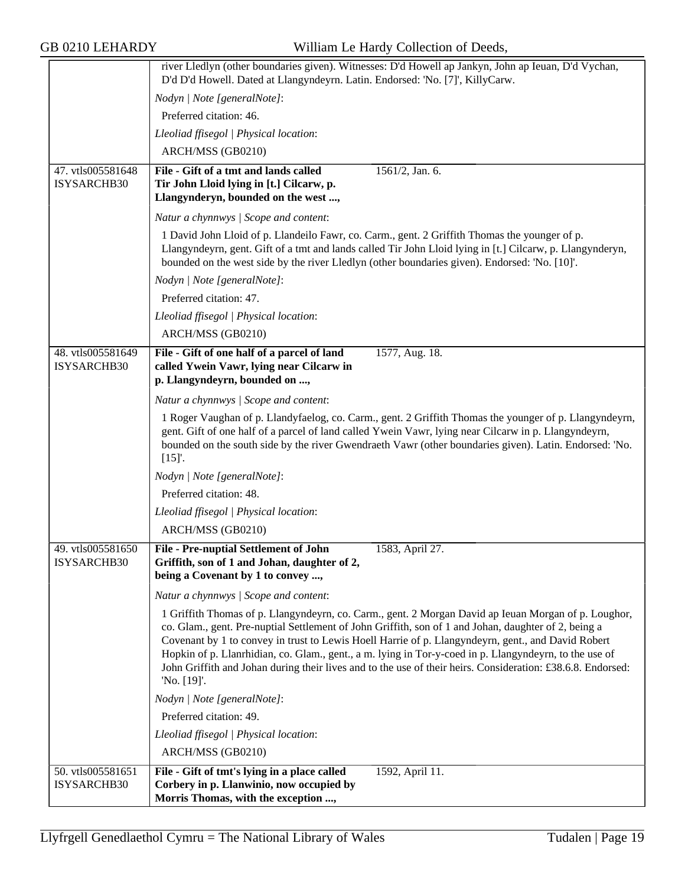river Lledlyn (other boundaries given). Witnesses: D'd Howell ap Jankyn, John ap Ieuan, D'd Vychan, D'd D'd Howell. Dated at Llangyndeyrn. Latin. Endorsed: 'No. [7]', KillyCarw.

*Nodyn | Note [generalNote]*:

Preferred citation: 46.

*Lleoliad ffisegol | Physical location*:

ARCH/MSS (GB0210)

---

47. vtls005581648 ISYSARCHB30

**File - Gift of a tmt and lands called Tir John Lloid lying in [t.] Cilcarw, p. Llangynderyn, bounded on the west ...,** 1561/2, Jan. 6.

*Natur a chynnwys | Scope and content*:

1 David John Lloid of p. Llandeilo Fawr, co. Carm., gent. 2 Griffith Thomas the younger of p. Llangyndeyrn, gent. Gift of a tmt and lands called Tir John Lloid lying in [t.] Cilcarw, p. Llangynderyn, bounded on the west side by the river Lledlyn (other boundaries given). Endorsed: 'No. [10]'.

*Nodyn | Note [generalNote]*:

Preferred citation: 47.

*Lleoliad ffisegol | Physical location*:

ARCH/MSS (GB0210)

---

48. vtls005581649 ISYSARCHB30

**File - Gift of one half of a parcel of land called Ywein Vawr, lying near Cilcarw in p. Llangyndeyrn, bounded on ...,** 1577, Aug. 18.

*Natur a chynnwys | Scope and content*:

1 Roger Vaughan of p. Llandyfaelog, co. Carm., gent. 2 Griffith Thomas the younger of p. Llangyndeyrn, gent. Gift of one half of a parcel of land called Ywein Vawr, lying near Cilcarw in p. Llangyndeyrn, bounded on the south side by the river Gwendraeth Vawr (other boundaries given). Latin. Endorsed: 'No. [15]'.

*Nodyn | Note [generalNote]*:

Preferred citation: 48.

*Lleoliad ffisegol | Physical location*:

ARCH/MSS (GB0210)

---

49. vtls005581650 ISYSARCHB30

**File - Pre-nuptial Settlement of John Griffith, son of 1 and Johan, daughter of 2, being a Covenant by 1 to convey ...,** 1583, April 27.

*Natur a chynnwys | Scope and content*:

1 Griffith Thomas of p. Llangyndeyrn, co. Carm., gent. 2 Morgan David ap Ieuan Morgan of p. Loughor, co. Glam., gent. Pre-nuptial Settlement of John Griffith, son of 1 and Johan, daughter of 2, being a Covenant by 1 to convey in trust to Lewis Hoell Harrie of p. Llangyndeyrn, gent., and David Robert Hopkin of p. Llanrhidian, co. Glam., gent., a m. lying in Tor-y-coed in p. Llangyndeyrn, to the use of John Griffith and Johan during their lives and to the use of their heirs. Consideration: £38.6.8. Endorsed: 'No. [19]'.

*Nodyn | Note [generalNote]*:

Preferred citation: 49.

*Lleoliad ffisegol | Physical location*:

ARCH/MSS (GB0210)

---

50. vtls005581651 ISYSARCHB30

**File - Gift of tmt's lying in a place called Corbery in p. Llanwinio, now occupied by Morris Thomas, with the exception ...,** 1592, April 11.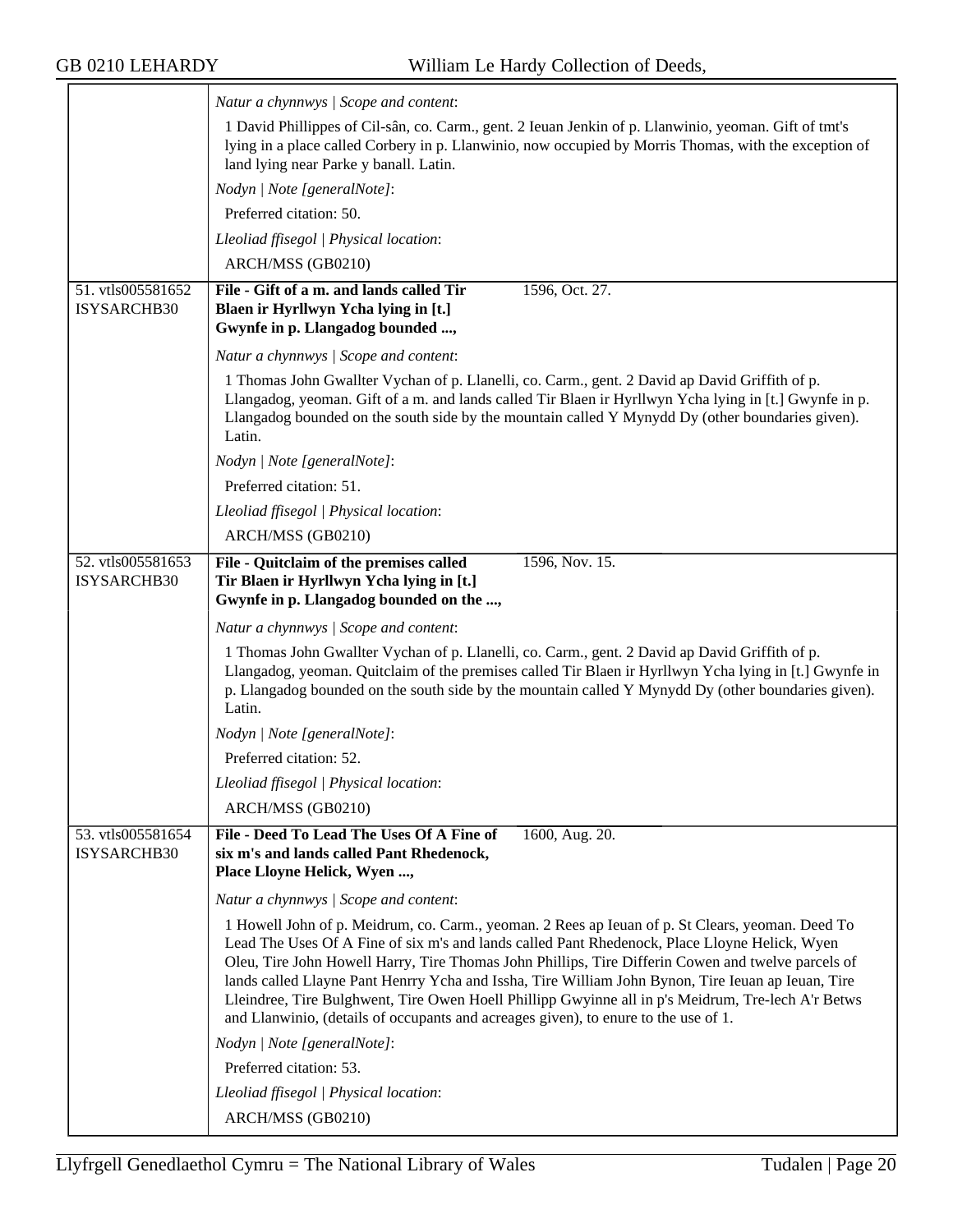*Natur a chynnwys | Scope and content*:

1 David Phillippes of Cil-sân, co. Carm., gent. 2 Ieuan Jenkin of p. Llanwinio, yeoman. Gift of tmt's lying in a place called Corbery in p. Llanwinio, now occupied by Morris Thomas, with the exception of land lying near Parke y banall. Latin.

*Nodyn | Note [generalNote]*:

Preferred citation: 50.

*Lleoliad ffisegol | Physical location*:

ARCH/MSS (GB0210)

---

51. vtls005581652 ISYSARCHB30

**File - Gift of a m. and lands called Tir Blaen ir Hyrllwyn Ycha lying in [t.] Gwynfe in p. Llangadog bounded ...,** 1596, Oct. 27.

*Natur a chynnwys | Scope and content*:

1 Thomas John Gwallter Vychan of p. Llanelli, co. Carm., gent. 2 David ap David Griffith of p. Llangadog, yeoman. Gift of a m. and lands called Tir Blaen ir Hyrllwyn Ycha lying in [t.] Gwynfe in p. Llangadog bounded on the south side by the mountain called Y Mynydd Dy (other boundaries given). Latin.

*Nodyn | Note [generalNote]*:

Preferred citation: 51.

*Lleoliad ffisegol | Physical location*:

ARCH/MSS (GB0210)

---

52. vtls005581653 ISYSARCHB30

**File - Quitclaim of the premises called Tir Blaen ir Hyrllwyn Ycha lying in [t.] Gwynfe in p. Llangadog bounded on the ...,** 1596, Nov. 15.

*Natur a chynnwys | Scope and content*:

1 Thomas John Gwallter Vychan of p. Llanelli, co. Carm., gent. 2 David ap David Griffith of p. Llangadog, yeoman. Quitclaim of the premises called Tir Blaen ir Hyrllwyn Ycha lying in [t.] Gwynfe in p. Llangadog bounded on the south side by the mountain called Y Mynydd Dy (other boundaries given). Latin.

*Nodyn | Note [generalNote]*:

Preferred citation: 52.

*Lleoliad ffisegol | Physical location*:

ARCH/MSS (GB0210)

---

53. vtls005581654 ISYSARCHB30

**File - Deed To Lead The Uses Of A Fine of six m's and lands called Pant Rhedenock, Place Lloyne Helick, Wyen ...,** 1600, Aug. 20.

*Natur a chynnwys | Scope and content*:

1 Howell John of p. Meidrum, co. Carm., yeoman. 2 Rees ap Ieuan of p. St Clears, yeoman. Deed To Lead The Uses Of A Fine of six m's and lands called Pant Rhedenock, Place Lloyne Helick, Wyen Oleu, Tire John Howell Harry, Tire Thomas John Phillips, Tire Differin Cowen and twelve parcels of lands called Llayne Pant Henrry Ycha and Issha, Tire William John Bynon, Tire Ieuan ap Ieuan, Tire Lleindree, Tire Bulghwent, Tire Owen Hoell Phillipp Gwyinne all in p's Meidrum, Tre-lech A'r Betws and Llanwinio, (details of occupants and acreages given), to enure to the use of 1.

*Nodyn | Note [generalNote]*:

Preferred citation: 53.

*Lleoliad ffisegol | Physical location*:

ARCH/MSS (GB0210)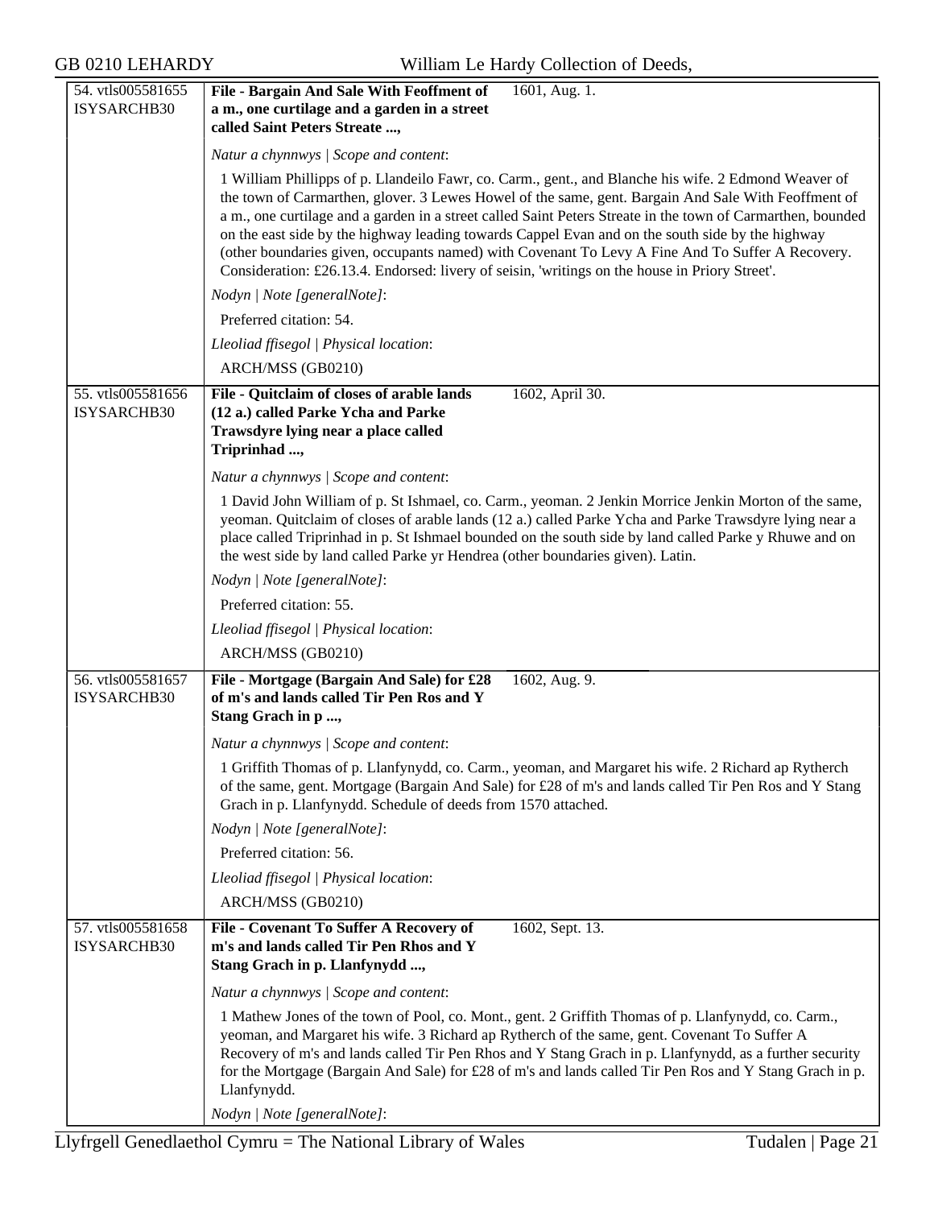| | | |
|---|---|---|
| 54. vtls005581655 ISYSARCHB30 | **File - Bargain And Sale With Feoffment of a m., one curtilage and a garden in a street called Saint Peters Streate ...,** | 1601, Aug. 1. |
| | *Natur a chynnwys \| Scope and content*:<br><br>1 William Phillipps of p. Llandeilo Fawr, co. Carm., gent., and Blanche his wife. 2 Edmond Weaver of the town of Carmarthen, glover. 3 Lewes Howel of the same, gent. Bargain And Sale With Feoffment of a m., one curtilage and a garden in a street called Saint Peters Streate in the town of Carmarthen, bounded on the east side by the highway leading towards Cappel Evan and on the south side by the highway (other boundaries given, occupants named) with Covenant To Levy A Fine And To Suffer A Recovery. Consideration: £26.13.4. Endorsed: livery of seisin, 'writings on the house in Priory Street'.<br><br>*Nodyn \| Note [generalNote]*:<br><br>Preferred citation: 54.<br><br>*Lleoliad ffisegol \| Physical location*:<br><br>ARCH/MSS (GB0210) | |
| 55. vtls005581656 ISYSARCHB30 | **File - Quitclaim of closes of arable lands (12 a.) called Parke Ycha and Parke Trawsdyre lying near a place called Triprinhad ...,** | 1602, April 30. |
| | *Natur a chynnwys \| Scope and content*:<br><br>1 David John William of p. St Ishmael, co. Carm., yeoman. 2 Jenkin Morrice Jenkin Morton of the same, yeoman. Quitclaim of closes of arable lands (12 a.) called Parke Ycha and Parke Trawsdyre lying near a place called Triprinhad in p. St Ishmael bounded on the south side by land called Parke y Rhuwe and on the west side by land called Parke yr Hendrea (other boundaries given). Latin.<br><br>*Nodyn \| Note [generalNote]*:<br><br>Preferred citation: 55.<br><br>*Lleoliad ffisegol \| Physical location*:<br><br>ARCH/MSS (GB0210) | |
| 56. vtls005581657 ISYSARCHB30 | **File - Mortgage (Bargain And Sale) for £28 of m's and lands called Tir Pen Ros and Y Stang Grach in p ...,** | 1602, Aug. 9. |
| | *Natur a chynnwys \| Scope and content*:<br><br>1 Griffith Thomas of p. Llanfynydd, co. Carm., yeoman, and Margaret his wife. 2 Richard ap Rytherch of the same, gent. Mortgage (Bargain And Sale) for £28 of m's and lands called Tir Pen Ros and Y Stang Grach in p. Llanfynydd. Schedule of deeds from 1570 attached.<br><br>*Nodyn \| Note [generalNote]*:<br><br>Preferred citation: 56.<br><br>*Lleoliad ffisegol \| Physical location*:<br><br>ARCH/MSS (GB0210) | |
| 57. vtls005581658 ISYSARCHB30 | **File - Covenant To Suffer A Recovery of m's and lands called Tir Pen Rhos and Y Stang Grach in p. Llanfynydd ...,** | 1602, Sept. 13. |
| | *Natur a chynnwys \| Scope and content*:<br><br>1 Mathew Jones of the town of Pool, co. Mont., gent. 2 Griffith Thomas of p. Llanfynydd, co. Carm., yeoman, and Margaret his wife. 3 Richard ap Rytherch of the same, gent. Covenant To Suffer A Recovery of m's and lands called Tir Pen Rhos and Y Stang Grach in p. Llanfynydd, as a further security for the Mortgage (Bargain And Sale) for £28 of m's and lands called Tir Pen Ros and Y Stang Grach in p. Llanfynydd.<br><br>*Nodyn \| Note [generalNote]*: | |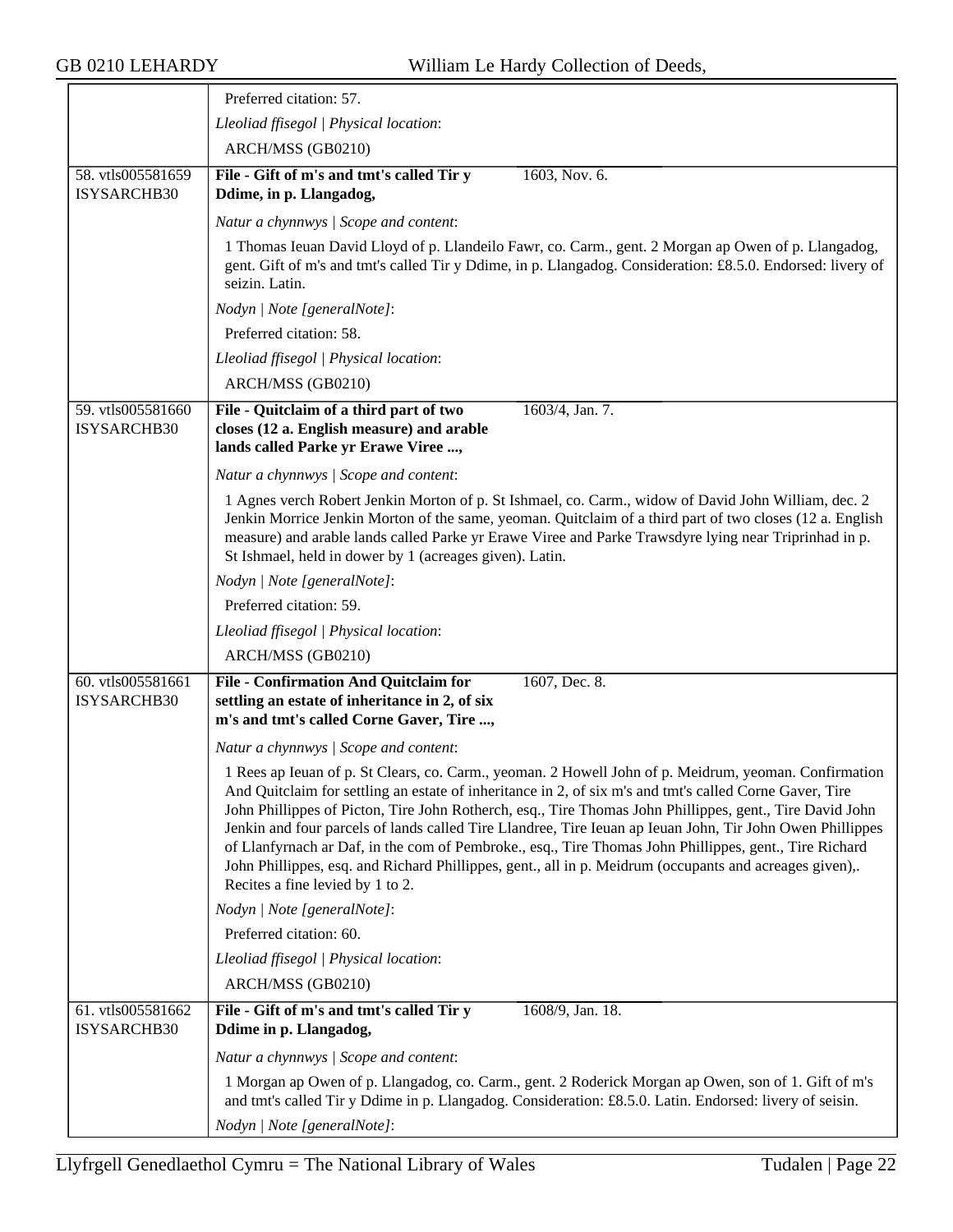Preferred citation: 57.

*Lleoliad ffisegol | Physical location*:

ARCH/MSS (GB0210)

---

58. vtls005581659 ISYSARCHB30

**File - Gift of m's and tmt's called Tir y Ddime, in p. Llangadog,** — 1603, Nov. 6.

*Natur a chynnwys | Scope and content*:

1 Thomas Ieuan David Lloyd of p. Llandeilo Fawr, co. Carm., gent. 2 Morgan ap Owen of p. Llangadog, gent. Gift of m's and tmt's called Tir y Ddime, in p. Llangadog. Consideration: £8.5.0. Endorsed: livery of seizin. Latin.

*Nodyn | Note [generalNote]*:

Preferred citation: 58.

*Lleoliad ffisegol | Physical location*:

ARCH/MSS (GB0210)

---

59. vtls005581660 ISYSARCHB30

**File - Quitclaim of a third part of two closes (12 a. English measure) and arable lands called Parke yr Erawe Viree ...,** — 1603/4, Jan. 7.

*Natur a chynnwys | Scope and content*:

1 Agnes verch Robert Jenkin Morton of p. St Ishmael, co. Carm., widow of David John William, dec. 2 Jenkin Morrice Jenkin Morton of the same, yeoman. Quitclaim of a third part of two closes (12 a. English measure) and arable lands called Parke yr Erawe Viree and Parke Trawsdyre lying near Triprinhad in p. St Ishmael, held in dower by 1 (acreages given). Latin.

*Nodyn | Note [generalNote]*:

Preferred citation: 59.

*Lleoliad ffisegol | Physical location*:

ARCH/MSS (GB0210)

---

60. vtls005581661 ISYSARCHB30

**File - Confirmation And Quitclaim for settling an estate of inheritance in 2, of six m's and tmt's called Corne Gaver, Tire ...,** — 1607, Dec. 8.

*Natur a chynnwys | Scope and content*:

1 Rees ap Ieuan of p. St Clears, co. Carm., yeoman. 2 Howell John of p. Meidrum, yeoman. Confirmation And Quitclaim for settling an estate of inheritance in 2, of six m's and tmt's called Corne Gaver, Tire John Phillippes of Picton, Tire John Rotherch, esq., Tire Thomas John Phillippes, gent., Tire David John Jenkin and four parcels of lands called Tire Llandree, Tire Ieuan ap Ieuan John, Tir John Owen Phillippes of Llanfyrnach ar Daf, in the com of Pembroke., esq., Tire Thomas John Phillippes, gent., Tire Richard John Phillippes, esq. and Richard Phillippes, gent., all in p. Meidrum (occupants and acreages given),. Recites a fine levied by 1 to 2.

*Nodyn | Note [generalNote]*:

Preferred citation: 60.

*Lleoliad ffisegol | Physical location*:

ARCH/MSS (GB0210)

---

61. vtls005581662 ISYSARCHB30

**File - Gift of m's and tmt's called Tir y Ddime in p. Llangadog,** — 1608/9, Jan. 18.

*Natur a chynnwys | Scope and content*:

1 Morgan ap Owen of p. Llangadog, co. Carm., gent. 2 Roderick Morgan ap Owen, son of 1. Gift of m's and tmt's called Tir y Ddime in p. Llangadog. Consideration: £8.5.0. Latin. Endorsed: livery of seisin.

*Nodyn | Note [generalNote]*: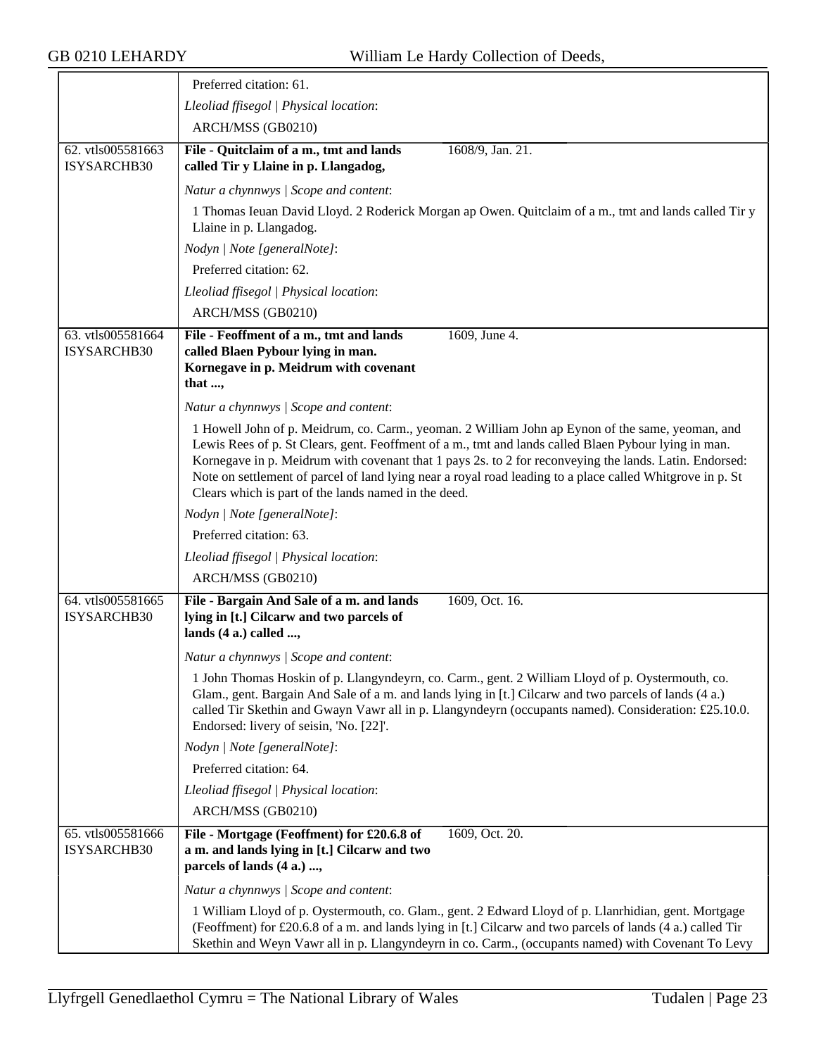| | |
|---|---|
| | Preferred citation: 61.<br>*Lleoliad ffisegol \| Physical location*:<br>ARCH/MSS (GB0210) |
| 62. vtls005581663 ISYSARCHB30 | **File - Quitclaim of a m., tmt and lands called Tir y Llaine in p. Llangadog,** 1608/9, Jan. 21.<br>*Natur a chynnwys \| Scope and content*:<br>1 Thomas Ieuan David Lloyd. 2 Roderick Morgan ap Owen. Quitclaim of a m., tmt and lands called Tir y Llaine in p. Llangadog.<br>*Nodyn \| Note [generalNote]*:<br>Preferred citation: 62.<br>*Lleoliad ffisegol \| Physical location*:<br>ARCH/MSS (GB0210) |
| 63. vtls005581664 ISYSARCHB30 | **File - Feoffment of a m., tmt and lands called Blaen Pybour lying in man. Kornegave in p. Meidrum with covenant that ...,** 1609, June 4.<br>*Natur a chynnwys \| Scope and content*:<br>1 Howell John of p. Meidrum, co. Carm., yeoman. 2 William John ap Eynon of the same, yeoman, and Lewis Rees of p. St Clears, gent. Feoffment of a m., tmt and lands called Blaen Pybour lying in man. Kornegave in p. Meidrum with covenant that 1 pays 2s. to 2 for reconveying the lands. Latin. Endorsed: Note on settlement of parcel of land lying near a royal road leading to a place called Whitgrove in p. St Clears which is part of the lands named in the deed.<br>*Nodyn \| Note [generalNote]*:<br>Preferred citation: 63.<br>*Lleoliad ffisegol \| Physical location*:<br>ARCH/MSS (GB0210) |
| 64. vtls005581665 ISYSARCHB30 | **File - Bargain And Sale of a m. and lands lying in [t.] Cilcarw and two parcels of lands (4 a.) called ...,** 1609, Oct. 16.<br>*Natur a chynnwys \| Scope and content*:<br>1 John Thomas Hoskin of p. Llangyndeyrn, co. Carm., gent. 2 William Lloyd of p. Oystermouth, co. Glam., gent. Bargain And Sale of a m. and lands lying in [t.] Cilcarw and two parcels of lands (4 a.) called Tir Skethin and Gwayn Vawr all in p. Llangyndeyrn (occupants named). Consideration: £25.10.0. Endorsed: livery of seisin, 'No. [22]'.<br>*Nodyn \| Note [generalNote]*:<br>Preferred citation: 64.<br>*Lleoliad ffisegol \| Physical location*:<br>ARCH/MSS (GB0210) |
| 65. vtls005581666 ISYSARCHB30 | **File - Mortgage (Feoffment) for £20.6.8 of a m. and lands lying in [t.] Cilcarw and two parcels of lands (4 a.) ...,** 1609, Oct. 20.<br>*Natur a chynnwys \| Scope and content*:<br>1 William Lloyd of p. Oystermouth, co. Glam., gent. 2 Edward Lloyd of p. Llanrhidian, gent. Mortgage (Feoffment) for £20.6.8 of a m. and lands lying in [t.] Cilcarw and two parcels of lands (4 a.) called Tir Skethin and Weyn Vawr all in p. Llangyndeyrn in co. Carm., (occupants named) with Covenant To Levy |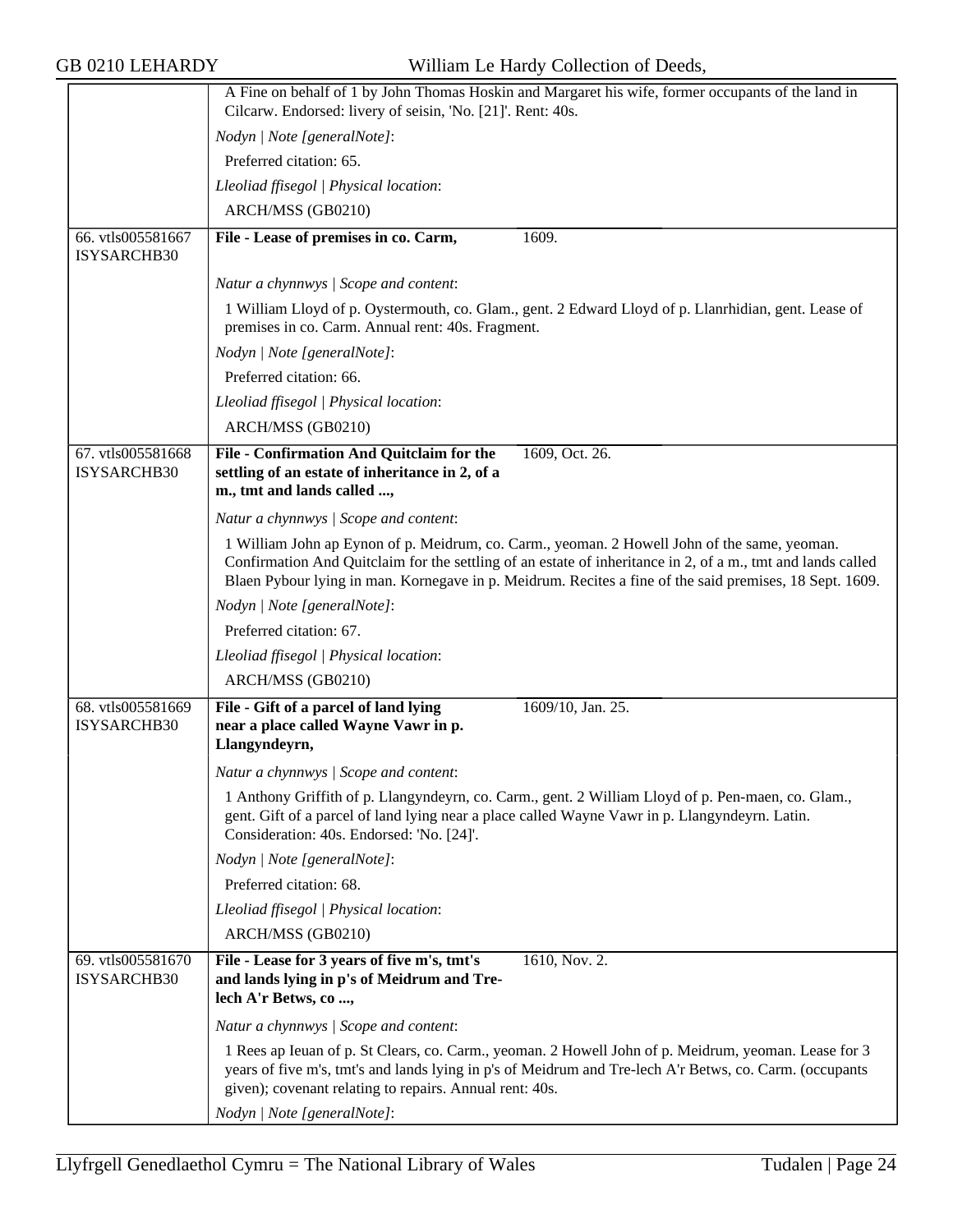A Fine on behalf of 1 by John Thomas Hoskin and Margaret his wife, former occupants of the land in Cilcarw. Endorsed: livery of seisin, 'No. [21]'. Rent: 40s.

*Nodyn | Note [generalNote]*:

Preferred citation: 65.

*Lleoliad ffisegol | Physical location*:

ARCH/MSS (GB0210)

---

66. vtls005581667 ISYSARCHB30

**File - Lease of premises in co. Carm,** 1609.

*Natur a chynnwys | Scope and content*:

1 William Lloyd of p. Oystermouth, co. Glam., gent. 2 Edward Lloyd of p. Llanrhidian, gent. Lease of premises in co. Carm. Annual rent: 40s. Fragment.

*Nodyn | Note [generalNote]*:

Preferred citation: 66.

*Lleoliad ffisegol | Physical location*:

ARCH/MSS (GB0210)

---

67. vtls005581668 ISYSARCHB30

**File - Confirmation And Quitclaim for the settling of an estate of inheritance in 2, of a m., tmt and lands called ...,** 1609, Oct. 26.

*Natur a chynnwys | Scope and content*:

1 William John ap Eynon of p. Meidrum, co. Carm., yeoman. 2 Howell John of the same, yeoman. Confirmation And Quitclaim for the settling of an estate of inheritance in 2, of a m., tmt and lands called Blaen Pybour lying in man. Kornegave in p. Meidrum. Recites a fine of the said premises, 18 Sept. 1609.

*Nodyn | Note [generalNote]*:

Preferred citation: 67.

*Lleoliad ffisegol | Physical location*:

ARCH/MSS (GB0210)

---

68. vtls005581669 ISYSARCHB30

**File - Gift of a parcel of land lying near a place called Wayne Vawr in p. Llangyndeyrn,** 1609/10, Jan. 25.

*Natur a chynnwys | Scope and content*:

1 Anthony Griffith of p. Llangyndeyrn, co. Carm., gent. 2 William Lloyd of p. Pen-maen, co. Glam., gent. Gift of a parcel of land lying near a place called Wayne Vawr in p. Llangyndeyrn. Latin. Consideration: 40s. Endorsed: 'No. [24]'.

*Nodyn | Note [generalNote]*:

Preferred citation: 68.

*Lleoliad ffisegol | Physical location*:

ARCH/MSS (GB0210)

---

69. vtls005581670 ISYSARCHB30

**File - Lease for 3 years of five m's, tmt's and lands lying in p's of Meidrum and Tre-lech A'r Betws, co ...,** 1610, Nov. 2.

*Natur a chynnwys | Scope and content*:

1 Rees ap Ieuan of p. St Clears, co. Carm., yeoman. 2 Howell John of p. Meidrum, yeoman. Lease for 3 years of five m's, tmt's and lands lying in p's of Meidrum and Tre-lech A'r Betws, co. Carm. (occupants given); covenant relating to repairs. Annual rent: 40s.

*Nodyn | Note [generalNote]*: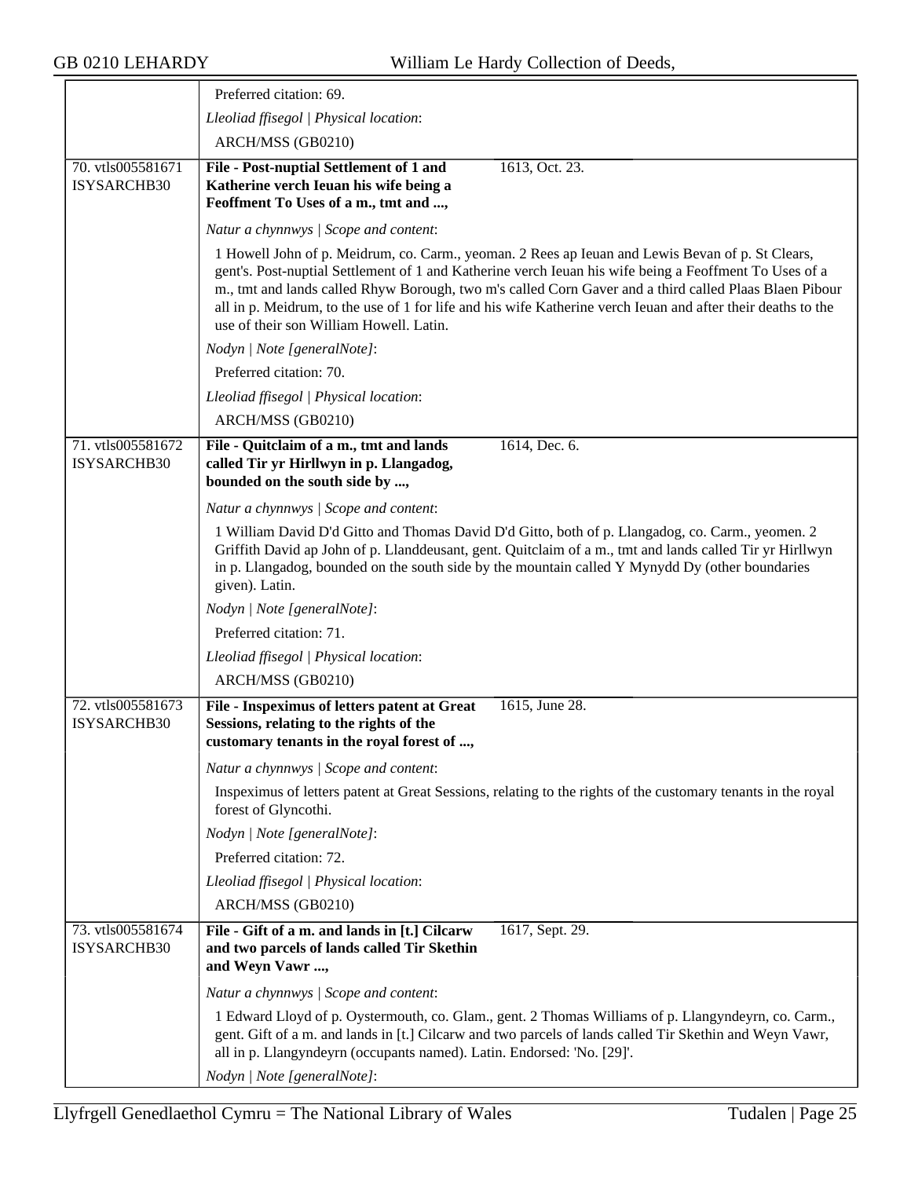Preferred citation: 69.

*Lleoliad ffisegol | Physical location*:

ARCH/MSS (GB0210)

---

70. vtls005581671 ISYSARCHB30

**File - Post-nuptial Settlement of 1 and Katherine verch Ieuan his wife being a Feoffment To Uses of a m., tmt and ...,** 1613, Oct. 23.

*Natur a chynnwys | Scope and content*:

1 Howell John of p. Meidrum, co. Carm., yeoman. 2 Rees ap Ieuan and Lewis Bevan of p. St Clears, gent's. Post-nuptial Settlement of 1 and Katherine verch Ieuan his wife being a Feoffment To Uses of a m., tmt and lands called Rhyw Borough, two m's called Corn Gaver and a third called Plaas Blaen Pibour all in p. Meidrum, to the use of 1 for life and his wife Katherine verch Ieuan and after their deaths to the use of their son William Howell. Latin.

*Nodyn | Note [generalNote]*:

Preferred citation: 70.

*Lleoliad ffisegol | Physical location*:

ARCH/MSS (GB0210)

---

71. vtls005581672 ISYSARCHB30

**File - Quitclaim of a m., tmt and lands called Tir yr Hirllwyn in p. Llangadog, bounded on the south side by ...,** 1614, Dec. 6.

*Natur a chynnwys | Scope and content*:

1 William David D'd Gitto and Thomas David D'd Gitto, both of p. Llangadog, co. Carm., yeomen. 2 Griffith David ap John of p. Llanddeusant, gent. Quitclaim of a m., tmt and lands called Tir yr Hirllwyn in p. Llangadog, bounded on the south side by the mountain called Y Mynydd Dy (other boundaries given). Latin.

*Nodyn | Note [generalNote]*:

Preferred citation: 71.

*Lleoliad ffisegol | Physical location*:

ARCH/MSS (GB0210)

---

72. vtls005581673 ISYSARCHB30

**File - Inspeximus of letters patent at Great Sessions, relating to the rights of the customary tenants in the royal forest of ...,** 1615, June 28.

*Natur a chynnwys | Scope and content*:

Inspeximus of letters patent at Great Sessions, relating to the rights of the customary tenants in the royal forest of Glyncothi.

*Nodyn | Note [generalNote]*:

Preferred citation: 72.

*Lleoliad ffisegol | Physical location*:

ARCH/MSS (GB0210)

---

73. vtls005581674 ISYSARCHB30

**File - Gift of a m. and lands in [t.] Cilcarw and two parcels of lands called Tir Skethin and Weyn Vawr ...,** 1617, Sept. 29.

*Natur a chynnwys | Scope and content*:

1 Edward Lloyd of p. Oystermouth, co. Glam., gent. 2 Thomas Williams of p. Llangyndeyrn, co. Carm., gent. Gift of a m. and lands in [t.] Cilcarw and two parcels of lands called Tir Skethin and Weyn Vawr, all in p. Llangyndeyrn (occupants named). Latin. Endorsed: 'No. [29]'.

*Nodyn | Note [generalNote]*: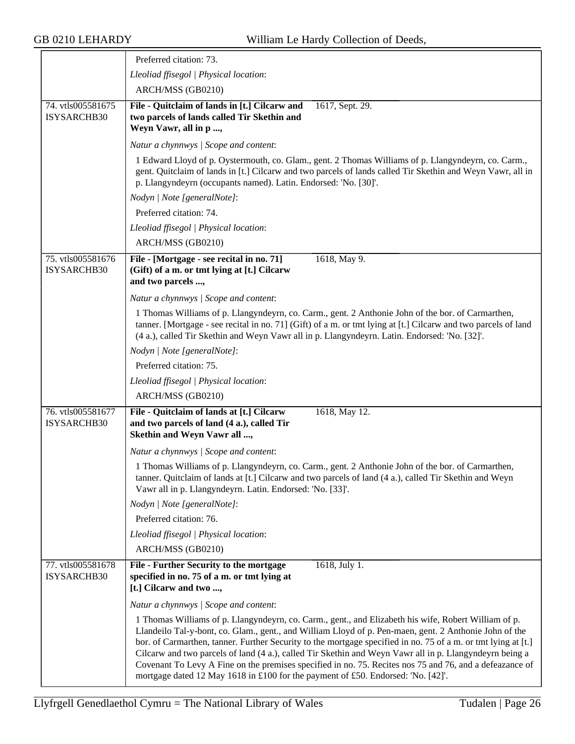Preferred citation: 73.

*Lleoliad ffisegol | Physical location*:

ARCH/MSS (GB0210)

---

**74. vtls005581675 ISYSARCHB30**

**File - Quitclaim of lands in [t.] Cilcarw and two parcels of lands called Tir Skethin and Weyn Vawr, all in p ...,** — 1617, Sept. 29.

*Natur a chynnwys | Scope and content*:

1 Edward Lloyd of p. Oystermouth, co. Glam., gent. 2 Thomas Williams of p. Llangyndeyrn, co. Carm., gent. Quitclaim of lands in [t.] Cilcarw and two parcels of lands called Tir Skethin and Weyn Vawr, all in p. Llangyndeyrn (occupants named). Latin. Endorsed: 'No. [30]'.

*Nodyn | Note [generalNote]*:

Preferred citation: 74.

*Lleoliad ffisegol | Physical location*:

ARCH/MSS (GB0210)

---

**75. vtls005581676 ISYSARCHB30**

**File - [Mortgage - see recital in no. 71] (Gift) of a m. or tmt lying at [t.] Cilcarw and two parcels ...,** — 1618, May 9.

*Natur a chynnwys | Scope and content*:

1 Thomas Williams of p. Llangyndeyrn, co. Carm., gent. 2 Anthonie John of the bor. of Carmarthen, tanner. [Mortgage - see recital in no. 71] (Gift) of a m. or tmt lying at [t.] Cilcarw and two parcels of land (4 a.), called Tir Skethin and Weyn Vawr all in p. Llangyndeyrn. Latin. Endorsed: 'No. [32]'.

*Nodyn | Note [generalNote]*:

Preferred citation: 75.

*Lleoliad ffisegol | Physical location*:

ARCH/MSS (GB0210)

---

**76. vtls005581677 ISYSARCHB30**

**File - Quitclaim of lands at [t.] Cilcarw and two parcels of land (4 a.), called Tir Skethin and Weyn Vawr all ...,** — 1618, May 12.

*Natur a chynnwys | Scope and content*:

1 Thomas Williams of p. Llangyndeyrn, co. Carm., gent. 2 Anthonie John of the bor. of Carmarthen, tanner. Quitclaim of lands at [t.] Cilcarw and two parcels of land (4 a.), called Tir Skethin and Weyn Vawr all in p. Llangyndeyrn. Latin. Endorsed: 'No. [33]'.

*Nodyn | Note [generalNote]*:

Preferred citation: 76.

*Lleoliad ffisegol | Physical location*:

ARCH/MSS (GB0210)

---

**77. vtls005581678 ISYSARCHB30**

**File - Further Security to the mortgage specified in no. 75 of a m. or tmt lying at [t.] Cilcarw and two ...,** — 1618, July 1.

*Natur a chynnwys | Scope and content*:

1 Thomas Williams of p. Llangyndeyrn, co. Carm., gent., and Elizabeth his wife, Robert William of p. Llandeilo Tal-y-bont, co. Glam., gent., and William Lloyd of p. Pen-maen, gent. 2 Anthonie John of the bor. of Carmarthen, tanner. Further Security to the mortgage specified in no. 75 of a m. or tmt lying at [t.] Cilcarw and two parcels of land (4 a.), called Tir Skethin and Weyn Vawr all in p. Llangyndeyrn being a Covenant To Levy A Fine on the premises specified in no. 75. Recites nos 75 and 76, and a defeazance of mortgage dated 12 May 1618 in £100 for the payment of £50. Endorsed: 'No. [42]'.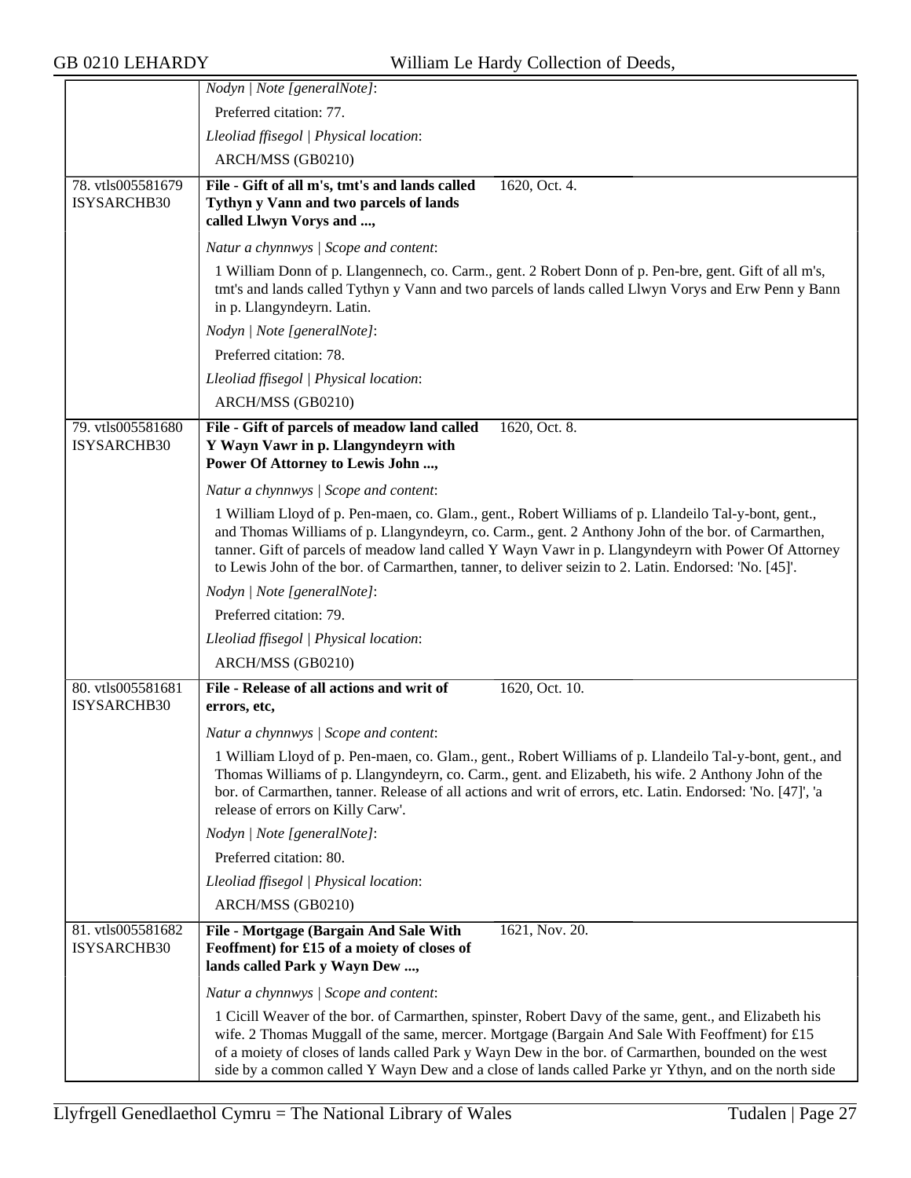*Nodyn | Note [generalNote]*:

Preferred citation: 77.

*Lleoliad ffisegol | Physical location*:

ARCH/MSS (GB0210)

---

78. vtls005581679 ISYSARCHB30

**File - Gift of all m's, tmt's and lands called Tythyn y Vann and two parcels of lands called Llwyn Vorys and ...,** 1620, Oct. 4.

*Natur a chynnwys | Scope and content*:

1 William Donn of p. Llangennech, co. Carm., gent. 2 Robert Donn of p. Pen-bre, gent. Gift of all m's, tmt's and lands called Tythyn y Vann and two parcels of lands called Llwyn Vorys and Erw Penn y Bann in p. Llangyndeyrn. Latin.

*Nodyn | Note [generalNote]*:

Preferred citation: 78.

*Lleoliad ffisegol | Physical location*:

ARCH/MSS (GB0210)

---

79. vtls005581680 ISYSARCHB30

**File - Gift of parcels of meadow land called Y Wayn Vawr in p. Llangyndeyrn with Power Of Attorney to Lewis John ...,** 1620, Oct. 8.

*Natur a chynnwys | Scope and content*:

1 William Lloyd of p. Pen-maen, co. Glam., gent., Robert Williams of p. Llandeilo Tal-y-bont, gent., and Thomas Williams of p. Llangyndeyrn, co. Carm., gent. 2 Anthony John of the bor. of Carmarthen, tanner. Gift of parcels of meadow land called Y Wayn Vawr in p. Llangyndeyrn with Power Of Attorney to Lewis John of the bor. of Carmarthen, tanner, to deliver seizin to 2. Latin. Endorsed: 'No. [45]'.

*Nodyn | Note [generalNote]*:

Preferred citation: 79.

*Lleoliad ffisegol | Physical location*:

ARCH/MSS (GB0210)

---

80. vtls005581681 ISYSARCHB30

**File - Release of all actions and writ of errors, etc,** 1620, Oct. 10.

*Natur a chynnwys | Scope and content*:

1 William Lloyd of p. Pen-maen, co. Glam., gent., Robert Williams of p. Llandeilo Tal-y-bont, gent., and Thomas Williams of p. Llangyndeyrn, co. Carm., gent. and Elizabeth, his wife. 2 Anthony John of the bor. of Carmarthen, tanner. Release of all actions and writ of errors, etc. Latin. Endorsed: 'No. [47]', 'a release of errors on Killy Carw'.

*Nodyn | Note [generalNote]*:

Preferred citation: 80.

*Lleoliad ffisegol | Physical location*:

ARCH/MSS (GB0210)

---

81. vtls005581682 ISYSARCHB30

**File - Mortgage (Bargain And Sale With Feoffment) for £15 of a moiety of closes of lands called Park y Wayn Dew ...,** 1621, Nov. 20.

*Natur a chynnwys | Scope and content*:

1 Cicill Weaver of the bor. of Carmarthen, spinster, Robert Davy of the same, gent., and Elizabeth his wife. 2 Thomas Muggall of the same, mercer. Mortgage (Bargain And Sale With Feoffment) for £15 of a moiety of closes of lands called Park y Wayn Dew in the bor. of Carmarthen, bounded on the west side by a common called Y Wayn Dew and a close of lands called Parke yr Ythyn, and on the north side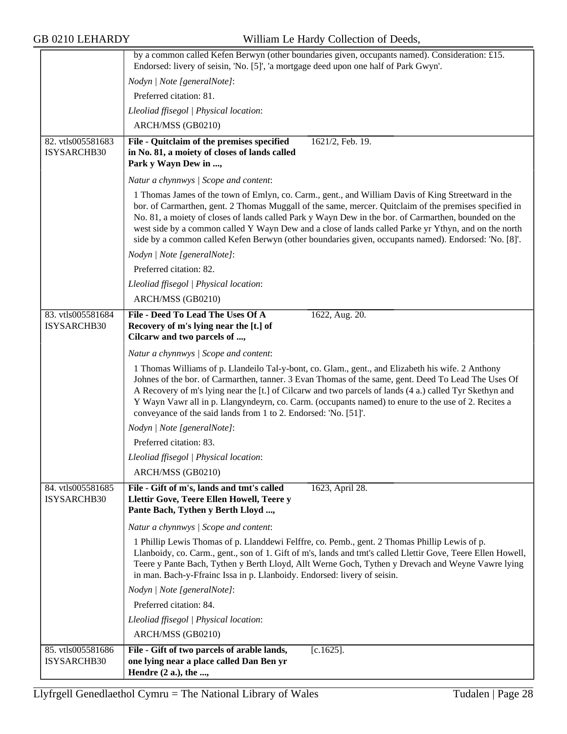by a common called Kefen Berwyn (other boundaries given, occupants named). Consideration: £15. Endorsed: livery of seisin, 'No. [5]', 'a mortgage deed upon one half of Park Gwyn'.

*Nodyn | Note [generalNote]*:

Preferred citation: 81.

*Lleoliad ffisegol | Physical location*:

ARCH/MSS (GB0210)

---

**82. vtls005581683 ISYSARCHB30**

**File - Quitclaim of the premises specified in No. 81, a moiety of closes of lands called Park y Wayn Dew in ...,** 1621/2, Feb. 19.

*Natur a chynnwys | Scope and content*:

1 Thomas James of the town of Emlyn, co. Carm., gent., and William Davis of King Streetward in the bor. of Carmarthen, gent. 2 Thomas Muggall of the same, mercer. Quitclaim of the premises specified in No. 81, a moiety of closes of lands called Park y Wayn Dew in the bor. of Carmarthen, bounded on the west side by a common called Y Wayn Dew and a close of lands called Parke yr Ythyn, and on the north side by a common called Kefen Berwyn (other boundaries given, occupants named). Endorsed: 'No. [8]'.

*Nodyn | Note [generalNote]*:

Preferred citation: 82.

*Lleoliad ffisegol | Physical location*:

ARCH/MSS (GB0210)

---

**83. vtls005581684 ISYSARCHB30**

**File - Deed To Lead The Uses Of A Recovery of m's lying near the [t.] of Cilcarw and two parcels of ...,** 1622, Aug. 20.

*Natur a chynnwys | Scope and content*:

1 Thomas Williams of p. Llandeilo Tal-y-bont, co. Glam., gent., and Elizabeth his wife. 2 Anthony Johnes of the bor. of Carmarthen, tanner. 3 Evan Thomas of the same, gent. Deed To Lead The Uses Of A Recovery of m's lying near the [t.] of Cilcarw and two parcels of lands (4 a.) called Tyr Skethyn and Y Wayn Vawr all in p. Llangyndeyrn, co. Carm. (occupants named) to enure to the use of 2. Recites a conveyance of the said lands from 1 to 2. Endorsed: 'No. [51]'.

*Nodyn | Note [generalNote]*:

Preferred citation: 83.

*Lleoliad ffisegol | Physical location*:

ARCH/MSS (GB0210)

---

**84. vtls005581685 ISYSARCHB30**

**File - Gift of m's, lands and tmt's called Llettir Gove, Teere Ellen Howell, Teere y Pante Bach, Tythen y Berth Lloyd ...,** 1623, April 28.

*Natur a chynnwys | Scope and content*:

1 Phillip Lewis Thomas of p. Llanddewi Felffre, co. Pemb., gent. 2 Thomas Phillip Lewis of p. Llanboidy, co. Carm., gent., son of 1. Gift of m's, lands and tmt's called Llettir Gove, Teere Ellen Howell, Teere y Pante Bach, Tythen y Berth Lloyd, Allt Werne Goch, Tythen y Drevach and Weyne Vawre lying in man. Bach-y-Ffrainc Issa in p. Llanboidy. Endorsed: livery of seisin.

*Nodyn | Note [generalNote]*:

Preferred citation: 84.

*Lleoliad ffisegol | Physical location*:

ARCH/MSS (GB0210)

---

**85. vtls005581686 ISYSARCHB30**

**File - Gift of two parcels of arable lands, one lying near a place called Dan Ben yr Hendre (2 a.), the ...,** [c.1625].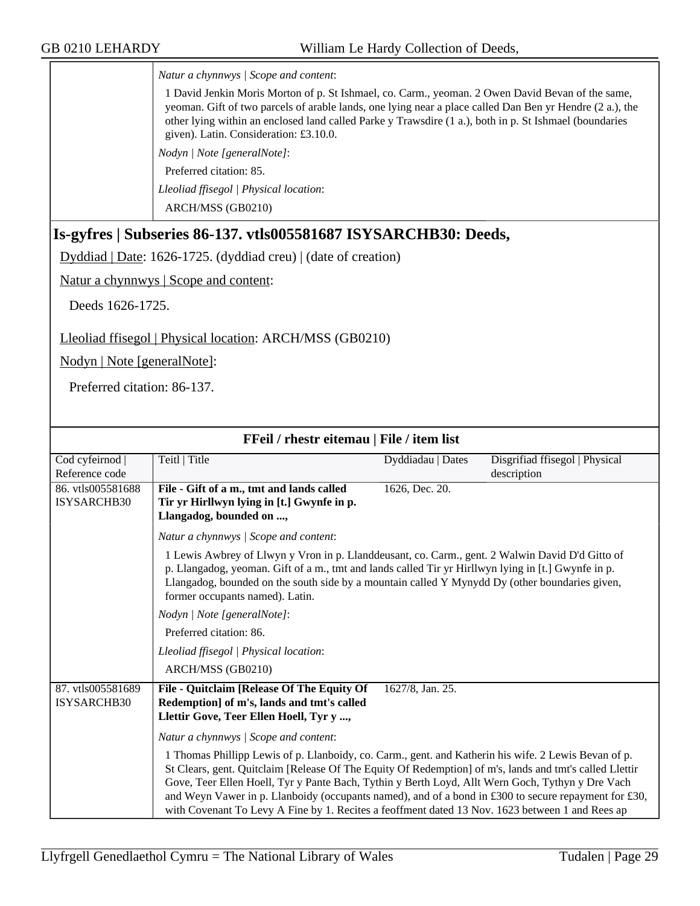*Natur a chynnwys | Scope and content*:

1 David Jenkin Moris Morton of p. St Ishmael, co. Carm., yeoman. 2 Owen David Bevan of the same, yeoman. Gift of two parcels of arable lands, one lying near a place called Dan Ben yr Hendre (2 a.), the other lying within an enclosed land called Parke y Trawsdire (1 a.), both in p. St Ishmael (boundaries given). Latin. Consideration: £3.10.0.

*Nodyn | Note [generalNote]*:

Preferred citation: 85.

*Lleoliad ffisegol | Physical location*:

ARCH/MSS (GB0210)

## Is-gyfres | Subseries 86-137. vtls005581687 ISYSARCHB30: Deeds,

Dyddiad | Date: 1626-1725. (dyddiad creu) | (date of creation)

Natur a chynnwys | Scope and content:

Deeds 1626-1725.

Lleoliad ffisegol | Physical location: ARCH/MSS (GB0210)

Nodyn | Note [generalNote]:

Preferred citation: 86-137.

### FFeil / rhestr eitemau | File / item list

| Cod cyfeirnod \| Reference code | Teitl \| Title | Dyddiadau \| Dates | Disgrifiad ffisegol \| Physical description |
|---|---|---|---|
| 86. vtls005581688 ISYSARCHB30 | **File - Gift of a m., tmt and lands called Tir yr Hirllwyn lying in [t.] Gwynfe in p. Llangadog, bounded on ...,** | 1626, Dec. 20. | |

*Natur a chynnwys | Scope and content*:

1 Lewis Awbrey of Llwyn y Vron in p. Llanddeusant, co. Carm., gent. 2 Walwin David D'd Gitto of p. Llangadog, yeoman. Gift of a m., tmt and lands called Tir yr Hirllwyn lying in [t.] Gwynfe in p. Llangadog, bounded on the south side by a mountain called Y Mynydd Dy (other boundaries given, former occupants named). Latin.

*Nodyn | Note [generalNote]*:

Preferred citation: 86.

*Lleoliad ffisegol | Physical location*:

ARCH/MSS (GB0210)

| Cod cyfeirnod \| Reference code | Teitl \| Title | Dyddiadau \| Dates | Disgrifiad ffisegol \| Physical description |
|---|---|---|---|
| 87. vtls005581689 ISYSARCHB30 | **File - Quitclaim [Release Of The Equity Of Redemption] of m's, lands and tmt's called Llettir Gove, Teer Ellen Hoell, Tyr y ...,** | 1627/8, Jan. 25. | |

*Natur a chynnwys | Scope and content*:

1 Thomas Phillipp Lewis of p. Llanboidy, co. Carm., gent. and Katherin his wife. 2 Lewis Bevan of p. St Clears, gent. Quitclaim [Release Of The Equity Of Redemption] of m's, lands and tmt's called Llettir Gove, Teer Ellen Hoell, Tyr y Pante Bach, Tythin y Berth Loyd, Allt Wern Goch, Tythyn y Dre Vach and Weyn Vawer in p. Llanboidy (occupants named), and of a bond in £300 to secure repayment for £30, with Covenant To Levy A Fine by 1. Recites a feoffment dated 13 Nov. 1623 between 1 and Rees ap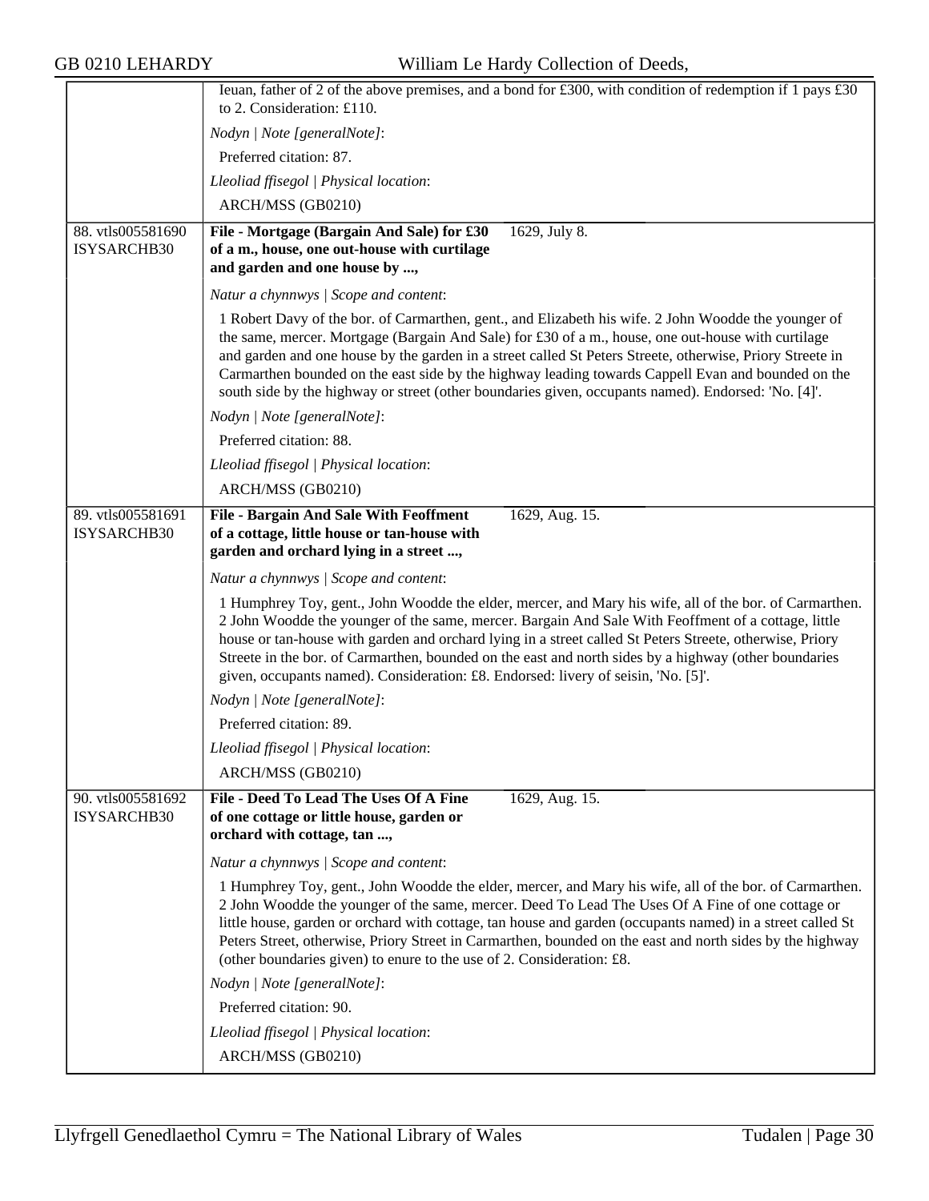Ieuan, father of 2 of the above premises, and a bond for £300, with condition of redemption if 1 pays £30 to 2. Consideration: £110.

*Nodyn | Note [generalNote]*:

Preferred citation: 87.

*Lleoliad ffisegol | Physical location*:

ARCH/MSS (GB0210)

---

88. vtls005581690 ISYSARCHB30

**File - Mortgage (Bargain And Sale) for £30 of a m., house, one out-house with curtilage and garden and one house by ...,** 1629, July 8.

*Natur a chynnwys | Scope and content*:

1 Robert Davy of the bor. of Carmarthen, gent., and Elizabeth his wife. 2 John Woodde the younger of the same, mercer. Mortgage (Bargain And Sale) for £30 of a m., house, one out-house with curtilage and garden and one house by the garden in a street called St Peters Streete, otherwise, Priory Streete in Carmarthen bounded on the east side by the highway leading towards Cappell Evan and bounded on the south side by the highway or street (other boundaries given, occupants named). Endorsed: 'No. [4]'.

*Nodyn | Note [generalNote]*:

Preferred citation: 88.

*Lleoliad ffisegol | Physical location*:

ARCH/MSS (GB0210)

---

89. vtls005581691 ISYSARCHB30

**File - Bargain And Sale With Feoffment of a cottage, little house or tan-house with garden and orchard lying in a street ...,** 1629, Aug. 15.

*Natur a chynnwys | Scope and content*:

1 Humphrey Toy, gent., John Woodde the elder, mercer, and Mary his wife, all of the bor. of Carmarthen. 2 John Woodde the younger of the same, mercer. Bargain And Sale With Feoffment of a cottage, little house or tan-house with garden and orchard lying in a street called St Peters Streete, otherwise, Priory Streete in the bor. of Carmarthen, bounded on the east and north sides by a highway (other boundaries given, occupants named). Consideration: £8. Endorsed: livery of seisin, 'No. [5]'.

*Nodyn | Note [generalNote]*:

Preferred citation: 89.

*Lleoliad ffisegol | Physical location*:

ARCH/MSS (GB0210)

---

90. vtls005581692 ISYSARCHB30

**File - Deed To Lead The Uses Of A Fine of one cottage or little house, garden or orchard with cottage, tan ...,** 1629, Aug. 15.

*Natur a chynnwys | Scope and content*:

1 Humphrey Toy, gent., John Woodde the elder, mercer, and Mary his wife, all of the bor. of Carmarthen. 2 John Woodde the younger of the same, mercer. Deed To Lead The Uses Of A Fine of one cottage or little house, garden or orchard with cottage, tan house and garden (occupants named) in a street called St Peters Street, otherwise, Priory Street in Carmarthen, bounded on the east and north sides by the highway (other boundaries given) to enure to the use of 2. Consideration: £8.

*Nodyn | Note [generalNote]*:

Preferred citation: 90.

*Lleoliad ffisegol | Physical location*:

ARCH/MSS (GB0210)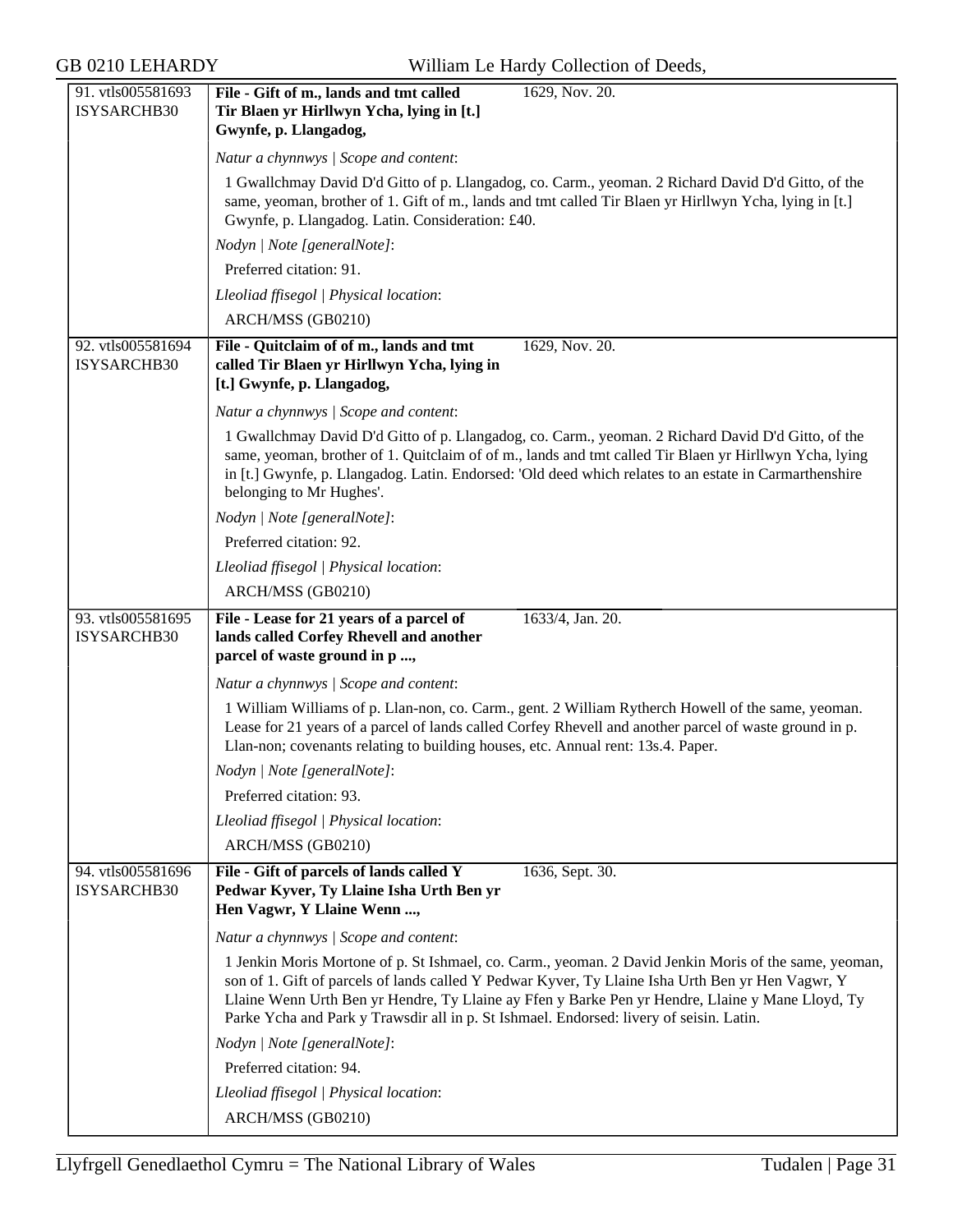| 91. vtls005581693 ISYSARCHB30 | **File - Gift of m., lands and tmt called Tir Blaen yr Hirllwyn Ycha, lying in [t.] Gwynfe, p. Llangadog,** | 1629, Nov. 20. |
|---|---|---|

*Natur a chynnwys | Scope and content*:

1 Gwallchmay David D'd Gitto of p. Llangadog, co. Carm., yeoman. 2 Richard David D'd Gitto, of the same, yeoman, brother of 1. Gift of m., lands and tmt called Tir Blaen yr Hirllwyn Ycha, lying in [t.] Gwynfe, p. Llangadog. Latin. Consideration: £40.

*Nodyn | Note [generalNote]*:

Preferred citation: 91.

*Lleoliad ffisegol | Physical location*:

ARCH/MSS (GB0210)

| 92. vtls005581694 ISYSARCHB30 | **File - Quitclaim of of m., lands and tmt called Tir Blaen yr Hirllwyn Ycha, lying in [t.] Gwynfe, p. Llangadog,** | 1629, Nov. 20. |
|---|---|---|

*Natur a chynnwys | Scope and content*:

1 Gwallchmay David D'd Gitto of p. Llangadog, co. Carm., yeoman. 2 Richard David D'd Gitto, of the same, yeoman, brother of 1. Quitclaim of of m., lands and tmt called Tir Blaen yr Hirllwyn Ycha, lying in [t.] Gwynfe, p. Llangadog. Latin. Endorsed: 'Old deed which relates to an estate in Carmarthenshire belonging to Mr Hughes'.

*Nodyn | Note [generalNote]*:

Preferred citation: 92.

*Lleoliad ffisegol | Physical location*:

ARCH/MSS (GB0210)

| 93. vtls005581695 ISYSARCHB30 | **File - Lease for 21 years of a parcel of lands called Corfey Rhevell and another parcel of waste ground in p ...,** | 1633/4, Jan. 20. |
|---|---|---|

*Natur a chynnwys | Scope and content*:

1 William Williams of p. Llan-non, co. Carm., gent. 2 William Rytherch Howell of the same, yeoman. Lease for 21 years of a parcel of lands called Corfey Rhevell and another parcel of waste ground in p. Llan-non; covenants relating to building houses, etc. Annual rent: 13s.4. Paper.

*Nodyn | Note [generalNote]*:

Preferred citation: 93.

*Lleoliad ffisegol | Physical location*:

ARCH/MSS (GB0210)

| 94. vtls005581696 ISYSARCHB30 | **File - Gift of parcels of lands called Y Pedwar Kyver, Ty Llaine Isha Urth Ben yr Hen Vagwr, Y Llaine Wenn ...,** | 1636, Sept. 30. |
|---|---|---|

*Natur a chynnwys | Scope and content*:

1 Jenkin Moris Mortone of p. St Ishmael, co. Carm., yeoman. 2 David Jenkin Moris of the same, yeoman, son of 1. Gift of parcels of lands called Y Pedwar Kyver, Ty Llaine Isha Urth Ben yr Hen Vagwr, Y Llaine Wenn Urth Ben yr Hendre, Ty Llaine ay Ffen y Barke Pen yr Hendre, Llaine y Mane Lloyd, Ty Parke Ycha and Park y Trawsdir all in p. St Ishmael. Endorsed: livery of seisin. Latin.

*Nodyn | Note [generalNote]*:

Preferred citation: 94.

*Lleoliad ffisegol | Physical location*:

ARCH/MSS (GB0210)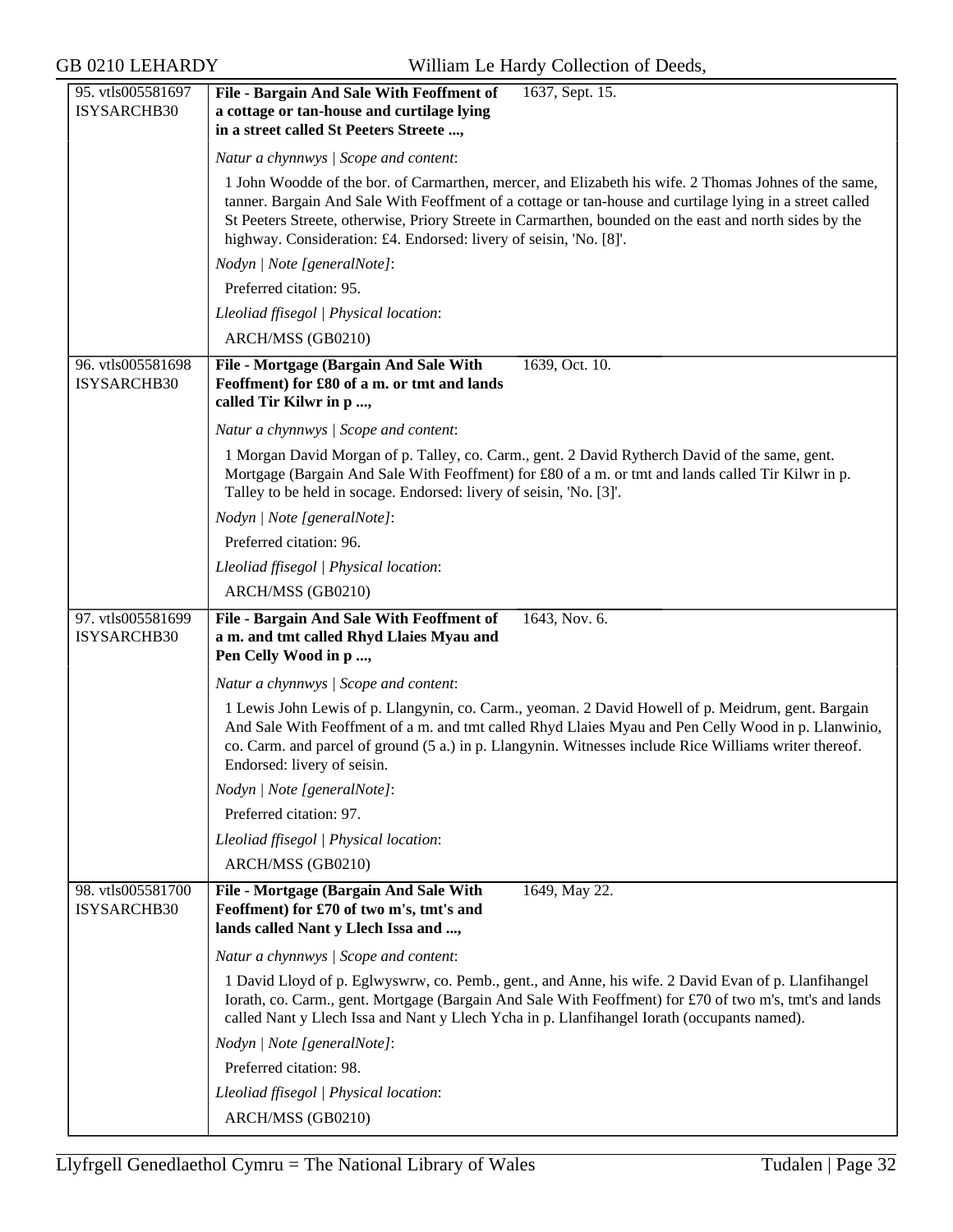| | | |
|---|---|---|
| 95. vtls005581697 ISYSARCHB30 | **File - Bargain And Sale With Feoffment of a cottage or tan-house and curtilage lying in a street called St Peeters Streete ...,** | 1637, Sept. 15. |
| | *Natur a chynnwys \| Scope and content*:<br><br>1 John Woodde of the bor. of Carmarthen, mercer, and Elizabeth his wife. 2 Thomas Johnes of the same, tanner. Bargain And Sale With Feoffment of a cottage or tan-house and curtilage lying in a street called St Peeters Streete, otherwise, Priory Streete in Carmarthen, bounded on the east and north sides by the highway. Consideration: £4. Endorsed: livery of seisin, 'No. [8]'.<br><br>*Nodyn \| Note [generalNote]*:<br><br>Preferred citation: 95.<br><br>*Lleoliad ffisegol \| Physical location*:<br><br>ARCH/MSS (GB0210) | |
| 96. vtls005581698 ISYSARCHB30 | **File - Mortgage (Bargain And Sale With Feoffment) for £80 of a m. or tmt and lands called Tir Kilwr in p ...,** | 1639, Oct. 10. |
| | *Natur a chynnwys \| Scope and content*:<br><br>1 Morgan David Morgan of p. Talley, co. Carm., gent. 2 David Rytherch David of the same, gent. Mortgage (Bargain And Sale With Feoffment) for £80 of a m. or tmt and lands called Tir Kilwr in p. Talley to be held in socage. Endorsed: livery of seisin, 'No. [3]'.<br><br>*Nodyn \| Note [generalNote]*:<br><br>Preferred citation: 96.<br><br>*Lleoliad ffisegol \| Physical location*:<br><br>ARCH/MSS (GB0210) | |
| 97. vtls005581699 ISYSARCHB30 | **File - Bargain And Sale With Feoffment of a m. and tmt called Rhyd Llaies Myau and Pen Celly Wood in p ...,** | 1643, Nov. 6. |
| | *Natur a chynnwys \| Scope and content*:<br><br>1 Lewis John Lewis of p. Llangynin, co. Carm., yeoman. 2 David Howell of p. Meidrum, gent. Bargain And Sale With Feoffment of a m. and tmt called Rhyd Llaies Myau and Pen Celly Wood in p. Llanwinio, co. Carm. and parcel of ground (5 a.) in p. Llangynin. Witnesses include Rice Williams writer thereof. Endorsed: livery of seisin.<br><br>*Nodyn \| Note [generalNote]*:<br><br>Preferred citation: 97.<br><br>*Lleoliad ffisegol \| Physical location*:<br><br>ARCH/MSS (GB0210) | |
| 98. vtls005581700 ISYSARCHB30 | **File - Mortgage (Bargain And Sale With Feoffment) for £70 of two m's, tmt's and lands called Nant y Llech Issa and ...,** | 1649, May 22. |
| | *Natur a chynnwys \| Scope and content*:<br><br>1 David Lloyd of p. Eglwyswrw, co. Pemb., gent., and Anne, his wife. 2 David Evan of p. Llanfihangel Iorath, co. Carm., gent. Mortgage (Bargain And Sale With Feoffment) for £70 of two m's, tmt's and lands called Nant y Llech Issa and Nant y Llech Ycha in p. Llanfihangel Iorath (occupants named).<br><br>*Nodyn \| Note [generalNote]*:<br><br>Preferred citation: 98.<br><br>*Lleoliad ffisegol \| Physical location*:<br><br>ARCH/MSS (GB0210) | |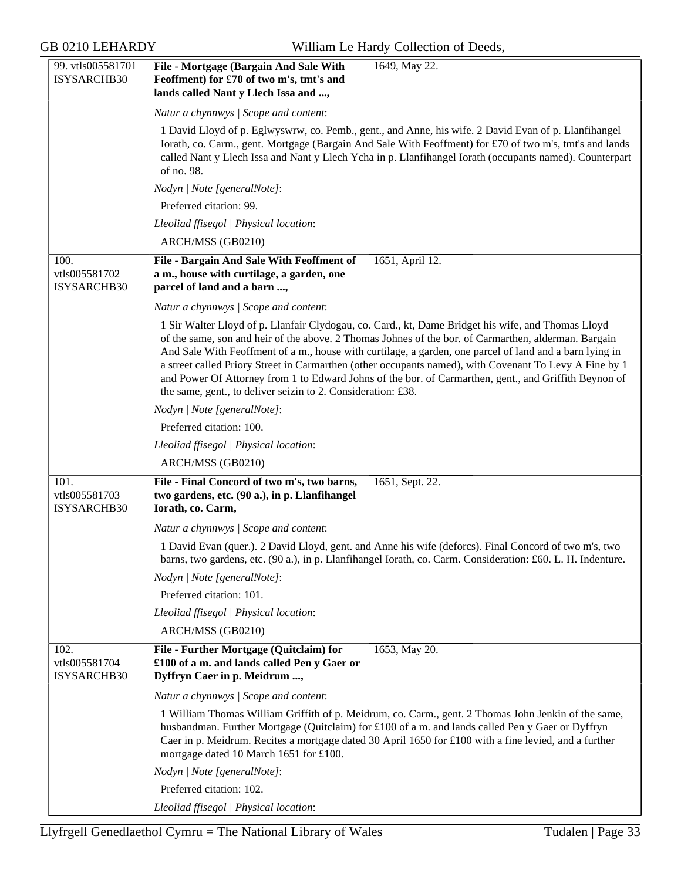99. vtls005581701 ISYSARCHB30

**File - Mortgage (Bargain And Sale With Feoffment) for £70 of two m's, tmt's and lands called Nant y Llech Issa and ...,** 1649, May 22.

*Natur a chynnwys | Scope and content*:

1 David Lloyd of p. Eglwyswrw, co. Pemb., gent., and Anne, his wife. 2 David Evan of p. Llanfihangel Iorath, co. Carm., gent. Mortgage (Bargain And Sale With Feoffment) for £70 of two m's, tmt's and lands called Nant y Llech Issa and Nant y Llech Ycha in p. Llanfihangel Iorath (occupants named). Counterpart of no. 98.

*Nodyn | Note [generalNote]*:

Preferred citation: 99.

*Lleoliad ffisegol | Physical location*:

ARCH/MSS (GB0210)

100. vtls005581702 ISYSARCHB30

**File - Bargain And Sale With Feoffment of a m., house with curtilage, a garden, one parcel of land and a barn ...,** 1651, April 12.

*Natur a chynnwys | Scope and content*:

1 Sir Walter Lloyd of p. Llanfair Clydogau, co. Card., kt, Dame Bridget his wife, and Thomas Lloyd of the same, son and heir of the above. 2 Thomas Johnes of the bor. of Carmarthen, alderman. Bargain And Sale With Feoffment of a m., house with curtilage, a garden, one parcel of land and a barn lying in a street called Priory Street in Carmarthen (other occupants named), with Covenant To Levy A Fine by 1 and Power Of Attorney from 1 to Edward Johns of the bor. of Carmarthen, gent., and Griffith Beynon of the same, gent., to deliver seizin to 2. Consideration: £38.

*Nodyn | Note [generalNote]*:

Preferred citation: 100.

*Lleoliad ffisegol | Physical location*:

ARCH/MSS (GB0210)

101. vtls005581703 ISYSARCHB30

**File - Final Concord of two m's, two barns, two gardens, etc. (90 a.), in p. Llanfihangel Iorath, co. Carm,** 1651, Sept. 22.

*Natur a chynnwys | Scope and content*:

1 David Evan (quer.). 2 David Lloyd, gent. and Anne his wife (deforcs). Final Concord of two m's, two barns, two gardens, etc. (90 a.), in p. Llanfihangel Iorath, co. Carm. Consideration: £60. L. H. Indenture.

*Nodyn | Note [generalNote]*:

Preferred citation: 101.

*Lleoliad ffisegol | Physical location*:

ARCH/MSS (GB0210)

102. vtls005581704 ISYSARCHB30

**File - Further Mortgage (Quitclaim) for £100 of a m. and lands called Pen y Gaer or Dyffryn Caer in p. Meidrum ...,** 1653, May 20.

*Natur a chynnwys | Scope and content*:

1 William Thomas William Griffith of p. Meidrum, co. Carm., gent. 2 Thomas John Jenkin of the same, husbandman. Further Mortgage (Quitclaim) for £100 of a m. and lands called Pen y Gaer or Dyffryn Caer in p. Meidrum. Recites a mortgage dated 30 April 1650 for £100 with a fine levied, and a further mortgage dated 10 March 1651 for £100.

*Nodyn | Note [generalNote]*:

Preferred citation: 102.

*Lleoliad ffisegol | Physical location*: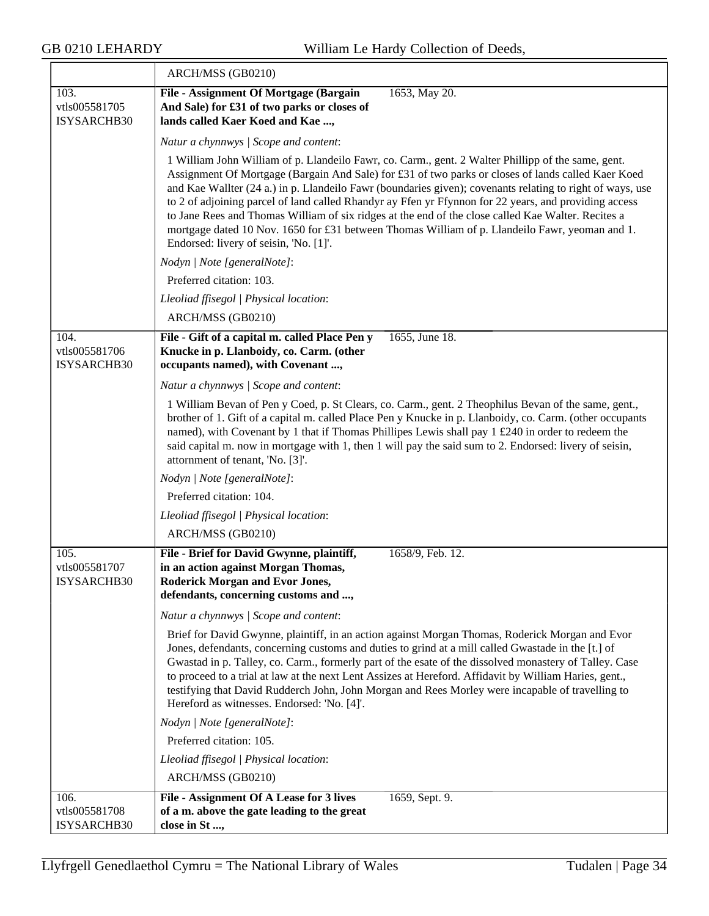| | ARCH/MSS (GB0210) |
|---|---|
| 103.<br>vtls005581705<br>ISYSARCHB30 | **File - Assignment Of Mortgage (Bargain And Sale) for £31 of two parks or closes of lands called Kaer Koed and Kae ...,** 1653, May 20.<br><br>*Natur a chynnwys \| Scope and content*:<br><br>1 William John William of p. Llandeilo Fawr, co. Carm., gent. 2 Walter Phillipp of the same, gent. Assignment Of Mortgage (Bargain And Sale) for £31 of two parks or closes of lands called Kaer Koed and Kae Wallter (24 a.) in p. Llandeilo Fawr (boundaries given); covenants relating to right of ways, use to 2 of adjoining parcel of land called Rhandyr ay Ffen yr Ffynnon for 22 years, and providing access to Jane Rees and Thomas William of six ridges at the end of the close called Kae Walter. Recites a mortgage dated 10 Nov. 1650 for £31 between Thomas William of p. Llandeilo Fawr, yeoman and 1. Endorsed: livery of seisin, 'No. [1]'.<br><br>*Nodyn \| Note [generalNote]*:<br><br>Preferred citation: 103.<br><br>*Lleoliad ffisegol \| Physical location*:<br><br>ARCH/MSS (GB0210) |
| 104.<br>vtls005581706<br>ISYSARCHB30 | **File - Gift of a capital m. called Place Pen y Knucke in p. Llanboidy, co. Carm. (other occupants named), with Covenant ...,** 1655, June 18.<br><br>*Natur a chynnwys \| Scope and content*:<br><br>1 William Bevan of Pen y Coed, p. St Clears, co. Carm., gent. 2 Theophilus Bevan of the same, gent., brother of 1. Gift of a capital m. called Place Pen y Knucke in p. Llanboidy, co. Carm. (other occupants named), with Covenant by 1 that if Thomas Phillipes Lewis shall pay 1 £240 in order to redeem the said capital m. now in mortgage with 1, then 1 will pay the said sum to 2. Endorsed: livery of seisin, attornment of tenant, 'No. [3]'.<br><br>*Nodyn \| Note [generalNote]*:<br><br>Preferred citation: 104.<br><br>*Lleoliad ffisegol \| Physical location*:<br><br>ARCH/MSS (GB0210) |
| 105.<br>vtls005581707<br>ISYSARCHB30 | **File - Brief for David Gwynne, plaintiff, in an action against Morgan Thomas, Roderick Morgan and Evor Jones, defendants, concerning customs and ...,** 1658/9, Feb. 12.<br><br>*Natur a chynnwys \| Scope and content*:<br><br>Brief for David Gwynne, plaintiff, in an action against Morgan Thomas, Roderick Morgan and Evor Jones, defendants, concerning customs and duties to grind at a mill called Gwastade in the [t.] of Gwastad in p. Talley, co. Carm., formerly part of the esate of the dissolved monastery of Talley. Case to proceed to a trial at law at the next Lent Assizes at Hereford. Affidavit by William Haries, gent., testifying that David Rudderch John, John Morgan and Rees Morley were incapable of travelling to Hereford as witnesses. Endorsed: 'No. [4]'.<br><br>*Nodyn \| Note [generalNote]*:<br><br>Preferred citation: 105.<br><br>*Lleoliad ffisegol \| Physical location*:<br><br>ARCH/MSS (GB0210) |
| 106.<br>vtls005581708<br>ISYSARCHB30 | **File - Assignment Of A Lease for 3 lives of a m. above the gate leading to the great close in St ...,** 1659, Sept. 9. |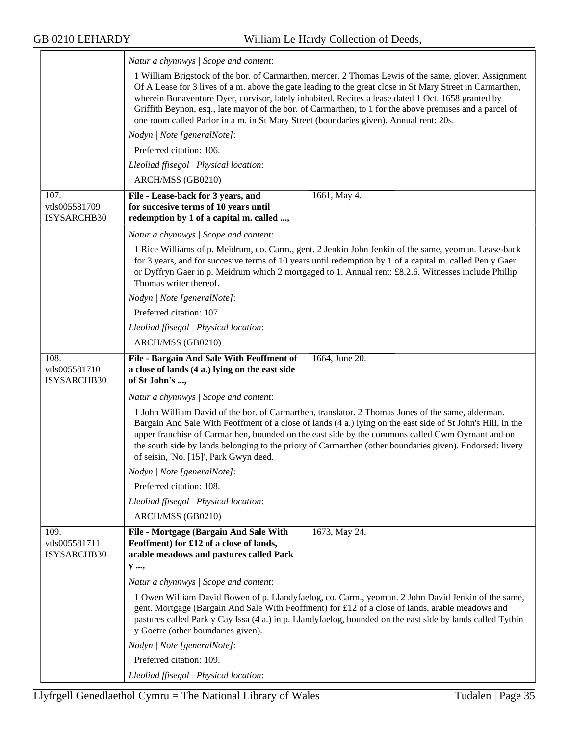*Natur a chynnwys | Scope and content*:

1 William Brigstock of the bor. of Carmarthen, mercer. 2 Thomas Lewis of the same, glover. Assignment Of A Lease for 3 lives of a m. above the gate leading to the great close in St Mary Street in Carmarthen, wherein Bonaventure Dyer, corvisor, lately inhabited. Recites a lease dated 1 Oct. 1658 granted by Griffith Beynon, esq., late mayor of the bor. of Carmarthen, to 1 for the above premises and a parcel of one room called Parlor in a m. in St Mary Street (boundaries given). Annual rent: 20s.

*Nodyn | Note [generalNote]*:

Preferred citation: 106.

*Lleoliad ffisegol | Physical location*:

ARCH/MSS (GB0210)

---

107.
vtls005581709
ISYSARCHB30

**File - Lease-back for 3 years, and for succesive terms of 10 years until redemption by 1 of a capital m. called ...,** 1661, May 4.

*Natur a chynnwys | Scope and content*:

1 Rice Williams of p. Meidrum, co. Carm., gent. 2 Jenkin John Jenkin of the same, yeoman. Lease-back for 3 years, and for succesive terms of 10 years until redemption by 1 of a capital m. called Pen y Gaer or Dyffryn Gaer in p. Meidrum which 2 mortgaged to 1. Annual rent: £8.2.6. Witnesses include Phillip Thomas writer thereof.

*Nodyn | Note [generalNote]*:

Preferred citation: 107.

*Lleoliad ffisegol | Physical location*:

ARCH/MSS (GB0210)

---

108.
vtls005581710
ISYSARCHB30

**File - Bargain And Sale With Feoffment of a close of lands (4 a.) lying on the east side of St John's ...,** 1664, June 20.

*Natur a chynnwys | Scope and content*:

1 John William David of the bor. of Carmarthen, translator. 2 Thomas Jones of the same, alderman. Bargain And Sale With Feoffment of a close of lands (4 a.) lying on the east side of St John's Hill, in the upper franchise of Carmarthen, bounded on the east side by the commons called Cwm Oyrnant and on the south side by lands belonging to the priory of Carmarthen (other boundaries given). Endorsed: livery of seisin, 'No. [15]', Park Gwyn deed.

*Nodyn | Note [generalNote]*:

Preferred citation: 108.

*Lleoliad ffisegol | Physical location*:

ARCH/MSS (GB0210)

---

109.
vtls005581711
ISYSARCHB30

**File - Mortgage (Bargain And Sale With Feoffment) for £12 of a close of lands, arable meadows and pastures called Park y ...,** 1673, May 24.

*Natur a chynnwys | Scope and content*:

1 Owen William David Bowen of p. Llandyfaelog, co. Carm., yeoman. 2 John David Jenkin of the same, gent. Mortgage (Bargain And Sale With Feoffment) for £12 of a close of lands, arable meadows and pastures called Park y Cay Issa (4 a.) in p. Llandyfaelog, bounded on the east side by lands called Tythin y Goetre (other boundaries given).

*Nodyn | Note [generalNote]*:

Preferred citation: 109.

*Lleoliad ffisegol | Physical location*: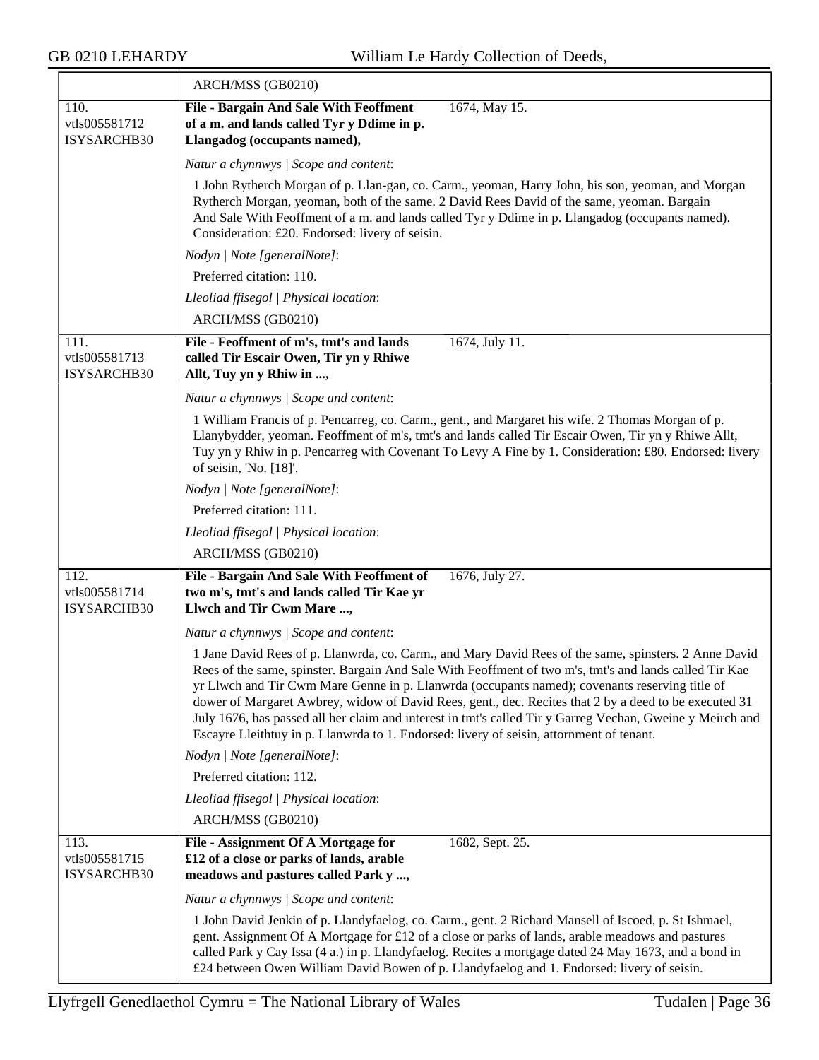| | ARCH/MSS (GB0210) |
|---|---|
| 110. vtls005581712 ISYSARCHB30 | **File - Bargain And Sale With Feoffment of a m. and lands called Tyr y Ddime in p. Llangadog (occupants named),** 1674, May 15.<br><br>*Natur a chynnwys \| Scope and content*:<br><br>1 John Rytherch Morgan of p. Llan-gan, co. Carm., yeoman, Harry John, his son, yeoman, and Morgan Rytherch Morgan, yeoman, both of the same. 2 David Rees David of the same, yeoman. Bargain And Sale With Feoffment of a m. and lands called Tyr y Ddime in p. Llangadog (occupants named). Consideration: £20. Endorsed: livery of seisin.<br><br>*Nodyn \| Note [generalNote]*:<br><br>Preferred citation: 110.<br><br>*Lleoliad ffisegol \| Physical location*:<br><br>ARCH/MSS (GB0210) |
| 111. vtls005581713 ISYSARCHB30 | **File - Feoffment of m's, tmt's and lands called Tir Escair Owen, Tir yn y Rhiwe Allt, Tuy yn y Rhiw in ...,** 1674, July 11.<br><br>*Natur a chynnwys \| Scope and content*:<br><br>1 William Francis of p. Pencarreg, co. Carm., gent., and Margaret his wife. 2 Thomas Morgan of p. Llanybydder, yeoman. Feoffment of m's, tmt's and lands called Tir Escair Owen, Tir yn y Rhiwe Allt, Tuy yn y Rhiw in p. Pencarreg with Covenant To Levy A Fine by 1. Consideration: £80. Endorsed: livery of seisin, 'No. [18]'.<br><br>*Nodyn \| Note [generalNote]*:<br><br>Preferred citation: 111.<br><br>*Lleoliad ffisegol \| Physical location*:<br><br>ARCH/MSS (GB0210) |
| 112. vtls005581714 ISYSARCHB30 | **File - Bargain And Sale With Feoffment of two m's, tmt's and lands called Tir Kae yr Llwch and Tir Cwm Mare ...,** 1676, July 27.<br><br>*Natur a chynnwys \| Scope and content*:<br><br>1 Jane David Rees of p. Llanwrda, co. Carm., and Mary David Rees of the same, spinsters. 2 Anne David Rees of the same, spinster. Bargain And Sale With Feoffment of two m's, tmt's and lands called Tir Kae yr Llwch and Tir Cwm Mare Genne in p. Llanwrda (occupants named); covenants reserving title of dower of Margaret Awbrey, widow of David Rees, gent., dec. Recites that 2 by a deed to be executed 31 July 1676, has passed all her claim and interest in tmt's called Tir y Garreg Vechan, Gweine y Meirch and Escayre Lleithtuy in p. Llanwrda to 1. Endorsed: livery of seisin, attornment of tenant.<br><br>*Nodyn \| Note [generalNote]*:<br><br>Preferred citation: 112.<br><br>*Lleoliad ffisegol \| Physical location*:<br><br>ARCH/MSS (GB0210) |
| 113. vtls005581715 ISYSARCHB30 | **File - Assignment Of A Mortgage for £12 of a close or parks of lands, arable meadows and pastures called Park y ...,** 1682, Sept. 25.<br><br>*Natur a chynnwys \| Scope and content*:<br><br>1 John David Jenkin of p. Llandyfaelog, co. Carm., gent. 2 Richard Mansell of Iscoed, p. St Ishmael, gent. Assignment Of A Mortgage for £12 of a close or parks of lands, arable meadows and pastures called Park y Cay Issa (4 a.) in p. Llandyfaelog. Recites a mortgage dated 24 May 1673, and a bond in £24 between Owen William David Bowen of p. Llandyfaelog and 1. Endorsed: livery of seisin. |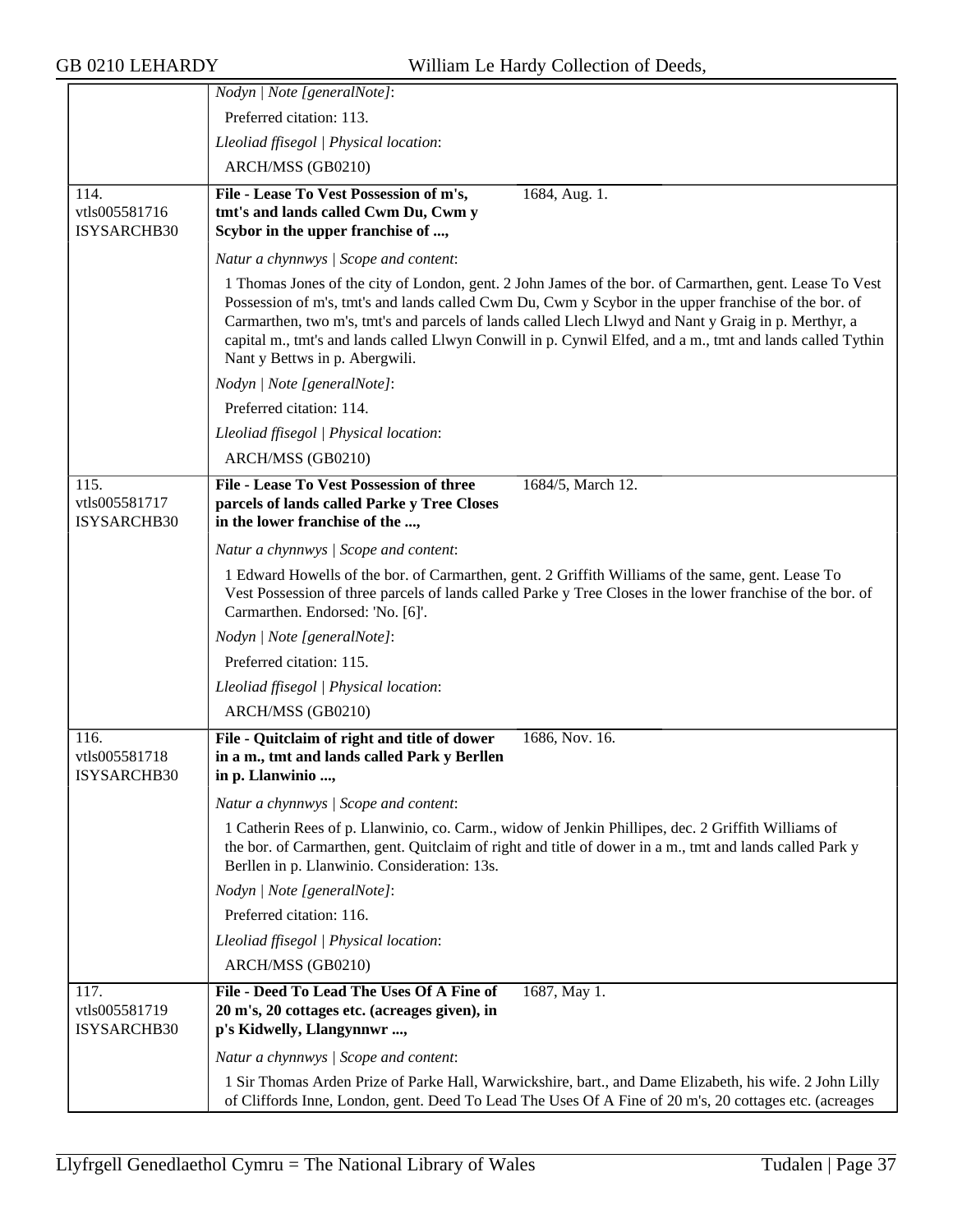| | |
|---|---|
| | *Nodyn \| Note [generalNote]*: |
| | Preferred citation: 113. |
| | *Lleoliad ffisegol \| Physical location*: |
| | ARCH/MSS (GB0210) |
| 114. vtls005581716 ISYSARCHB30 | **File - Lease To Vest Possession of m's, tmt's and lands called Cwm Du, Cwm y Scybor in the upper franchise of ...,** 1684, Aug. 1. |
| | *Natur a chynnwys \| Scope and content*: |
| | 1 Thomas Jones of the city of London, gent. 2 John James of the bor. of Carmarthen, gent. Lease To Vest Possession of m's, tmt's and lands called Cwm Du, Cwm y Scybor in the upper franchise of the bor. of Carmarthen, two m's, tmt's and parcels of lands called Llech Llwyd and Nant y Graig in p. Merthyr, a capital m., tmt's and lands called Llwyn Conwill in p. Cynwil Elfed, and a m., tmt and lands called Tythin Nant y Bettws in p. Abergwili. |
| | *Nodyn \| Note [generalNote]*: |
| | Preferred citation: 114. |
| | *Lleoliad ffisegol \| Physical location*: |
| | ARCH/MSS (GB0210) |
| 115. vtls005581717 ISYSARCHB30 | **File - Lease To Vest Possession of three parcels of lands called Parke y Tree Closes in the lower franchise of the ...,** 1684/5, March 12. |
| | *Natur a chynnwys \| Scope and content*: |
| | 1 Edward Howells of the bor. of Carmarthen, gent. 2 Griffith Williams of the same, gent. Lease To Vest Possession of three parcels of lands called Parke y Tree Closes in the lower franchise of the bor. of Carmarthen. Endorsed: 'No. [6]'. |
| | *Nodyn \| Note [generalNote]*: |
| | Preferred citation: 115. |
| | *Lleoliad ffisegol \| Physical location*: |
| | ARCH/MSS (GB0210) |
| 116. vtls005581718 ISYSARCHB30 | **File - Quitclaim of right and title of dower in a m., tmt and lands called Park y Berllen in p. Llanwinio ...,** 1686, Nov. 16. |
| | *Natur a chynnwys \| Scope and content*: |
| | 1 Catherin Rees of p. Llanwinio, co. Carm., widow of Jenkin Phillipes, dec. 2 Griffith Williams of the bor. of Carmarthen, gent. Quitclaim of right and title of dower in a m., tmt and lands called Park y Berllen in p. Llanwinio. Consideration: 13s. |
| | *Nodyn \| Note [generalNote]*: |
| | Preferred citation: 116. |
| | *Lleoliad ffisegol \| Physical location*: |
| | ARCH/MSS (GB0210) |
| 117. vtls005581719 ISYSARCHB30 | **File - Deed To Lead The Uses Of A Fine of 20 m's, 20 cottages etc. (acreages given), in p's Kidwelly, Llangynnwr ...,** 1687, May 1. |
| | *Natur a chynnwys \| Scope and content*: |
| | 1 Sir Thomas Arden Prize of Parke Hall, Warwickshire, bart., and Dame Elizabeth, his wife. 2 John Lilly of Cliffords Inne, London, gent. Deed To Lead The Uses Of A Fine of 20 m's, 20 cottages etc. (acreages |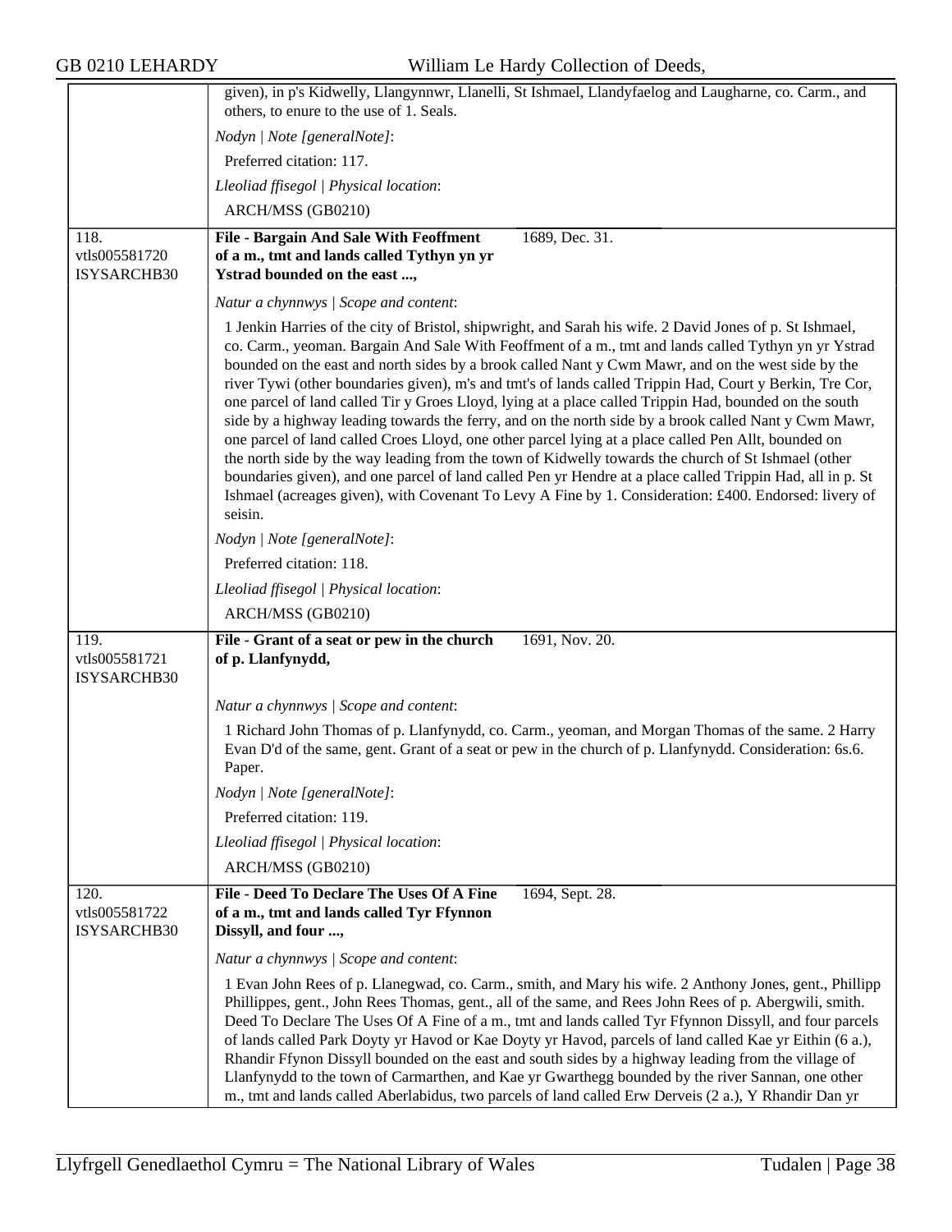given), in p's Kidwelly, Llangynnwr, Llanelli, St Ishmael, Llandyfaelog and Laugharne, co. Carm., and others, to enure to the use of 1. Seals.

*Nodyn | Note [generalNote]*:

Preferred citation: 117.

*Lleoliad ffisegol | Physical location*:

ARCH/MSS (GB0210)

---

118.
vtls005581720
ISYSARCHB30

**File - Bargain And Sale With Feoffment of a m., tmt and lands called Tythyn yn yr Ystrad bounded on the east ...,** 1689, Dec. 31.

*Natur a chynnwys | Scope and content*:

1 Jenkin Harries of the city of Bristol, shipwright, and Sarah his wife. 2 David Jones of p. St Ishmael, co. Carm., yeoman. Bargain And Sale With Feoffment of a m., tmt and lands called Tythyn yn yr Ystrad bounded on the east and north sides by a brook called Nant y Cwm Mawr, and on the west side by the river Tywi (other boundaries given), m's and tmt's of lands called Trippin Had, Court y Berkin, Tre Cor, one parcel of land called Tir y Groes Lloyd, lying at a place called Trippin Had, bounded on the south side by a highway leading towards the ferry, and on the north side by a brook called Nant y Cwm Mawr, one parcel of land called Croes Lloyd, one other parcel lying at a place called Pen Allt, bounded on the north side by the way leading from the town of Kidwelly towards the church of St Ishmael (other boundaries given), and one parcel of land called Pen yr Hendre at a place called Trippin Had, all in p. St Ishmael (acreages given), with Covenant To Levy A Fine by 1. Consideration: £400. Endorsed: livery of seisin.

*Nodyn | Note [generalNote]*:

Preferred citation: 118.

*Lleoliad ffisegol | Physical location*:

ARCH/MSS (GB0210)

---

119.
vtls005581721
ISYSARCHB30

**File - Grant of a seat or pew in the church of p. Llanfynydd,** 1691, Nov. 20.

*Natur a chynnwys | Scope and content*:

1 Richard John Thomas of p. Llanfynydd, co. Carm., yeoman, and Morgan Thomas of the same. 2 Harry Evan D'd of the same, gent. Grant of a seat or pew in the church of p. Llanfynydd. Consideration: 6s.6. Paper.

*Nodyn | Note [generalNote]*:

Preferred citation: 119.

*Lleoliad ffisegol | Physical location*:

ARCH/MSS (GB0210)

---

120.
vtls005581722
ISYSARCHB30

**File - Deed To Declare The Uses Of A Fine of a m., tmt and lands called Tyr Ffynnon Dissyll, and four ...,** 1694, Sept. 28.

*Natur a chynnwys | Scope and content*:

1 Evan John Rees of p. Llanegwad, co. Carm., smith, and Mary his wife. 2 Anthony Jones, gent., Phillipp Phillippes, gent., John Rees Thomas, gent., all of the same, and Rees John Rees of p. Abergwili, smith. Deed To Declare The Uses Of A Fine of a m., tmt and lands called Tyr Ffynnon Dissyll, and four parcels of lands called Park Doyty yr Havod or Kae Doyty yr Havod, parcels of land called Kae yr Eithin (6 a.), Rhandir Ffynon Dissyll bounded on the east and south sides by a highway leading from the village of Llanfynydd to the town of Carmarthen, and Kae yr Gwarthegg bounded by the river Sannan, one other m., tmt and lands called Aberlabidus, two parcels of land called Erw Derveis (2 a.), Y Rhandir Dan yr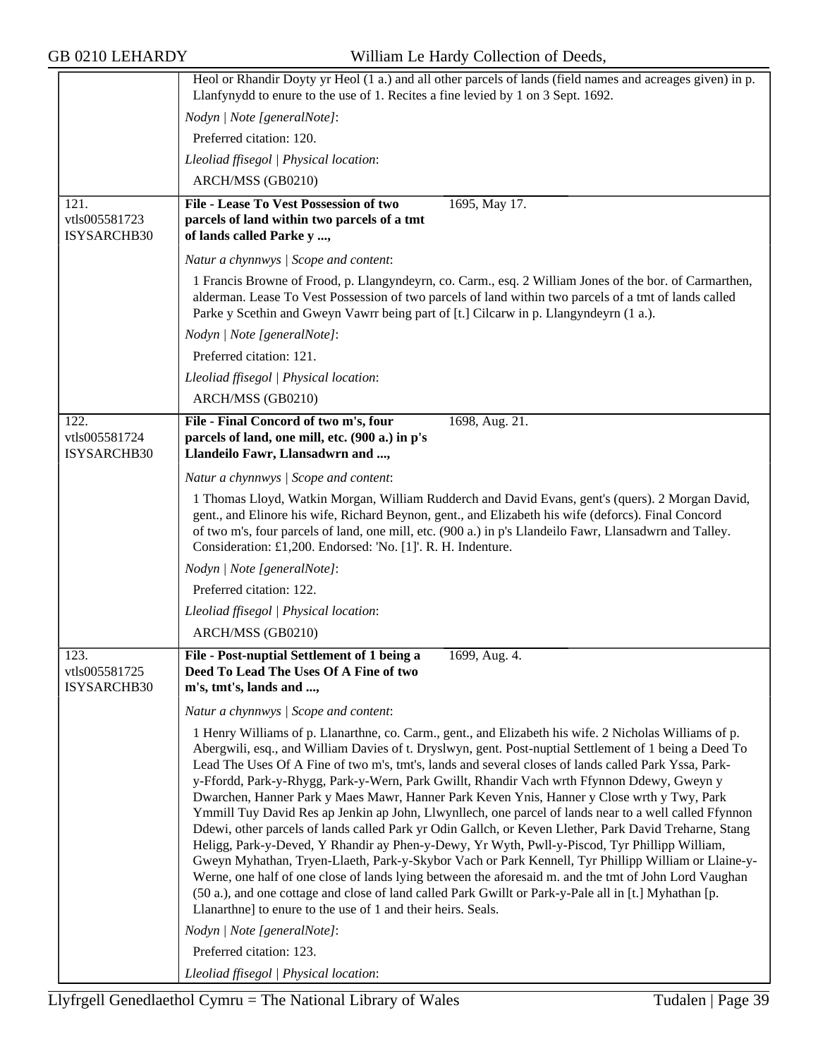Heol or Rhandir Doyty yr Heol (1 a.) and all other parcels of lands (field names and acreages given) in p. Llanfynydd to enure to the use of 1. Recites a fine levied by 1 on 3 Sept. 1692.

*Nodyn | Note [generalNote]*:

Preferred citation: 120.

*Lleoliad ffisegol | Physical location*:

ARCH/MSS (GB0210)

---

121.
vtls005581723
ISYSARCHB30

**File - Lease To Vest Possession of two parcels of land within two parcels of a tmt of lands called Parke y ...,** 1695, May 17.

*Natur a chynnwys | Scope and content*:

1 Francis Browne of Frood, p. Llangyndeyrn, co. Carm., esq. 2 William Jones of the bor. of Carmarthen, alderman. Lease To Vest Possession of two parcels of land within two parcels of a tmt of lands called Parke y Scethin and Gweyn Vawrr being part of [t.] Cilcarw in p. Llangyndeyrn (1 a.).

*Nodyn | Note [generalNote]*:

Preferred citation: 121.

*Lleoliad ffisegol | Physical location*:

ARCH/MSS (GB0210)

---

122.
vtls005581724
ISYSARCHB30

**File - Final Concord of two m's, four parcels of land, one mill, etc. (900 a.) in p's Llandeilo Fawr, Llansadwrn and ...,** 1698, Aug. 21.

*Natur a chynnwys | Scope and content*:

1 Thomas Lloyd, Watkin Morgan, William Rudderch and David Evans, gent's (quers). 2 Morgan David, gent., and Elinore his wife, Richard Beynon, gent., and Elizabeth his wife (deforcs). Final Concord of two m's, four parcels of land, one mill, etc. (900 a.) in p's Llandeilo Fawr, Llansadwrn and Talley. Consideration: £1,200. Endorsed: 'No. [1]'. R. H. Indenture.

*Nodyn | Note [generalNote]*:

Preferred citation: 122.

*Lleoliad ffisegol | Physical location*:

ARCH/MSS (GB0210)

---

123.
vtls005581725
ISYSARCHB30

**File - Post-nuptial Settlement of 1 being a Deed To Lead The Uses Of A Fine of two m's, tmt's, lands and ...,** 1699, Aug. 4.

*Natur a chynnwys | Scope and content*:

1 Henry Williams of p. Llanarthne, co. Carm., gent., and Elizabeth his wife. 2 Nicholas Williams of p. Abergwili, esq., and William Davies of t. Dryslwyn, gent. Post-nuptial Settlement of 1 being a Deed To Lead The Uses Of A Fine of two m's, tmt's, lands and several closes of lands called Park Yssa, Park-y-Ffordd, Park-y-Rhygg, Park-y-Wern, Park Gwillt, Rhandir Vach wrth Ffynnon Ddewy, Gweyn y Dwarchen, Hanner Park y Maes Mawr, Hanner Park Keven Ynis, Hanner y Close wrth y Twy, Park Ymmill Tuy David Res ap Jenkin ap John, Llwynllech, one parcel of lands near to a well called Ffynnon Ddewi, other parcels of lands called Park yr Odin Gallch, or Keven Llether, Park David Treharne, Stang Heligg, Park-y-Deved, Y Rhandir ay Phen-y-Dewy, Yr Wyth, Pwll-y-Piscod, Tyr Phillipp William, Gweyn Myhathan, Tryen-Llaeth, Park-y-Skybor Vach or Park Kennell, Tyr Phillipp William or Llaine-y-Werne, one half of one close of lands lying between the aforesaid m. and the tmt of John Lord Vaughan (50 a.), and one cottage and close of land called Park Gwillt or Park-y-Pale all in [t.] Myhathan [p. Llanarthne] to enure to the use of 1 and their heirs. Seals.

*Nodyn | Note [generalNote]*:

Preferred citation: 123.

*Lleoliad ffisegol | Physical location*: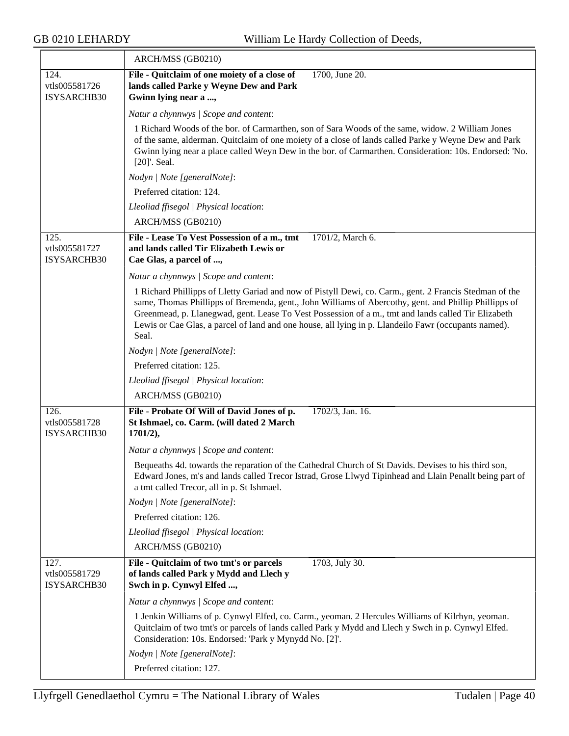ARCH/MSS (GB0210)

**124.**
vtls005581726
ISYSARCHB30

**File - Quitclaim of one moiety of a close of lands called Parke y Weyne Dew and Park Gwinn lying near a ...,** 1700, June 20.

*Natur a chynnwys | Scope and content*:

1 Richard Woods of the bor. of Carmarthen, son of Sara Woods of the same, widow. 2 William Jones of the same, alderman. Quitclaim of one moiety of a close of lands called Parke y Weyne Dew and Park Gwinn lying near a place called Weyn Dew in the bor. of Carmarthen. Consideration: 10s. Endorsed: 'No. [20]'. Seal.

*Nodyn | Note [generalNote]*:

Preferred citation: 124.

*Lleoliad ffisegol | Physical location*:

ARCH/MSS (GB0210)

**125.**
vtls005581727
ISYSARCHB30

**File - Lease To Vest Possession of a m., tmt and lands called Tir Elizabeth Lewis or Cae Glas, a parcel of ...,** 1701/2, March 6.

*Natur a chynnwys | Scope and content*:

1 Richard Phillipps of Lletty Gariad and now of Pistyll Dewi, co. Carm., gent. 2 Francis Stedman of the same, Thomas Phillipps of Bremenda, gent., John Williams of Abercothy, gent. and Phillip Phillipps of Greenmead, p. Llanegwad, gent. Lease To Vest Possession of a m., tmt and lands called Tir Elizabeth Lewis or Cae Glas, a parcel of land and one house, all lying in p. Llandeilo Fawr (occupants named). Seal.

*Nodyn | Note [generalNote]*:

Preferred citation: 125.

*Lleoliad ffisegol | Physical location*:

ARCH/MSS (GB0210)

**126.**
vtls005581728
ISYSARCHB30

**File - Probate Of Will of David Jones of p. St Ishmael, co. Carm. (will dated 2 March 1701/2),** 1702/3, Jan. 16.

*Natur a chynnwys | Scope and content*:

Bequeaths 4d. towards the reparation of the Cathedral Church of St Davids. Devises to his third son, Edward Jones, m's and lands called Trecor Istrad, Grose Llwyd Tipinhead and Llain Penallt being part of a tmt called Trecor, all in p. St Ishmael.

*Nodyn | Note [generalNote]*:

Preferred citation: 126.

*Lleoliad ffisegol | Physical location*:

ARCH/MSS (GB0210)

**127.**
vtls005581729
ISYSARCHB30

**File - Quitclaim of two tmt's or parcels of lands called Park y Mydd and Llech y Swch in p. Cynwyl Elfed ...,** 1703, July 30.

*Natur a chynnwys | Scope and content*:

1 Jenkin Williams of p. Cynwyl Elfed, co. Carm., yeoman. 2 Hercules Williams of Kilrhyn, yeoman. Quitclaim of two tmt's or parcels of lands called Park y Mydd and Llech y Swch in p. Cynwyl Elfed. Consideration: 10s. Endorsed: 'Park y Mynydd No. [2]'.

*Nodyn | Note [generalNote]*:

Preferred citation: 127.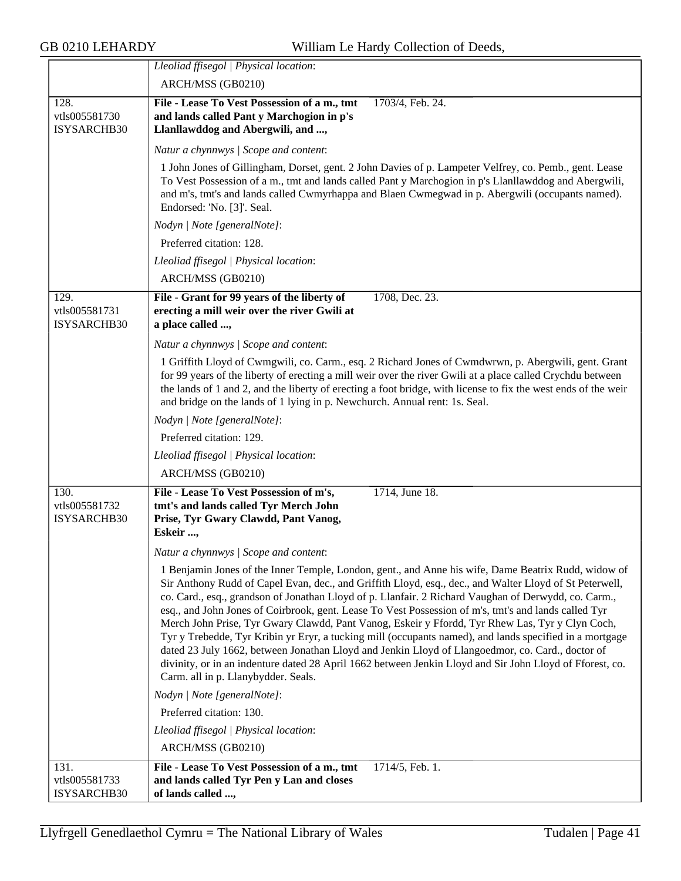*Lleoliad ffisegol | Physical location*:

ARCH/MSS (GB0210)

128.
vtls005581730
ISYSARCHB30

**File - Lease To Vest Possession of a m., tmt and lands called Pant y Marchogion in p's Llanllawddog and Abergwili, and ...,** 1703/4, Feb. 24.

*Natur a chynnwys | Scope and content*:

1 John Jones of Gillingham, Dorset, gent. 2 John Davies of p. Lampeter Velfrey, co. Pemb., gent. Lease To Vest Possession of a m., tmt and lands called Pant y Marchogion in p's Llanllawddog and Abergwili, and m's, tmt's and lands called Cwmyrhappa and Blaen Cwmegwad in p. Abergwili (occupants named). Endorsed: 'No. [3]'. Seal.

*Nodyn | Note [generalNote]*:

Preferred citation: 128.

*Lleoliad ffisegol | Physical location*:

ARCH/MSS (GB0210)

129.
vtls005581731
ISYSARCHB30

**File - Grant for 99 years of the liberty of erecting a mill weir over the river Gwili at a place called ...,** 1708, Dec. 23.

*Natur a chynnwys | Scope and content*:

1 Griffith Lloyd of Cwmgwili, co. Carm., esq. 2 Richard Jones of Cwmdwrwn, p. Abergwili, gent. Grant for 99 years of the liberty of erecting a mill weir over the river Gwili at a place called Crychdu between the lands of 1 and 2, and the liberty of erecting a foot bridge, with license to fix the west ends of the weir and bridge on the lands of 1 lying in p. Newchurch. Annual rent: 1s. Seal.

*Nodyn | Note [generalNote]*:

Preferred citation: 129.

*Lleoliad ffisegol | Physical location*:

ARCH/MSS (GB0210)

130.
vtls005581732
ISYSARCHB30

**File - Lease To Vest Possession of m's, tmt's and lands called Tyr Merch John Prise, Tyr Gwary Clawdd, Pant Vanog, Eskeir ...,** 1714, June 18.

*Natur a chynnwys | Scope and content*:

1 Benjamin Jones of the Inner Temple, London, gent., and Anne his wife, Dame Beatrix Rudd, widow of Sir Anthony Rudd of Capel Evan, dec., and Griffith Lloyd, esq., dec., and Walter Lloyd of St Peterwell, co. Card., esq., grandson of Jonathan Lloyd of p. Llanfair. 2 Richard Vaughan of Derwydd, co. Carm., esq., and John Jones of Coirbrook, gent. Lease To Vest Possession of m's, tmt's and lands called Tyr Merch John Prise, Tyr Gwary Clawdd, Pant Vanog, Eskeir y Ffordd, Tyr Rhew Las, Tyr y Clyn Coch, Tyr y Trebedde, Tyr Kribin yr Eryr, a tucking mill (occupants named), and lands specified in a mortgage dated 23 July 1662, between Jonathan Lloyd and Jenkin Lloyd of Llangoedmor, co. Card., doctor of divinity, or in an indenture dated 28 April 1662 between Jenkin Lloyd and Sir John Lloyd of Fforest, co. Carm. all in p. Llanybydder. Seals.

*Nodyn | Note [generalNote]*:

Preferred citation: 130.

*Lleoliad ffisegol | Physical location*:

ARCH/MSS (GB0210)

131.
vtls005581733
ISYSARCHB30

**File - Lease To Vest Possession of a m., tmt and lands called Tyr Pen y Lan and closes of lands called ...,** 1714/5, Feb. 1.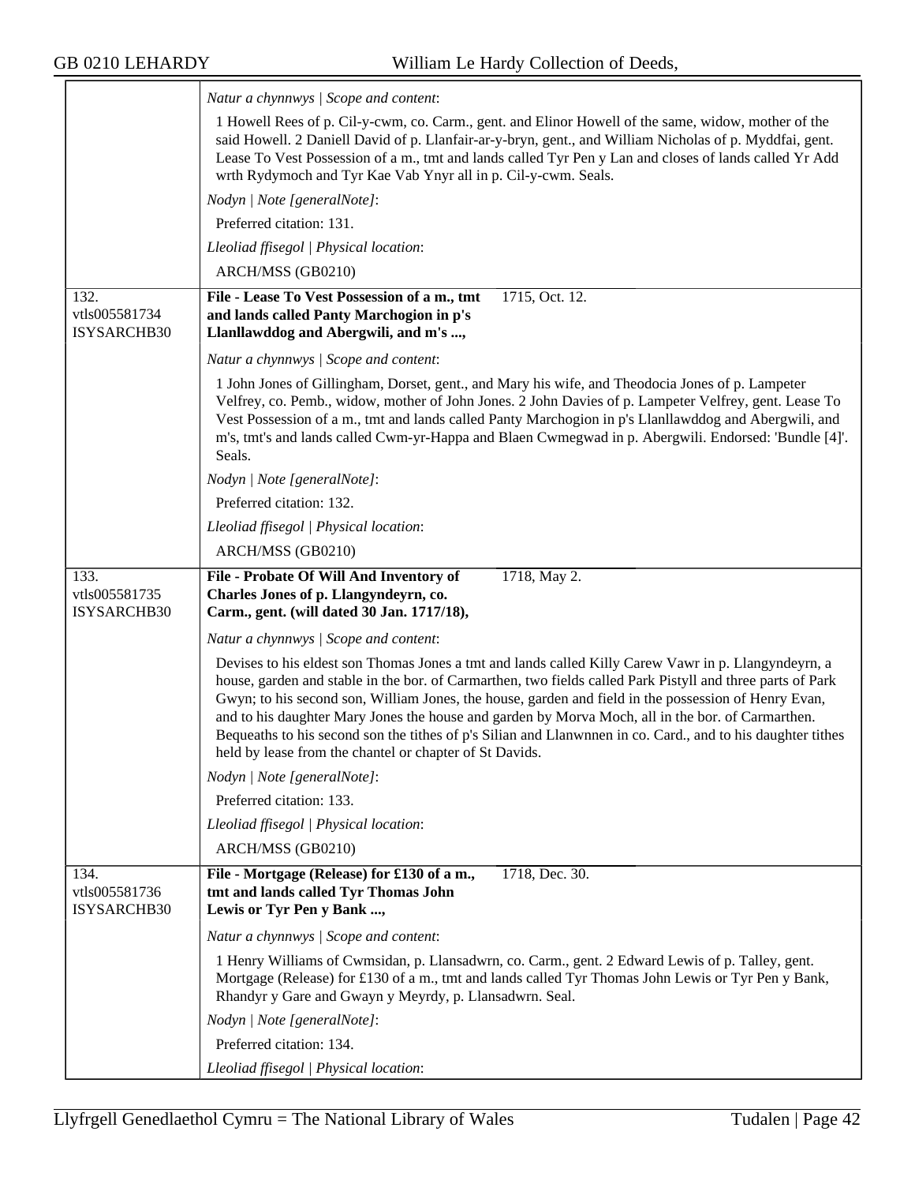| | |
|---|---|
| | *Natur a chynnwys \| Scope and content*: |
| | 1 Howell Rees of p. Cil-y-cwm, co. Carm., gent. and Elinor Howell of the same, widow, mother of the said Howell. 2 Daniell David of p. Llanfair-ar-y-bryn, gent., and William Nicholas of p. Myddfai, gent. Lease To Vest Possession of a m., tmt and lands called Tyr Pen y Lan and closes of lands called Yr Add wrth Rydymoch and Tyr Kae Vab Ynyr all in p. Cil-y-cwm. Seals. |
| | *Nodyn \| Note [generalNote]*: |
| | Preferred citation: 131. |
| | *Lleoliad ffisegol \| Physical location*: |
| | ARCH/MSS (GB0210) |
| 132. vtls005581734 ISYSARCHB30 | **File - Lease To Vest Possession of a m., tmt and lands called Panty Marchogion in p's Llanllawddog and Abergwili, and m's ...,** 1715, Oct. 12. |
| | *Natur a chynnwys \| Scope and content*: |
| | 1 John Jones of Gillingham, Dorset, gent., and Mary his wife, and Theodocia Jones of p. Lampeter Velfrey, co. Pemb., widow, mother of John Jones. 2 John Davies of p. Lampeter Velfrey, gent. Lease To Vest Possession of a m., tmt and lands called Panty Marchogion in p's Llanllawddog and Abergwili, and m's, tmt's and lands called Cwm-yr-Happa and Blaen Cwmegwad in p. Abergwili. Endorsed: 'Bundle [4]'. Seals. |
| | *Nodyn \| Note [generalNote]*: |
| | Preferred citation: 132. |
| | *Lleoliad ffisegol \| Physical location*: |
| | ARCH/MSS (GB0210) |
| 133. vtls005581735 ISYSARCHB30 | **File - Probate Of Will And Inventory of Charles Jones of p. Llangyndeyrn, co. Carm., gent. (will dated 30 Jan. 1717/18),** 1718, May 2. |
| | *Natur a chynnwys \| Scope and content*: |
| | Devises to his eldest son Thomas Jones a tmt and lands called Killy Carew Vawr in p. Llangyndeyrn, a house, garden and stable in the bor. of Carmarthen, two fields called Park Pistyll and three parts of Park Gwyn; to his second son, William Jones, the house, garden and field in the possession of Henry Evan, and to his daughter Mary Jones the house and garden by Morva Moch, all in the bor. of Carmarthen. Bequeaths to his second son the tithes of p's Silian and Llanwnnen in co. Card., and to his daughter tithes held by lease from the chantel or chapter of St Davids. |
| | *Nodyn \| Note [generalNote]*: |
| | Preferred citation: 133. |
| | *Lleoliad ffisegol \| Physical location*: |
| | ARCH/MSS (GB0210) |
| 134. vtls005581736 ISYSARCHB30 | **File - Mortgage (Release) for £130 of a m., tmt and lands called Tyr Thomas John Lewis or Tyr Pen y Bank ...,** 1718, Dec. 30. |
| | *Natur a chynnwys \| Scope and content*: |
| | 1 Henry Williams of Cwmsidan, p. Llansadwrn, co. Carm., gent. 2 Edward Lewis of p. Talley, gent. Mortgage (Release) for £130 of a m., tmt and lands called Tyr Thomas John Lewis or Tyr Pen y Bank, Rhandyr y Gare and Gwayn y Meyrdy, p. Llansadwrn. Seal. |
| | *Nodyn \| Note [generalNote]*: |
| | Preferred citation: 134. |
| | *Lleoliad ffisegol \| Physical location*: |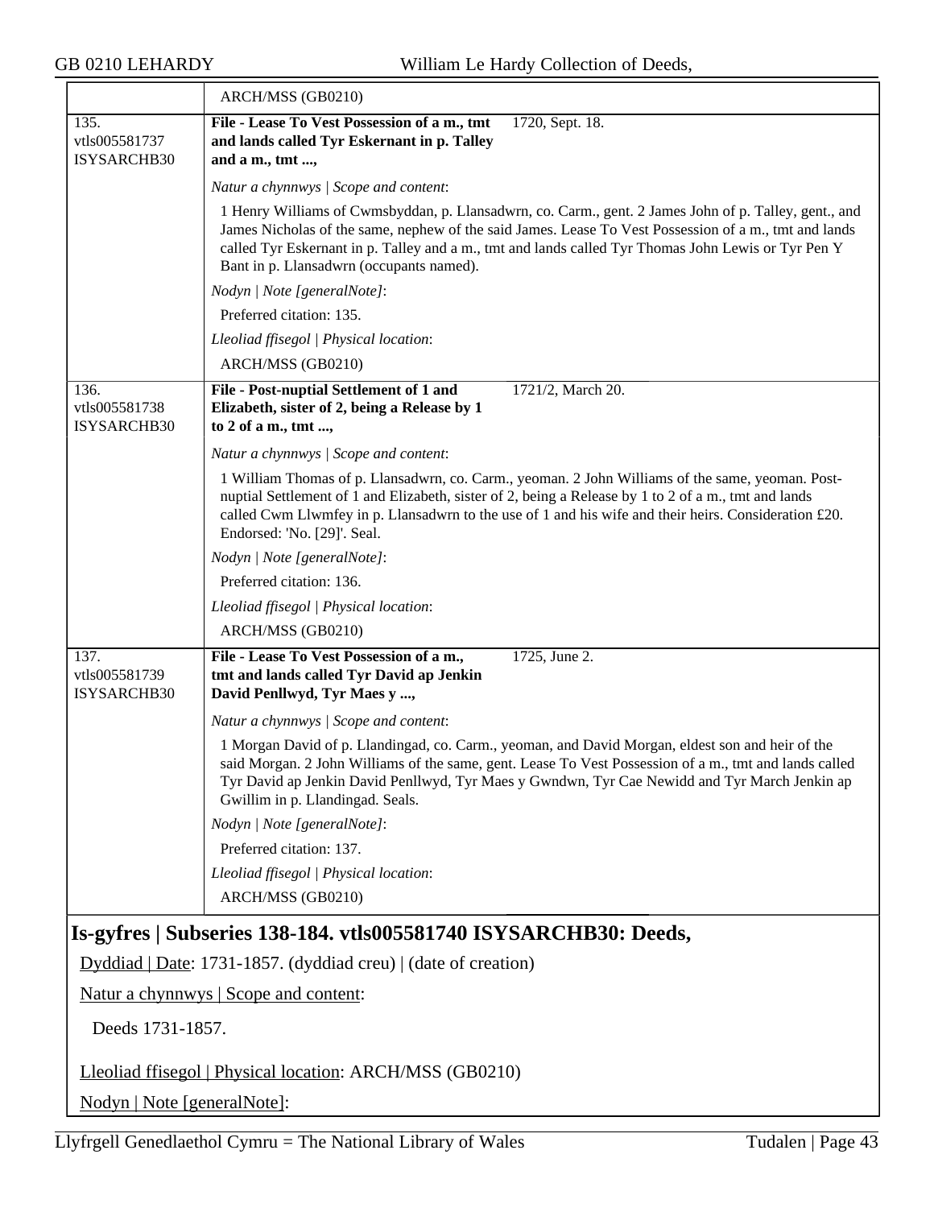| | ARCH/MSS (GB0210) |
|---|---|
| 135. vtls005581737 ISYSARCHB30 | **File - Lease To Vest Possession of a m., tmt and lands called Tyr Eskernant in p. Talley and a m., tmt ...,** 1720, Sept. 18.<br><br>*Natur a chynnwys \| Scope and content*:<br>1 Henry Williams of Cwmsbyddan, p. Llansadwrn, co. Carm., gent. 2 James John of p. Talley, gent., and James Nicholas of the same, nephew of the said James. Lease To Vest Possession of a m., tmt and lands called Tyr Eskernant in p. Talley and a m., tmt and lands called Tyr Thomas John Lewis or Tyr Pen Y Bant in p. Llansadwrn (occupants named).<br><br>*Nodyn \| Note [generalNote]*:<br>Preferred citation: 135.<br><br>*Lleoliad ffisegol \| Physical location*:<br>ARCH/MSS (GB0210) |
| 136. vtls005581738 ISYSARCHB30 | **File - Post-nuptial Settlement of 1 and Elizabeth, sister of 2, being a Release by 1 to 2 of a m., tmt ...,** 1721/2, March 20.<br><br>*Natur a chynnwys \| Scope and content*:<br>1 William Thomas of p. Llansadwrn, co. Carm., yeoman. 2 John Williams of the same, yeoman. Post-nuptial Settlement of 1 and Elizabeth, sister of 2, being a Release by 1 to 2 of a m., tmt and lands called Cwm Llwmfey in p. Llansadwrn to the use of 1 and his wife and their heirs. Consideration £20. Endorsed: 'No. [29]'. Seal.<br><br>*Nodyn \| Note [generalNote]*:<br>Preferred citation: 136.<br><br>*Lleoliad ffisegol \| Physical location*:<br>ARCH/MSS (GB0210) |
| 137. vtls005581739 ISYSARCHB30 | **File - Lease To Vest Possession of a m., tmt and lands called Tyr David ap Jenkin David Penllwyd, Tyr Maes y ...,** 1725, June 2.<br><br>*Natur a chynnwys \| Scope and content*:<br>1 Morgan David of p. Llandingad, co. Carm., yeoman, and David Morgan, eldest son and heir of the said Morgan. 2 John Williams of the same, gent. Lease To Vest Possession of a m., tmt and lands called Tyr David ap Jenkin David Penllwyd, Tyr Maes y Gwndwn, Tyr Cae Newidd and Tyr March Jenkin ap Gwillim in p. Llandingad. Seals.<br><br>*Nodyn \| Note [generalNote]*:<br>Preferred citation: 137.<br><br>*Lleoliad ffisegol \| Physical location*:<br>ARCH/MSS (GB0210) |

## Is-gyfres | Subseries 138-184. vtls005581740 ISYSARCHB30: Deeds,

Dyddiad | Date: 1731-1857. (dyddiad creu) | (date of creation)

Natur a chynnwys | Scope and content:

Deeds 1731-1857.

Lleoliad ffisegol | Physical location: ARCH/MSS (GB0210)

Nodyn | Note [generalNote]: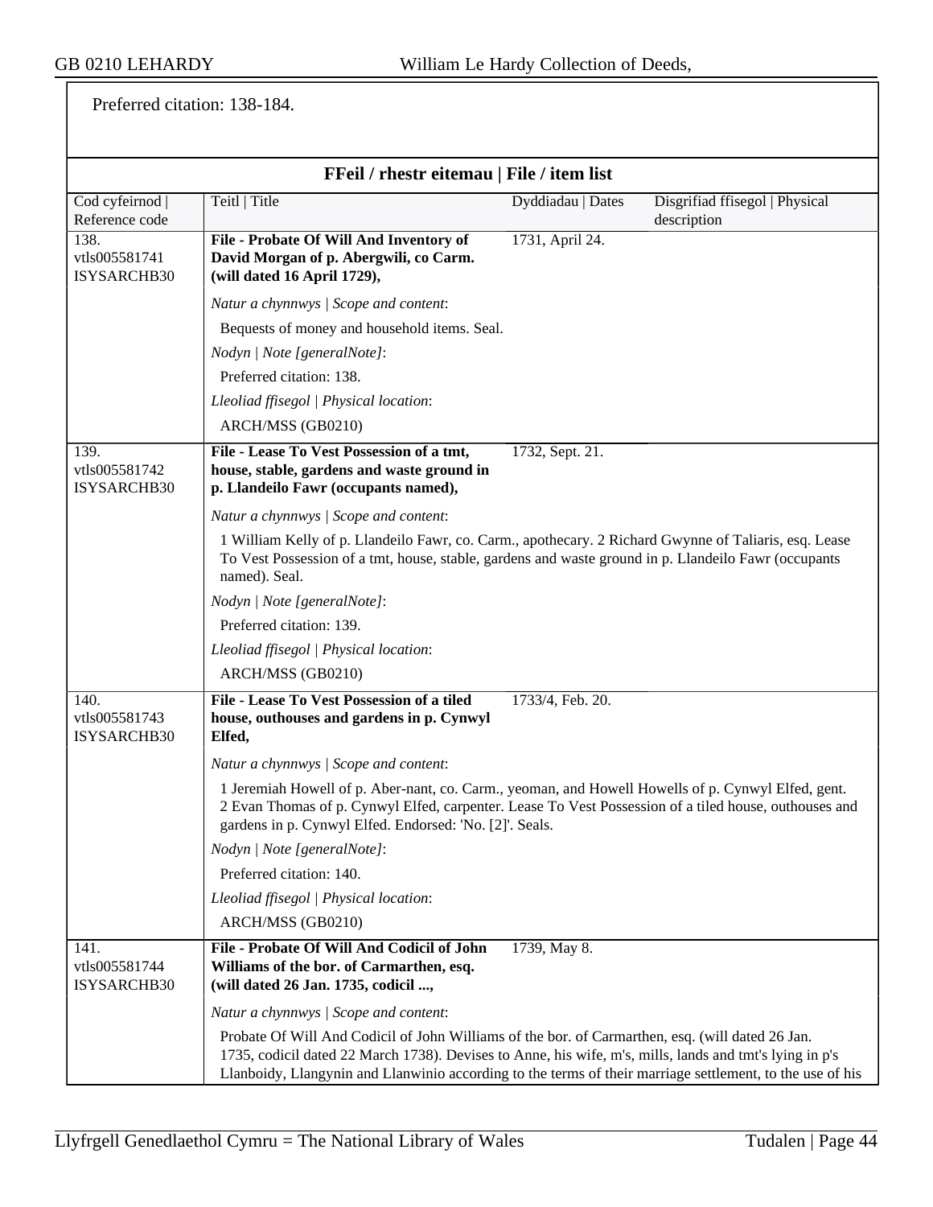Preferred citation: 138-184.

## FFeil / rhestr eitemau | File / item list

| Cod cyfeirnod \| Reference code | Teitl \| Title | Dyddiadau \| Dates | Disgrifiad ffisegol \| Physical description |
|---|---|---|---|
| 138. vtls005581741 ISYSARCHB30 | **File - Probate Of Will And Inventory of David Morgan of p. Abergwili, co Carm. (will dated 16 April 1729),** | 1731, April 24. | |
| | *Natur a chynnwys \| Scope and content*: Bequests of money and household items. Seal. *Nodyn \| Note [generalNote]*: Preferred citation: 138. *Lleoliad ffisegol \| Physical location*: ARCH/MSS (GB0210) | | |
| 139. vtls005581742 ISYSARCHB30 | **File - Lease To Vest Possession of a tmt, house, stable, gardens and waste ground in p. Llandeilo Fawr (occupants named),** | 1732, Sept. 21. | |
| | *Natur a chynnwys \| Scope and content*: 1 William Kelly of p. Llandeilo Fawr, co. Carm., apothecary. 2 Richard Gwynne of Taliaris, esq. Lease To Vest Possession of a tmt, house, stable, gardens and waste ground in p. Llandeilo Fawr (occupants named). Seal. *Nodyn \| Note [generalNote]*: Preferred citation: 139. *Lleoliad ffisegol \| Physical location*: ARCH/MSS (GB0210) | | |
| 140. vtls005581743 ISYSARCHB30 | **File - Lease To Vest Possession of a tiled house, outhouses and gardens in p. Cynwyl Elfed,** | 1733/4, Feb. 20. | |
| | *Natur a chynnwys \| Scope and content*: 1 Jeremiah Howell of p. Aber-nant, co. Carm., yeoman, and Howell Howells of p. Cynwyl Elfed, gent. 2 Evan Thomas of p. Cynwyl Elfed, carpenter. Lease To Vest Possession of a tiled house, outhouses and gardens in p. Cynwyl Elfed. Endorsed: 'No. [2]'. Seals. *Nodyn \| Note [generalNote]*: Preferred citation: 140. *Lleoliad ffisegol \| Physical location*: ARCH/MSS (GB0210) | | |
| 141. vtls005581744 ISYSARCHB30 | **File - Probate Of Will And Codicil of John Williams of the bor. of Carmarthen, esq. (will dated 26 Jan. 1735, codicil ...,** | 1739, May 8. | |
| | *Natur a chynnwys \| Scope and content*: Probate Of Will And Codicil of John Williams of the bor. of Carmarthen, esq. (will dated 26 Jan. 1735, codicil dated 22 March 1738). Devises to Anne, his wife, m's, mills, lands and tmt's lying in p's Llanboidy, Llangynin and Llanwinio according to the terms of their marriage settlement, to the use of his | | |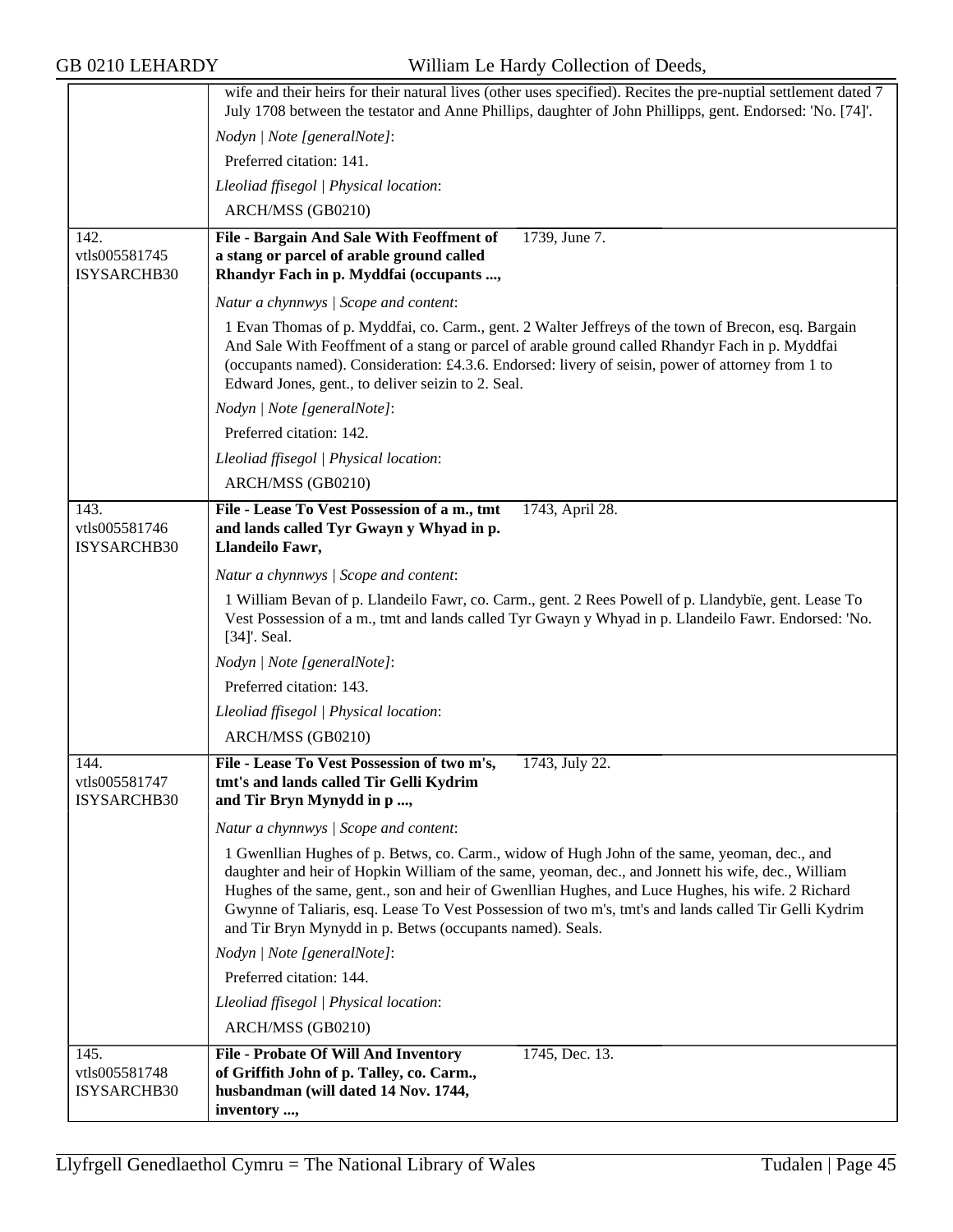wife and their heirs for their natural lives (other uses specified). Recites the pre-nuptial settlement dated 7 July 1708 between the testator and Anne Phillips, daughter of John Phillipps, gent. Endorsed: 'No. [74]'.

*Nodyn | Note [generalNote]*:

Preferred citation: 141.

*Lleoliad ffisegol | Physical location*:

ARCH/MSS (GB0210)

---

142.
vtls005581745
ISYSARCHB30

**File - Bargain And Sale With Feoffment of a stang or parcel of arable ground called Rhandyr Fach in p. Myddfai (occupants ...,** 1739, June 7.

*Natur a chynnwys | Scope and content*:

1 Evan Thomas of p. Myddfai, co. Carm., gent. 2 Walter Jeffreys of the town of Brecon, esq. Bargain And Sale With Feoffment of a stang or parcel of arable ground called Rhandyr Fach in p. Myddfai (occupants named). Consideration: £4.3.6. Endorsed: livery of seisin, power of attorney from 1 to Edward Jones, gent., to deliver seizin to 2. Seal.

*Nodyn | Note [generalNote]*:

Preferred citation: 142.

*Lleoliad ffisegol | Physical location*:

ARCH/MSS (GB0210)

---

143.
vtls005581746
ISYSARCHB30

**File - Lease To Vest Possession of a m., tmt and lands called Tyr Gwayn y Whyad in p. Llandeilo Fawr,** 1743, April 28.

*Natur a chynnwys | Scope and content*:

1 William Bevan of p. Llandeilo Fawr, co. Carm., gent. 2 Rees Powell of p. Llandybïe, gent. Lease To Vest Possession of a m., tmt and lands called Tyr Gwayn y Whyad in p. Llandeilo Fawr. Endorsed: 'No. [34]'. Seal.

*Nodyn | Note [generalNote]*:

Preferred citation: 143.

*Lleoliad ffisegol | Physical location*:

ARCH/MSS (GB0210)

---

144.
vtls005581747
ISYSARCHB30

**File - Lease To Vest Possession of two m's, tmt's and lands called Tir Gelli Kydrim and Tir Bryn Mynydd in p ...,** 1743, July 22.

*Natur a chynnwys | Scope and content*:

1 Gwenllian Hughes of p. Betws, co. Carm., widow of Hugh John of the same, yeoman, dec., and daughter and heir of Hopkin William of the same, yeoman, dec., and Jonnett his wife, dec., William Hughes of the same, gent., son and heir of Gwenllian Hughes, and Luce Hughes, his wife. 2 Richard Gwynne of Taliaris, esq. Lease To Vest Possession of two m's, tmt's and lands called Tir Gelli Kydrim and Tir Bryn Mynydd in p. Betws (occupants named). Seals.

*Nodyn | Note [generalNote]*:

Preferred citation: 144.

*Lleoliad ffisegol | Physical location*:

ARCH/MSS (GB0210)

---

145.
vtls005581748
ISYSARCHB30

**File - Probate Of Will And Inventory of Griffith John of p. Talley, co. Carm., husbandman (will dated 14 Nov. 1744, inventory ...,** 1745, Dec. 13.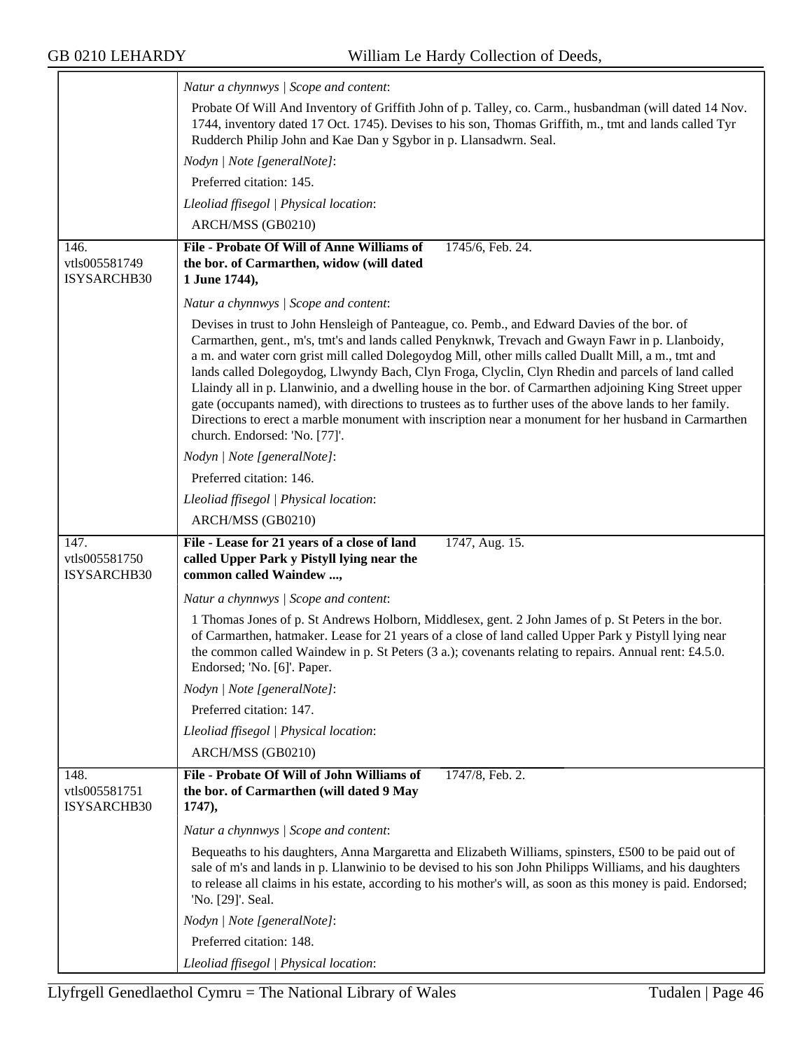*Natur a chynnwys | Scope and content*:

Probate Of Will And Inventory of Griffith John of p. Talley, co. Carm., husbandman (will dated 14 Nov. 1744, inventory dated 17 Oct. 1745). Devises to his son, Thomas Griffith, m., tmt and lands called Tyr Rudderch Philip John and Kae Dan y Sgybor in p. Llansadwrn. Seal.

*Nodyn | Note [generalNote]*:

Preferred citation: 145.

*Lleoliad ffisegol | Physical location*:

ARCH/MSS (GB0210)

---

146.
vtls005581749
ISYSARCHB30

**File - Probate Of Will of Anne Williams of the bor. of Carmarthen, widow (will dated 1 June 1744),** 1745/6, Feb. 24.

*Natur a chynnwys | Scope and content*:

Devises in trust to John Hensleigh of Panteague, co. Pemb., and Edward Davies of the bor. of Carmarthen, gent., m's, tmt's and lands called Penyknwk, Trevach and Gwayn Fawr in p. Llanboidy, a m. and water corn grist mill called Dolegoydog Mill, other mills called Duallt Mill, a m., tmt and lands called Dolegoydog, Llwyndy Bach, Clyn Froga, Clyclin, Clyn Rhedin and parcels of land called Llaindy all in p. Llanwinio, and a dwelling house in the bor. of Carmarthen adjoining King Street upper gate (occupants named), with directions to trustees as to further uses of the above lands to her family. Directions to erect a marble monument with inscription near a monument for her husband in Carmarthen church. Endorsed: 'No. [77]'.

*Nodyn | Note [generalNote]*:

Preferred citation: 146.

*Lleoliad ffisegol | Physical location*:

ARCH/MSS (GB0210)

---

147.
vtls005581750
ISYSARCHB30

**File - Lease for 21 years of a close of land called Upper Park y Pistyll lying near the common called Waindew ...,** 1747, Aug. 15.

*Natur a chynnwys | Scope and content*:

1 Thomas Jones of p. St Andrews Holborn, Middlesex, gent. 2 John James of p. St Peters in the bor. of Carmarthen, hatmaker. Lease for 21 years of a close of land called Upper Park y Pistyll lying near the common called Waindew in p. St Peters (3 a.); covenants relating to repairs. Annual rent: £4.5.0. Endorsed; 'No. [6]'. Paper.

*Nodyn | Note [generalNote]*:

Preferred citation: 147.

*Lleoliad ffisegol | Physical location*:

ARCH/MSS (GB0210)

---

148.
vtls005581751
ISYSARCHB30

**File - Probate Of Will of John Williams of the bor. of Carmarthen (will dated 9 May 1747),** 1747/8, Feb. 2.

*Natur a chynnwys | Scope and content*:

Bequeaths to his daughters, Anna Margaretta and Elizabeth Williams, spinsters, £500 to be paid out of sale of m's and lands in p. Llanwinio to be devised to his son John Philipps Williams, and his daughters to release all claims in his estate, according to his mother's will, as soon as this money is paid. Endorsed; 'No. [29]'. Seal.

*Nodyn | Note [generalNote]*:

Preferred citation: 148.

*Lleoliad ffisegol | Physical location*: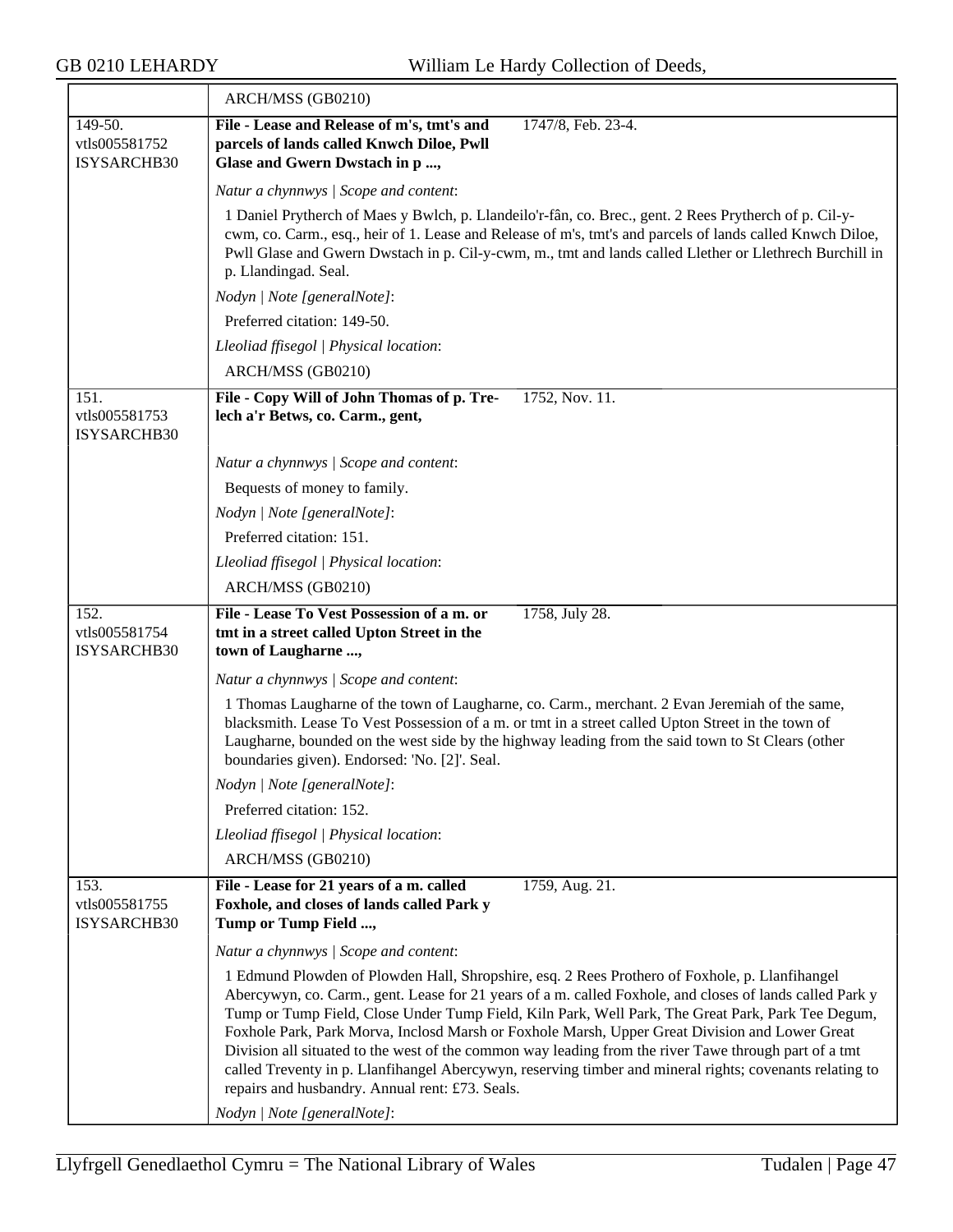| | ARCH/MSS (GB0210) |
|---|---|
| 149-50.<br>vtls005581752<br>ISYSARCHB30 | **File - Lease and Release of m's, tmt's and parcels of lands called Knwch Diloe, Pwll Glase and Gwern Dwstach in p ...,** 1747/8, Feb. 23-4.<br><br>*Natur a chynnwys \| Scope and content*:<br>1 Daniel Prytherch of Maes y Bwlch, p. Llandeilo'r-fân, co. Brec., gent. 2 Rees Prytherch of p. Cil-y-cwm, co. Carm., esq., heir of 1. Lease and Release of m's, tmt's and parcels of lands called Knwch Diloe, Pwll Glase and Gwern Dwstach in p. Cil-y-cwm, m., tmt and lands called Llether or Llethrech Burchill in p. Llandingad. Seal.<br><br>*Nodyn \| Note [generalNote]*:<br>Preferred citation: 149-50.<br><br>*Lleoliad ffisegol \| Physical location*:<br>ARCH/MSS (GB0210) |
| 151.<br>vtls005581753<br>ISYSARCHB30 | **File - Copy Will of John Thomas of p. Tre-lech a'r Betws, co. Carm., gent,** 1752, Nov. 11.<br><br>*Natur a chynnwys \| Scope and content*:<br>Bequests of money to family.<br><br>*Nodyn \| Note [generalNote]*:<br>Preferred citation: 151.<br><br>*Lleoliad ffisegol \| Physical location*:<br>ARCH/MSS (GB0210) |
| 152.<br>vtls005581754<br>ISYSARCHB30 | **File - Lease To Vest Possession of a m. or tmt in a street called Upton Street in the town of Laugharne ...,** 1758, July 28.<br><br>*Natur a chynnwys \| Scope and content*:<br>1 Thomas Laugharne of the town of Laugharne, co. Carm., merchant. 2 Evan Jeremiah of the same, blacksmith. Lease To Vest Possession of a m. or tmt in a street called Upton Street in the town of Laugharne, bounded on the west side by the highway leading from the said town to St Clears (other boundaries given). Endorsed: 'No. [2]'. Seal.<br><br>*Nodyn \| Note [generalNote]*:<br>Preferred citation: 152.<br><br>*Lleoliad ffisegol \| Physical location*:<br>ARCH/MSS (GB0210) |
| 153.<br>vtls005581755<br>ISYSARCHB30 | **File - Lease for 21 years of a m. called Foxhole, and closes of lands called Park y Tump or Tump Field ...,** 1759, Aug. 21.<br><br>*Natur a chynnwys \| Scope and content*:<br>1 Edmund Plowden of Plowden Hall, Shropshire, esq. 2 Rees Prothero of Foxhole, p. Llanfihangel Abercywyn, co. Carm., gent. Lease for 21 years of a m. called Foxhole, and closes of lands called Park y Tump or Tump Field, Close Under Tump Field, Kiln Park, Well Park, The Great Park, Park Tee Degum, Foxhole Park, Park Morva, Inclosd Marsh or Foxhole Marsh, Upper Great Division and Lower Great Division all situated to the west of the common way leading from the river Tawe through part of a tmt called Treventy in p. Llanfihangel Abercywyn, reserving timber and mineral rights; covenants relating to repairs and husbandry. Annual rent: £73. Seals.<br><br>*Nodyn \| Note [generalNote]*: |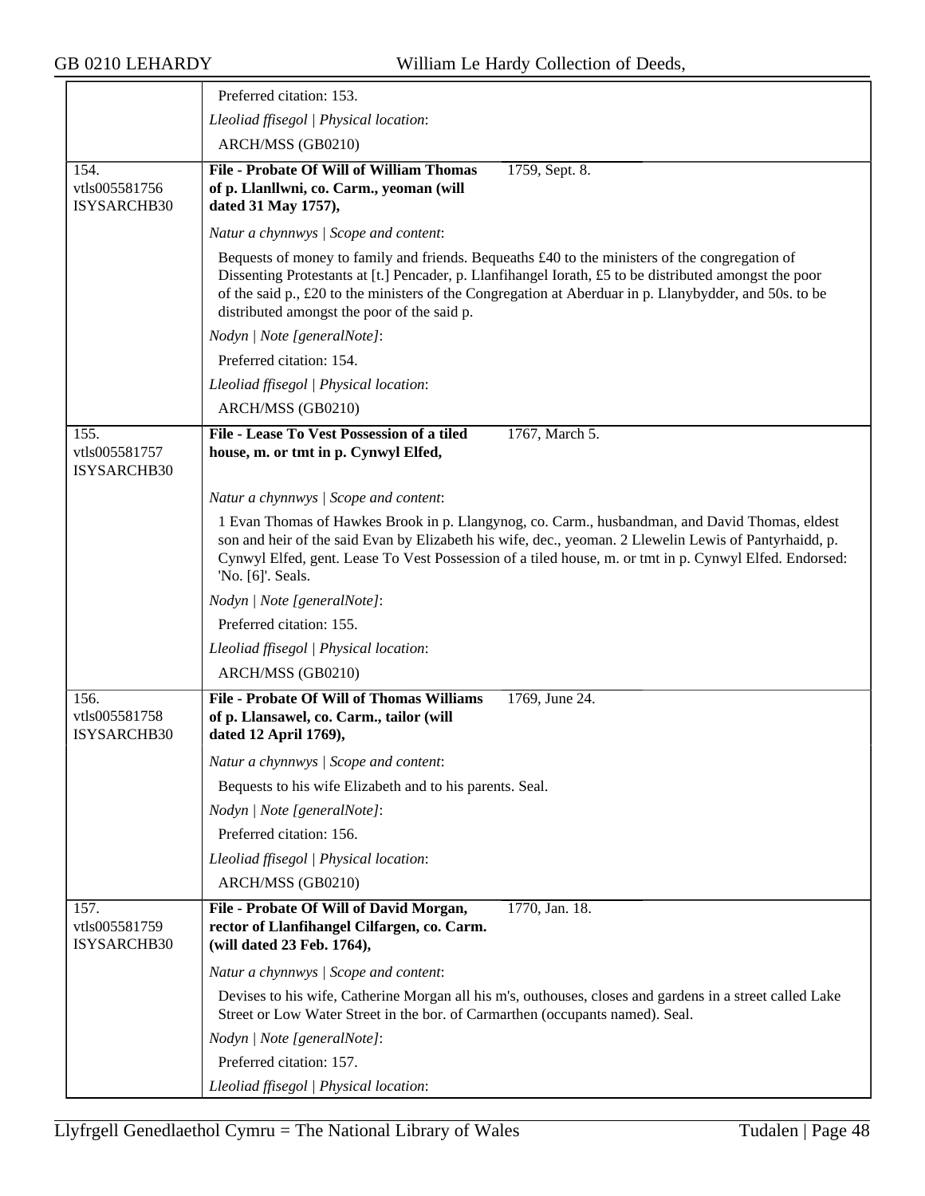Preferred citation: 153.

*Lleoliad ffisegol | Physical location*:

ARCH/MSS (GB0210)

---

154.
vtls005581756
ISYSARCHB30

**File - Probate Of Will of William Thomas of p. Llanllwni, co. Carm., yeoman (will dated 31 May 1757),** 1759, Sept. 8.

*Natur a chynnwys | Scope and content*:

Bequests of money to family and friends. Bequeaths £40 to the ministers of the congregation of Dissenting Protestants at [t.] Pencader, p. Llanfihangel Iorath, £5 to be distributed amongst the poor of the said p., £20 to the ministers of the Congregation at Aberduar in p. Llanybydder, and 50s. to be distributed amongst the poor of the said p.

*Nodyn | Note [generalNote]*:

Preferred citation: 154.

*Lleoliad ffisegol | Physical location*:

ARCH/MSS (GB0210)

---

155.
vtls005581757
ISYSARCHB30

**File - Lease To Vest Possession of a tiled house, m. or tmt in p. Cynwyl Elfed,** 1767, March 5.

*Natur a chynnwys | Scope and content*:

1 Evan Thomas of Hawkes Brook in p. Llangynog, co. Carm., husbandman, and David Thomas, eldest son and heir of the said Evan by Elizabeth his wife, dec., yeoman. 2 Llewelin Lewis of Pantyrhaidd, p. Cynwyl Elfed, gent. Lease To Vest Possession of a tiled house, m. or tmt in p. Cynwyl Elfed. Endorsed: 'No. [6]'. Seals.

*Nodyn | Note [generalNote]*:

Preferred citation: 155.

*Lleoliad ffisegol | Physical location*:

ARCH/MSS (GB0210)

---

156.
vtls005581758
ISYSARCHB30

**File - Probate Of Will of Thomas Williams of p. Llansawel, co. Carm., tailor (will dated 12 April 1769),** 1769, June 24.

*Natur a chynnwys | Scope and content*:

Bequests to his wife Elizabeth and to his parents. Seal.

*Nodyn | Note [generalNote]*:

Preferred citation: 156.

*Lleoliad ffisegol | Physical location*:

ARCH/MSS (GB0210)

---

157.
vtls005581759
ISYSARCHB30

**File - Probate Of Will of David Morgan, rector of Llanfihangel Cilfargen, co. Carm. (will dated 23 Feb. 1764),** 1770, Jan. 18.

*Natur a chynnwys | Scope and content*:

Devises to his wife, Catherine Morgan all his m's, outhouses, closes and gardens in a street called Lake Street or Low Water Street in the bor. of Carmarthen (occupants named). Seal.

*Nodyn | Note [generalNote]*:

Preferred citation: 157.

*Lleoliad ffisegol | Physical location*: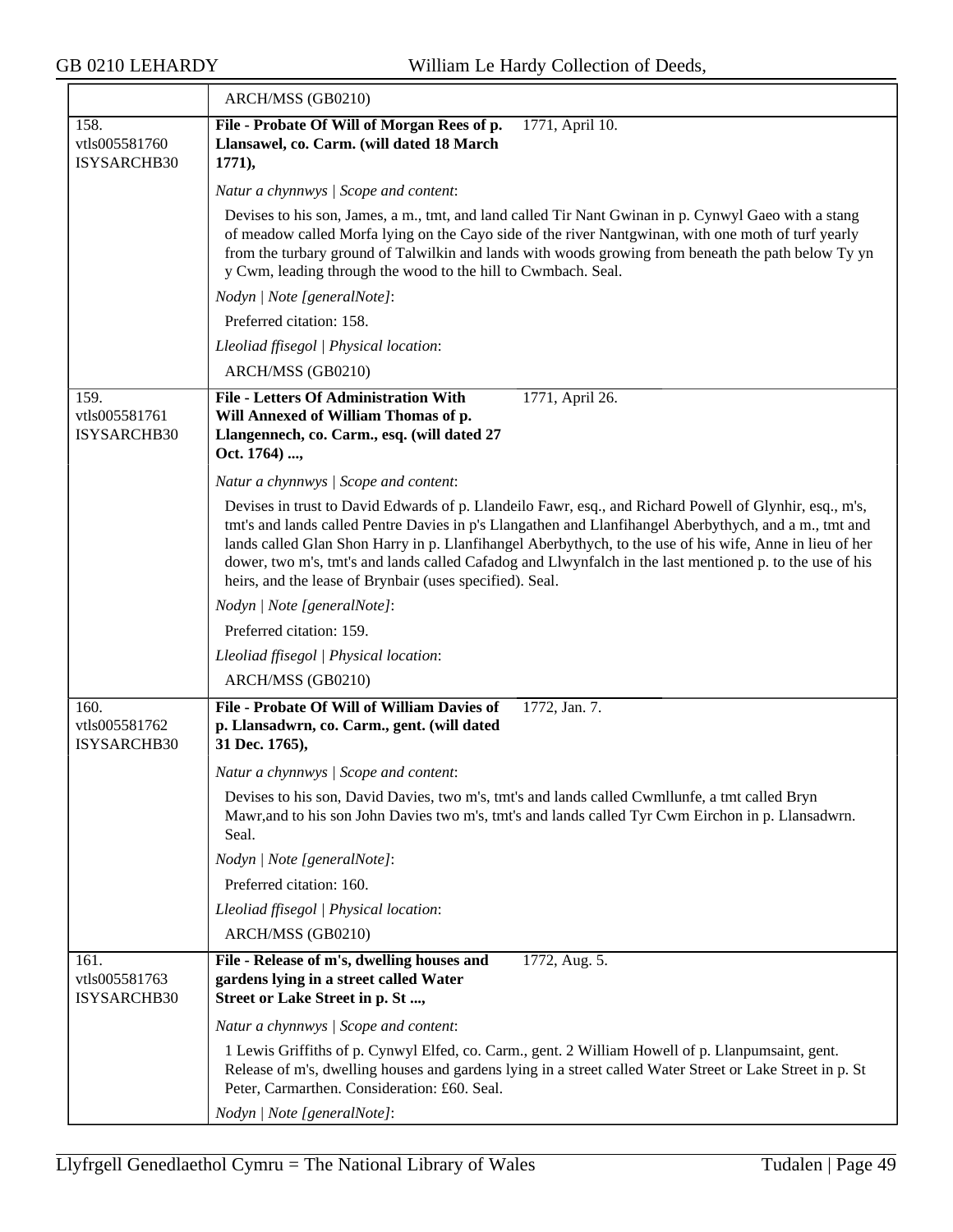| | |
|---|---|
| | ARCH/MSS (GB0210) |
| 158.<br>vtls005581760<br>ISYSARCHB30 | **File - Probate Of Will of Morgan Rees of p. Llansawel, co. Carm. (will dated 18 March 1771),** 1771, April 10.<br><br>*Natur a chynnwys \| Scope and content*:<br><br>Devises to his son, James, a m., tmt, and land called Tir Nant Gwinan in p. Cynwyl Gaeo with a stang of meadow called Morfa lying on the Cayo side of the river Nantgwinan, with one moth of turf yearly from the turbary ground of Talwilkin and lands with woods growing from beneath the path below Ty yn y Cwm, leading through the wood to the hill to Cwmbach. Seal.<br><br>*Nodyn \| Note [generalNote]*:<br><br>Preferred citation: 158.<br><br>*Lleoliad ffisegol \| Physical location*:<br><br>ARCH/MSS (GB0210) |
| 159.<br>vtls005581761<br>ISYSARCHB30 | **File - Letters Of Administration With Will Annexed of William Thomas of p. Llangennech, co. Carm., esq. (will dated 27 Oct. 1764) ...,** 1771, April 26.<br><br>*Natur a chynnwys \| Scope and content*:<br><br>Devises in trust to David Edwards of p. Llandeilo Fawr, esq., and Richard Powell of Glynhir, esq., m's, tmt's and lands called Pentre Davies in p's Llangathen and Llanfihangel Aberbythych, and a m., tmt and lands called Glan Shon Harry in p. Llanfihangel Aberbythych, to the use of his wife, Anne in lieu of her dower, two m's, tmt's and lands called Cafadog and Llwynfalch in the last mentioned p. to the use of his heirs, and the lease of Brynbair (uses specified). Seal.<br><br>*Nodyn \| Note [generalNote]*:<br><br>Preferred citation: 159.<br><br>*Lleoliad ffisegol \| Physical location*:<br><br>ARCH/MSS (GB0210) |
| 160.<br>vtls005581762<br>ISYSARCHB30 | **File - Probate Of Will of William Davies of p. Llansadwrn, co. Carm., gent. (will dated 31 Dec. 1765),** 1772, Jan. 7.<br><br>*Natur a chynnwys \| Scope and content*:<br><br>Devises to his son, David Davies, two m's, tmt's and lands called Cwmllunfe, a tmt called Bryn Mawr,and to his son John Davies two m's, tmt's and lands called Tyr Cwm Eirchon in p. Llansadwrn. Seal.<br><br>*Nodyn \| Note [generalNote]*:<br><br>Preferred citation: 160.<br><br>*Lleoliad ffisegol \| Physical location*:<br><br>ARCH/MSS (GB0210) |
| 161.<br>vtls005581763<br>ISYSARCHB30 | **File - Release of m's, dwelling houses and gardens lying in a street called Water Street or Lake Street in p. St ...,** 1772, Aug. 5.<br><br>*Natur a chynnwys \| Scope and content*:<br><br>1 Lewis Griffiths of p. Cynwyl Elfed, co. Carm., gent. 2 William Howell of p. Llanpumsaint, gent. Release of m's, dwelling houses and gardens lying in a street called Water Street or Lake Street in p. St Peter, Carmarthen. Consideration: £60. Seal.<br><br>*Nodyn \| Note [generalNote]*: |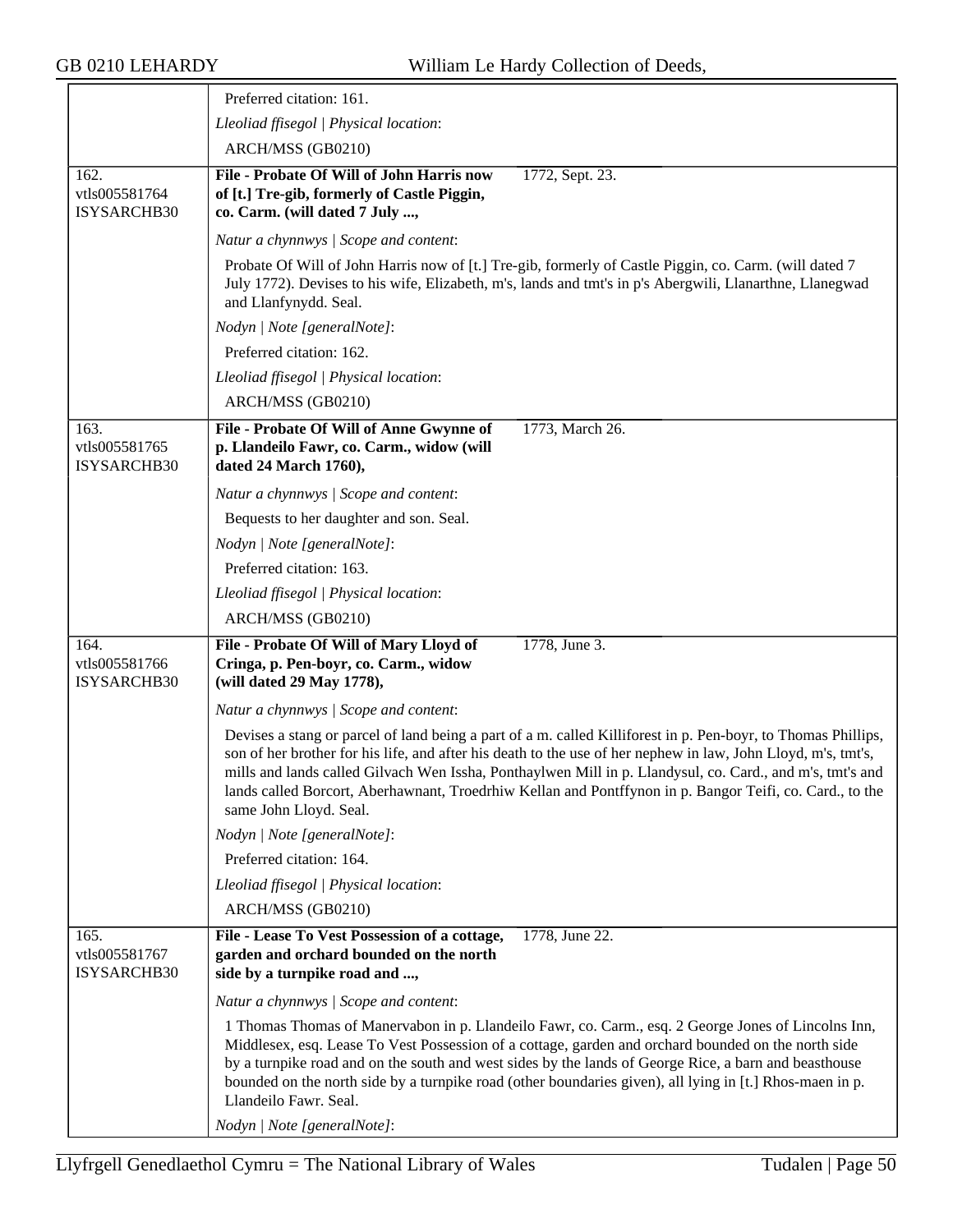| | |
|---|---|
| | Preferred citation: 161.<br>*Lleoliad ffisegol \| Physical location*:<br>ARCH/MSS (GB0210) |
| 162.<br>vtls005581764<br>ISYSARCHB30 | **File - Probate Of Will of John Harris now of [t.] Tre-gib, formerly of Castle Piggin, co. Carm. (will dated 7 July ...,** 1772, Sept. 23.<br>*Natur a chynnwys \| Scope and content*:<br>Probate Of Will of John Harris now of [t.] Tre-gib, formerly of Castle Piggin, co. Carm. (will dated 7 July 1772). Devises to his wife, Elizabeth, m's, lands and tmt's in p's Abergwili, Llanarthne, Llanegwad and Llanfynydd. Seal.<br>*Nodyn \| Note [generalNote]*:<br>Preferred citation: 162.<br>*Lleoliad ffisegol \| Physical location*:<br>ARCH/MSS (GB0210) |
| 163.<br>vtls005581765<br>ISYSARCHB30 | **File - Probate Of Will of Anne Gwynne of p. Llandeilo Fawr, co. Carm., widow (will dated 24 March 1760),** 1773, March 26.<br>*Natur a chynnwys \| Scope and content*:<br>Bequests to her daughter and son. Seal.<br>*Nodyn \| Note [generalNote]*:<br>Preferred citation: 163.<br>*Lleoliad ffisegol \| Physical location*:<br>ARCH/MSS (GB0210) |
| 164.<br>vtls005581766<br>ISYSARCHB30 | **File - Probate Of Will of Mary Lloyd of Cringa, p. Pen-boyr, co. Carm., widow (will dated 29 May 1778),** 1778, June 3.<br>*Natur a chynnwys \| Scope and content*:<br>Devises a stang or parcel of land being a part of a m. called Killiforest in p. Pen-boyr, to Thomas Phillips, son of her brother for his life, and after his death to the use of her nephew in law, John Lloyd, m's, tmt's, mills and lands called Gilvach Wen Issha, Ponthaylwen Mill in p. Llandysul, co. Card., and m's, tmt's and lands called Borcort, Aberhawnant, Troedrhiw Kellan and Pontffynon in p. Bangor Teifi, co. Card., to the same John Lloyd. Seal.<br>*Nodyn \| Note [generalNote]*:<br>Preferred citation: 164.<br>*Lleoliad ffisegol \| Physical location*:<br>ARCH/MSS (GB0210) |
| 165.<br>vtls005581767<br>ISYSARCHB30 | **File - Lease To Vest Possession of a cottage, garden and orchard bounded on the north side by a turnpike road and ...,** 1778, June 22.<br>*Natur a chynnwys \| Scope and content*:<br>1 Thomas Thomas of Manervabon in p. Llandeilo Fawr, co. Carm., esq. 2 George Jones of Lincolns Inn, Middlesex, esq. Lease To Vest Possession of a cottage, garden and orchard bounded on the north side by a turnpike road and on the south and west sides by the lands of George Rice, a barn and beasthouse bounded on the north side by a turnpike road (other boundaries given), all lying in [t.] Rhos-maen in p. Llandeilo Fawr. Seal.<br>*Nodyn \| Note [generalNote]*: |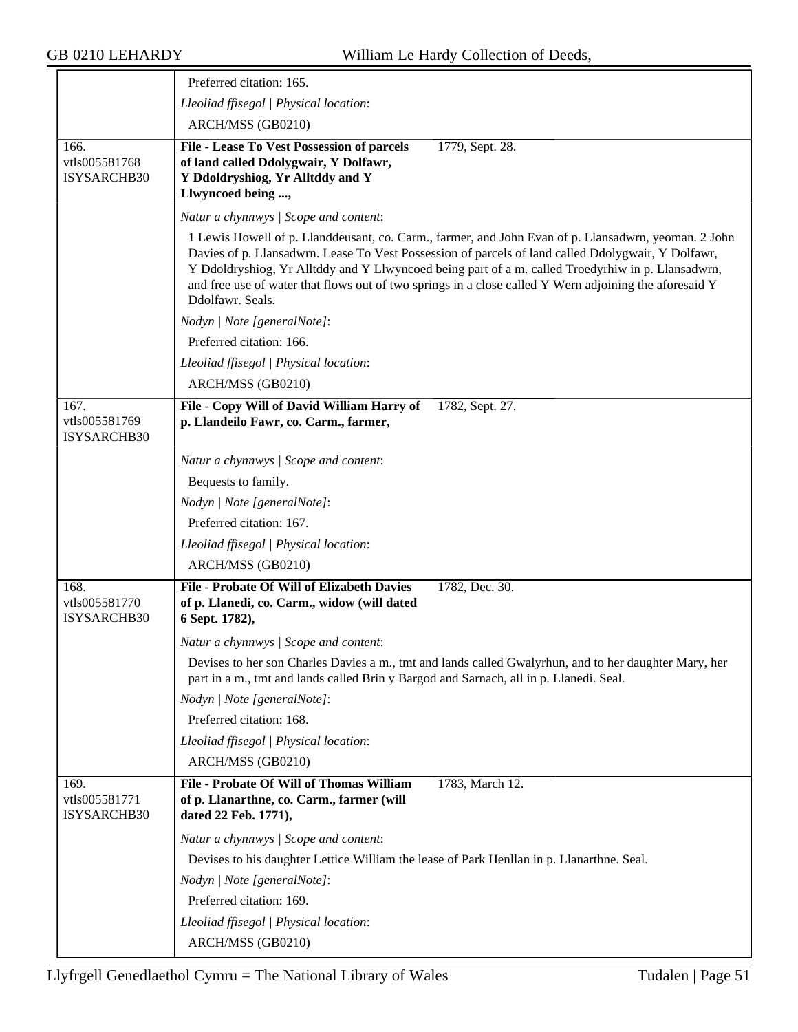Preferred citation: 165.

*Lleoliad ffisegol | Physical location*:

ARCH/MSS (GB0210)

---

166.
vtls005581768
ISYSARCHB30

**File - Lease To Vest Possession of parcels of land called Ddolygwair, Y Dolfawr, Y Ddoldryshiog, Yr Alltddy and Y Llwyncoed being ...,** — 1779, Sept. 28.

*Natur a chynnwys | Scope and content*:

1 Lewis Howell of p. Llanddeusant, co. Carm., farmer, and John Evan of p. Llansadwrn, yeoman. 2 John Davies of p. Llansadwrn. Lease To Vest Possession of parcels of land called Ddolygwair, Y Dolfawr, Y Ddoldryshiog, Yr Alltddy and Y Llwyncoed being part of a m. called Troedyrhiw in p. Llansadwrn, and free use of water that flows out of two springs in a close called Y Wern adjoining the aforesaid Y Ddolfawr. Seals.

*Nodyn | Note [generalNote]*:

Preferred citation: 166.

*Lleoliad ffisegol | Physical location*:

ARCH/MSS (GB0210)

---

167.
vtls005581769
ISYSARCHB30

**File - Copy Will of David William Harry of p. Llandeilo Fawr, co. Carm., farmer,** — 1782, Sept. 27.

*Natur a chynnwys | Scope and content*:

Bequests to family.

*Nodyn | Note [generalNote]*:

Preferred citation: 167.

*Lleoliad ffisegol | Physical location*:

ARCH/MSS (GB0210)

---

168.
vtls005581770
ISYSARCHB30

**File - Probate Of Will of Elizabeth Davies of p. Llanedi, co. Carm., widow (will dated 6 Sept. 1782),** — 1782, Dec. 30.

*Natur a chynnwys | Scope and content*:

Devises to her son Charles Davies a m., tmt and lands called Gwalyrhun, and to her daughter Mary, her part in a m., tmt and lands called Brin y Bargod and Sarnach, all in p. Llanedi. Seal.

*Nodyn | Note [generalNote]*:

Preferred citation: 168.

*Lleoliad ffisegol | Physical location*:

ARCH/MSS (GB0210)

---

169.
vtls005581771
ISYSARCHB30

**File - Probate Of Will of Thomas William of p. Llanarthne, co. Carm., farmer (will dated 22 Feb. 1771),** — 1783, March 12.

*Natur a chynnwys | Scope and content*:

Devises to his daughter Lettice William the lease of Park Henllan in p. Llanarthne. Seal.

*Nodyn | Note [generalNote]*:

Preferred citation: 169.

*Lleoliad ffisegol | Physical location*:

ARCH/MSS (GB0210)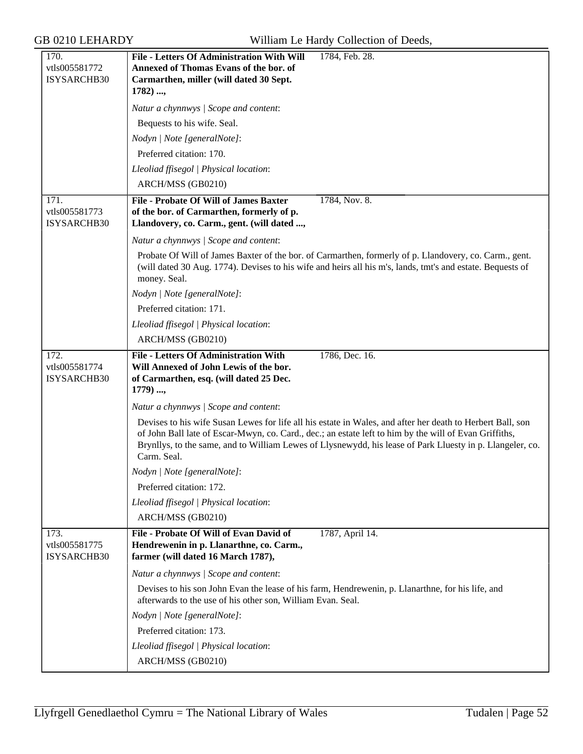| | | |
|---|---|---|
| 170.<br>vtls005581772<br>ISYSARCHB30 | **File - Letters Of Administration With Will Annexed of Thomas Evans of the bor. of Carmarthen, miller (will dated 30 Sept. 1782) ...,** | 1784, Feb. 28. |
| | *Natur a chynnwys \| Scope and content*:<br>Bequests to his wife. Seal.<br>*Nodyn \| Note [generalNote]*:<br>Preferred citation: 170.<br>*Lleoliad ffisegol \| Physical location*:<br>ARCH/MSS (GB0210) | |
| 171.<br>vtls005581773<br>ISYSARCHB30 | **File - Probate Of Will of James Baxter of the bor. of Carmarthen, formerly of p. Llandovery, co. Carm., gent. (will dated ...,** | 1784, Nov. 8. |
| | *Natur a chynnwys \| Scope and content*:<br>Probate Of Will of James Baxter of the bor. of Carmarthen, formerly of p. Llandovery, co. Carm., gent. (will dated 30 Aug. 1774). Devises to his wife and heirs all his m's, lands, tmt's and estate. Bequests of money. Seal.<br>*Nodyn \| Note [generalNote]*:<br>Preferred citation: 171.<br>*Lleoliad ffisegol \| Physical location*:<br>ARCH/MSS (GB0210) | |
| 172.<br>vtls005581774<br>ISYSARCHB30 | **File - Letters Of Administration With Will Annexed of John Lewis of the bor. of Carmarthen, esq. (will dated 25 Dec. 1779) ...,** | 1786, Dec. 16. |
| | *Natur a chynnwys \| Scope and content*:<br>Devises to his wife Susan Lewes for life all his estate in Wales, and after her death to Herbert Ball, son of John Ball late of Escar-Mwyn, co. Card., dec.; an estate left to him by the will of Evan Griffiths, Brynllys, to the same, and to William Lewes of Llysnewydd, his lease of Park Lluesty in p. Llangeler, co. Carm. Seal.<br>*Nodyn \| Note [generalNote]*:<br>Preferred citation: 172.<br>*Lleoliad ffisegol \| Physical location*:<br>ARCH/MSS (GB0210) | |
| 173.<br>vtls005581775<br>ISYSARCHB30 | **File - Probate Of Will of Evan David of Hendrewenin in p. Llanarthne, co. Carm., farmer (will dated 16 March 1787),** | 1787, April 14. |
| | *Natur a chynnwys \| Scope and content*:<br>Devises to his son John Evan the lease of his farm, Hendrewenin, p. Llanarthne, for his life, and afterwards to the use of his other son, William Evan. Seal.<br>*Nodyn \| Note [generalNote]*:<br>Preferred citation: 173.<br>*Lleoliad ffisegol \| Physical location*:<br>ARCH/MSS (GB0210) | |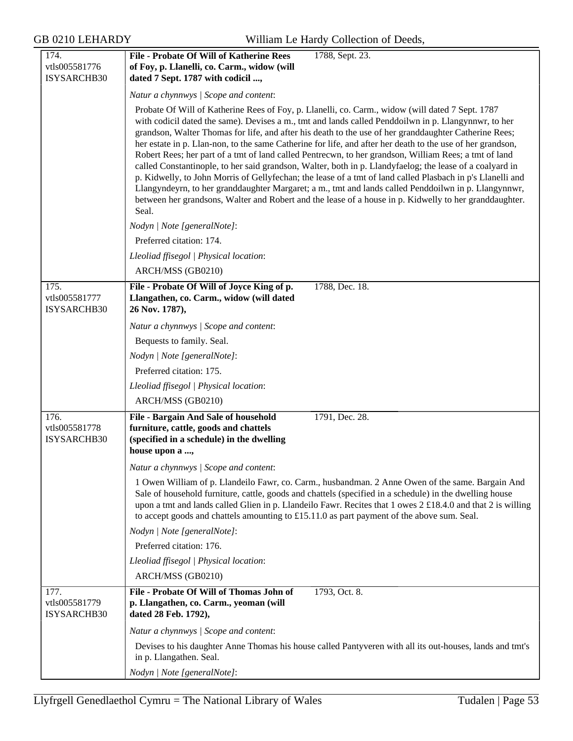| 174.<br>vtls005581776<br>ISYSARCHB30 | **File - Probate Of Will of Katherine Rees of Foy, p. Llanelli, co. Carm., widow (will dated 7 Sept. 1787 with codicil ...,** | 1788, Sept. 23. |
|---|---|---|

*Natur a chynnwys | Scope and content*:

Probate Of Will of Katherine Rees of Foy, p. Llanelli, co. Carm., widow (will dated 7 Sept. 1787 with codicil dated the same). Devises a m., tmt and lands called Penddoilwn in p. Llangynnwr, to her grandson, Walter Thomas for life, and after his death to the use of her granddaughter Catherine Rees; her estate in p. Llan-non, to the same Catherine for life, and after her death to the use of her grandson, Robert Rees; her part of a tmt of land called Pentrecwn, to her grandson, William Rees; a tmt of land called Constantinople, to her said grandson, Walter, both in p. Llandyfaelog; the lease of a coalyard in p. Kidwelly, to John Morris of Gellyfechan; the lease of a tmt of land called Plasbach in p's Llanelli and Llangyndeyrn, to her granddaughter Margaret; a m., tmt and lands called Penddoilwn in p. Llangynnwr, between her grandsons, Walter and Robert and the lease of a house in p. Kidwelly to her granddaughter. Seal.

*Nodyn | Note [generalNote]*:

Preferred citation: 174.

*Lleoliad ffisegol | Physical location*:

ARCH/MSS (GB0210)

| 175.<br>vtls005581777<br>ISYSARCHB30 | **File - Probate Of Will of Joyce King of p. Llangathen, co. Carm., widow (will dated 26 Nov. 1787),** | 1788, Dec. 18. |
|---|---|---|

*Natur a chynnwys | Scope and content*:

Bequests to family. Seal.

*Nodyn | Note [generalNote]*:

Preferred citation: 175.

*Lleoliad ffisegol | Physical location*:

ARCH/MSS (GB0210)

| 176.<br>vtls005581778<br>ISYSARCHB30 | **File - Bargain And Sale of household furniture, cattle, goods and chattels (specified in a schedule) in the dwelling house upon a ...,** | 1791, Dec. 28. |
|---|---|---|

*Natur a chynnwys | Scope and content*:

1 Owen William of p. Llandeilo Fawr, co. Carm., husbandman. 2 Anne Owen of the same. Bargain And Sale of household furniture, cattle, goods and chattels (specified in a schedule) in the dwelling house upon a tmt and lands called Glien in p. Llandeilo Fawr. Recites that 1 owes 2 £18.4.0 and that 2 is willing to accept goods and chattels amounting to £15.11.0 as part payment of the above sum. Seal.

*Nodyn | Note [generalNote]*:

Preferred citation: 176.

*Lleoliad ffisegol | Physical location*:

ARCH/MSS (GB0210)

| 177.<br>vtls005581779<br>ISYSARCHB30 | **File - Probate Of Will of Thomas John of p. Llangathen, co. Carm., yeoman (will dated 28 Feb. 1792),** | 1793, Oct. 8. |
|---|---|---|

*Natur a chynnwys | Scope and content*:

Devises to his daughter Anne Thomas his house called Pantyveren with all its out-houses, lands and tmt's in p. Llangathen. Seal.

*Nodyn | Note [generalNote]*: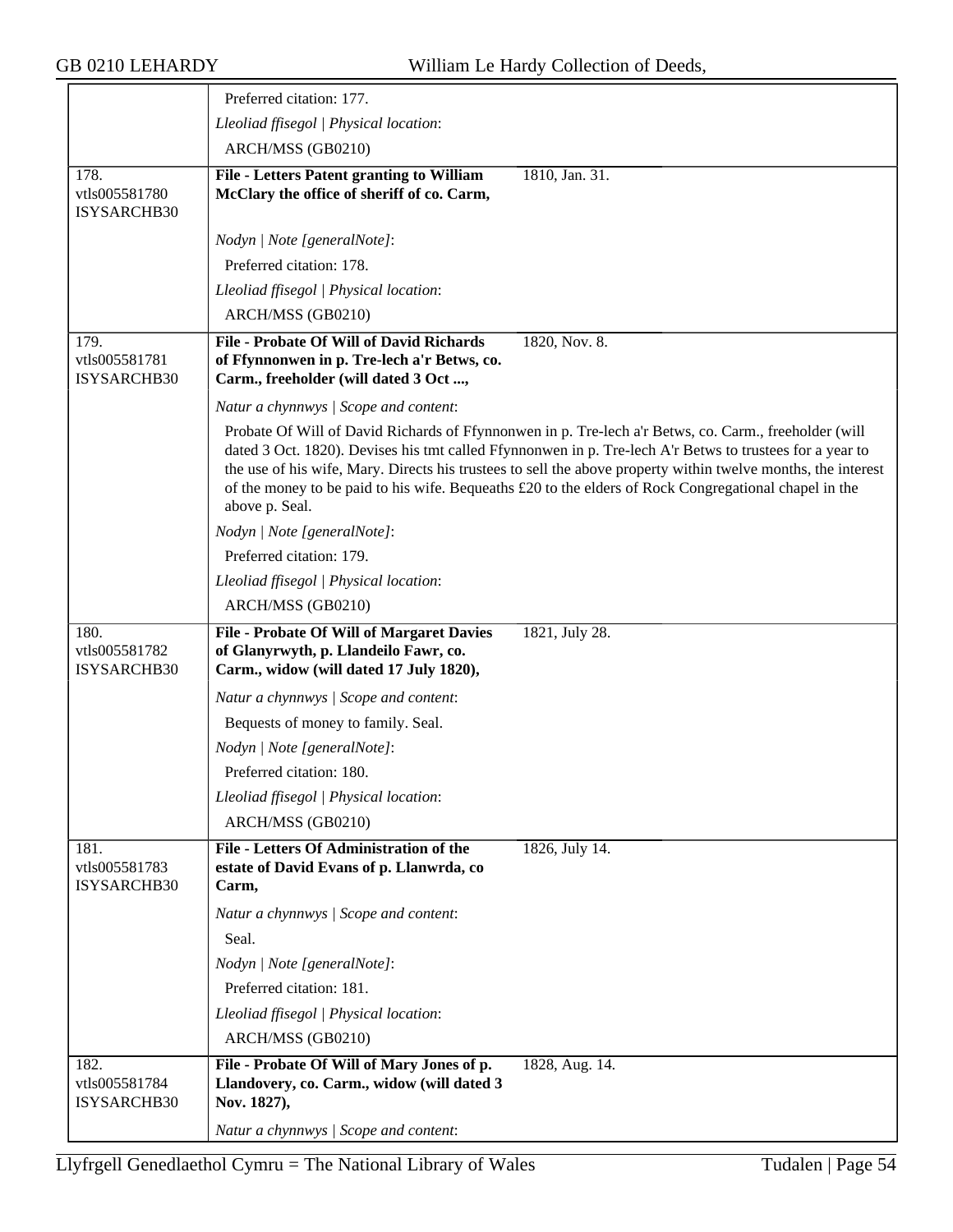Preferred citation: 177.

*Lleoliad ffisegol | Physical location*:

ARCH/MSS (GB0210)

---

**178.** vtls005581780 ISYSARCHB30

**File - Letters Patent granting to William McClary the office of sheriff of co. Carm,** — 1810, Jan. 31.

*Nodyn | Note [generalNote]*:

Preferred citation: 178.

*Lleoliad ffisegol | Physical location*:

ARCH/MSS (GB0210)

---

**179.** vtls005581781 ISYSARCHB30

**File - Probate Of Will of David Richards of Ffynnonwen in p. Tre-lech a'r Betws, co. Carm., freeholder (will dated 3 Oct ...,** — 1820, Nov. 8.

*Natur a chynnwys | Scope and content*:

Probate Of Will of David Richards of Ffynnonwen in p. Tre-lech a'r Betws, co. Carm., freeholder (will dated 3 Oct. 1820). Devises his tmt called Ffynnonwen in p. Tre-lech A'r Betws to trustees for a year to the use of his wife, Mary. Directs his trustees to sell the above property within twelve months, the interest of the money to be paid to his wife. Bequeaths £20 to the elders of Rock Congregational chapel in the above p. Seal.

*Nodyn | Note [generalNote]*:

Preferred citation: 179.

*Lleoliad ffisegol | Physical location*:

ARCH/MSS (GB0210)

---

**180.** vtls005581782 ISYSARCHB30

**File - Probate Of Will of Margaret Davies of Glanyrwyth, p. Llandeilo Fawr, co. Carm., widow (will dated 17 July 1820),** — 1821, July 28.

*Natur a chynnwys | Scope and content*:

Bequests of money to family. Seal.

*Nodyn | Note [generalNote]*:

Preferred citation: 180.

*Lleoliad ffisegol | Physical location*:

ARCH/MSS (GB0210)

---

**181.** vtls005581783 ISYSARCHB30

**File - Letters Of Administration of the estate of David Evans of p. Llanwrda, co Carm,** — 1826, July 14.

*Natur a chynnwys | Scope and content*:

Seal.

*Nodyn | Note [generalNote]*:

Preferred citation: 181.

*Lleoliad ffisegol | Physical location*:

ARCH/MSS (GB0210)

---

**182.** vtls005581784 ISYSARCHB30

**File - Probate Of Will of Mary Jones of p. Llandovery, co. Carm., widow (will dated 3 Nov. 1827),** — 1828, Aug. 14.

*Natur a chynnwys | Scope and content*: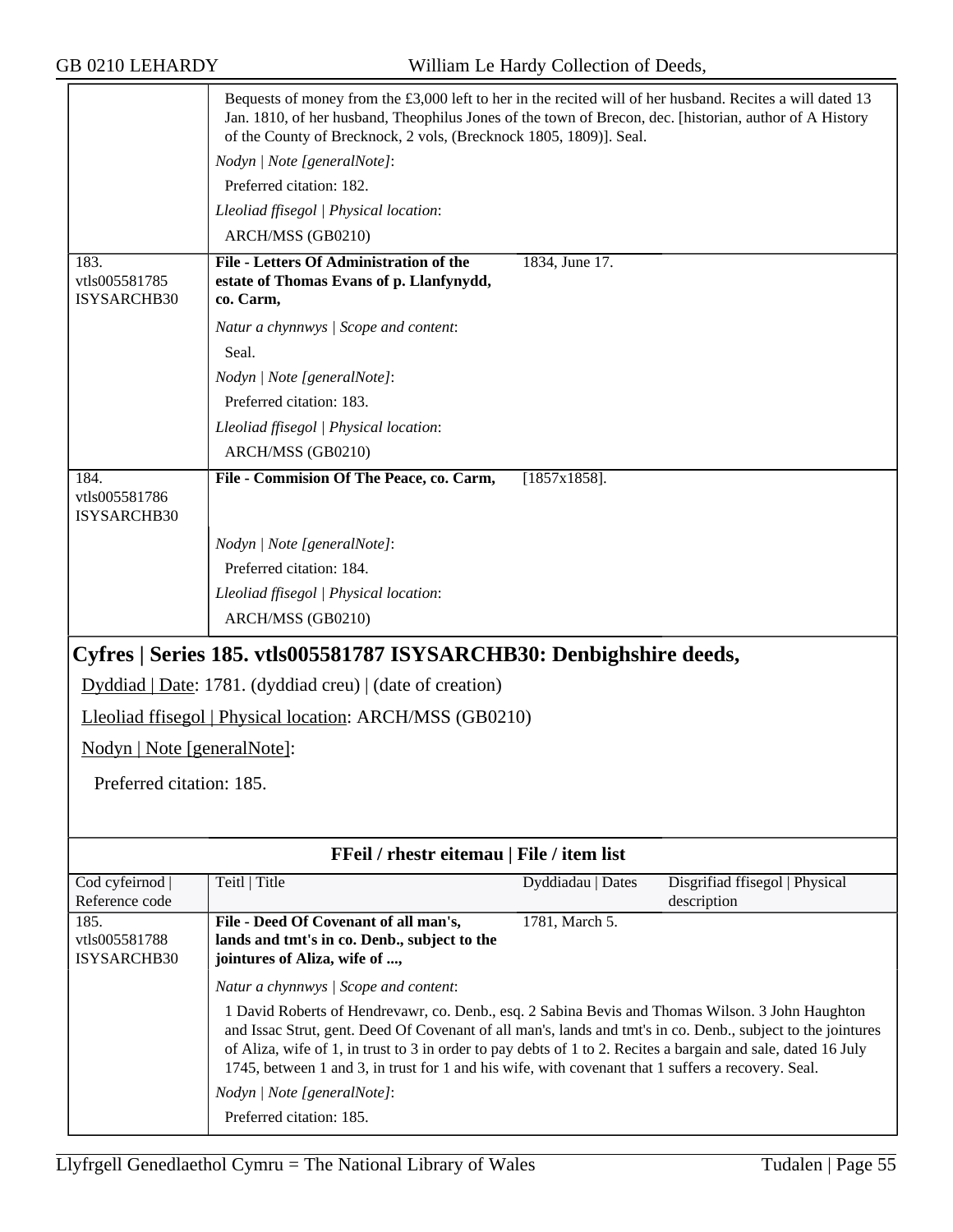| | | | |
|---|---|---|---|
| | Bequests of money from the £3,000 left to her in the recited will of her husband. Recites a will dated 13 Jan. 1810, of her husband, Theophilus Jones of the town of Brecon, dec. [historian, author of A History of the County of Brecknock, 2 vols, (Brecknock 1805, 1809)]. Seal.<br>*Nodyn \| Note [generalNote]*:<br>Preferred citation: 182.<br>*Lleoliad ffisegol \| Physical location*:<br>ARCH/MSS (GB0210) | | |
| 183. vtls005581785 ISYSARCHB30 | **File - Letters Of Administration of the estate of Thomas Evans of p. Llanfynydd, co. Carm,**<br>*Natur a chynnwys \| Scope and content*:<br>Seal.<br>*Nodyn \| Note [generalNote]*:<br>Preferred citation: 183.<br>*Lleoliad ffisegol \| Physical location*:<br>ARCH/MSS (GB0210) | 1834, June 17. | |
| 184. vtls005581786 ISYSARCHB30 | **File - Commision Of The Peace, co. Carm,**<br>*Nodyn \| Note [generalNote]*:<br>Preferred citation: 184.<br>*Lleoliad ffisegol \| Physical location*:<br>ARCH/MSS (GB0210) | [1857x1858]. | |

## Cyfres | Series 185. vtls005581787 ISYSARCHB30: Denbighshire deeds,

Dyddiad | Date: 1781. (dyddiad creu) | (date of creation)

Lleoliad ffisegol | Physical location: ARCH/MSS (GB0210)

Nodyn | Note [generalNote]:

Preferred citation: 185.

**FFeil / rhestr eitemau | File / item list**

| Cod cyfeirnod \| Reference code | Teitl \| Title | Dyddiadau \| Dates | Disgrifiad ffisegol \| Physical description |
|---|---|---|---|
| 185. vtls005581788 ISYSARCHB30 | **File - Deed Of Covenant of all man's, lands and tmt's in co. Denb., subject to the jointures of Aliza, wife of ...,**<br>*Natur a chynnwys \| Scope and content*:<br>1 David Roberts of Hendrevawr, co. Denb., esq. 2 Sabina Bevis and Thomas Wilson. 3 John Haughton and Issac Strut, gent. Deed Of Covenant of all man's, lands and tmt's in co. Denb., subject to the jointures of Aliza, wife of 1, in trust to 3 in order to pay debts of 1 to 2. Recites a bargain and sale, dated 16 July 1745, between 1 and 3, in trust for 1 and his wife, with covenant that 1 suffers a recovery. Seal.<br>*Nodyn \| Note [generalNote]*:<br>Preferred citation: 185. | 1781, March 5. | |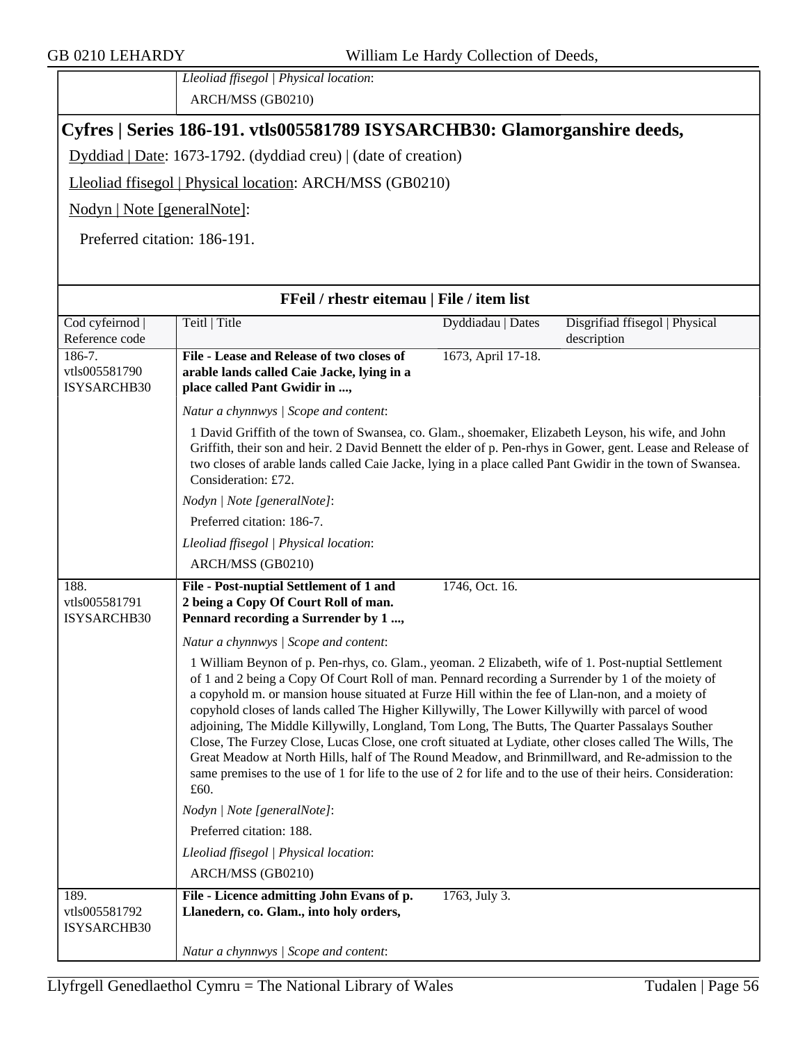*Lleoliad ffisegol | Physical location*:

ARCH/MSS (GB0210)

## Cyfres | Series 186-191. vtls005581789 ISYSARCHB30: Glamorganshire deeds,

Dyddiad | Date: 1673-1792. (dyddiad creu) | (date of creation)

Lleoliad ffisegol | Physical location: ARCH/MSS (GB0210)

Nodyn | Note [generalNote]:

Preferred citation: 186-191.

### FFeil / rhestr eitemau | File / item list

| Cod cyfeirnod \| Reference code | Teitl \| Title | Dyddiadau \| Dates | Disgrifiad ffisegol \| Physical description |
|---|---|---|---|
| 186-7. vtls005581790 ISYSARCHB30 | **File - Lease and Release of two closes of arable lands called Caie Jacke, lying in a place called Pant Gwidir in ...,** | 1673, April 17-18. | |
| | *Natur a chynnwys \| Scope and content*:<br>1 David Griffith of the town of Swansea, co. Glam., shoemaker, Elizabeth Leyson, his wife, and John Griffith, their son and heir. 2 David Bennett the elder of p. Pen-rhys in Gower, gent. Lease and Release of two closes of arable lands called Caie Jacke, lying in a place called Pant Gwidir in the town of Swansea. Consideration: £72.<br>*Nodyn \| Note [generalNote]*:<br>Preferred citation: 186-7.<br>*Lleoliad ffisegol \| Physical location*:<br>ARCH/MSS (GB0210) | | |
| 188. vtls005581791 ISYSARCHB30 | **File - Post-nuptial Settlement of 1 and 2 being a Copy Of Court Roll of man. Pennard recording a Surrender by 1 ...,** | 1746, Oct. 16. | |
| | *Natur a chynnwys \| Scope and content*:<br>1 William Beynon of p. Pen-rhys, co. Glam., yeoman. 2 Elizabeth, wife of 1. Post-nuptial Settlement of 1 and 2 being a Copy Of Court Roll of man. Pennard recording a Surrender by 1 of the moiety of a copyhold m. or mansion house situated at Furze Hill within the fee of Llan-non, and a moiety of copyhold closes of lands called The Higher Killywilly, The Lower Killywilly with parcel of wood adjoining, The Middle Killywilly, Longland, Tom Long, The Butts, The Quarter Passalays Souther Close, The Furzey Close, Lucas Close, one croft situated at Lydiate, other closes called The Wills, The Great Meadow at North Hills, half of The Round Meadow, and Brinmillward, and Re-admission to the same premises to the use of 1 for life to the use of 2 for life and to the use of their heirs. Consideration: £60.<br>*Nodyn \| Note [generalNote]*:<br>Preferred citation: 188.<br>*Lleoliad ffisegol \| Physical location*:<br>ARCH/MSS (GB0210) | | |
| 189. vtls005581792 ISYSARCHB30 | **File - Licence admitting John Evans of p. Llanedern, co. Glam., into holy orders,** | 1763, July 3. | |
| | *Natur a chynnwys \| Scope and content*: | | |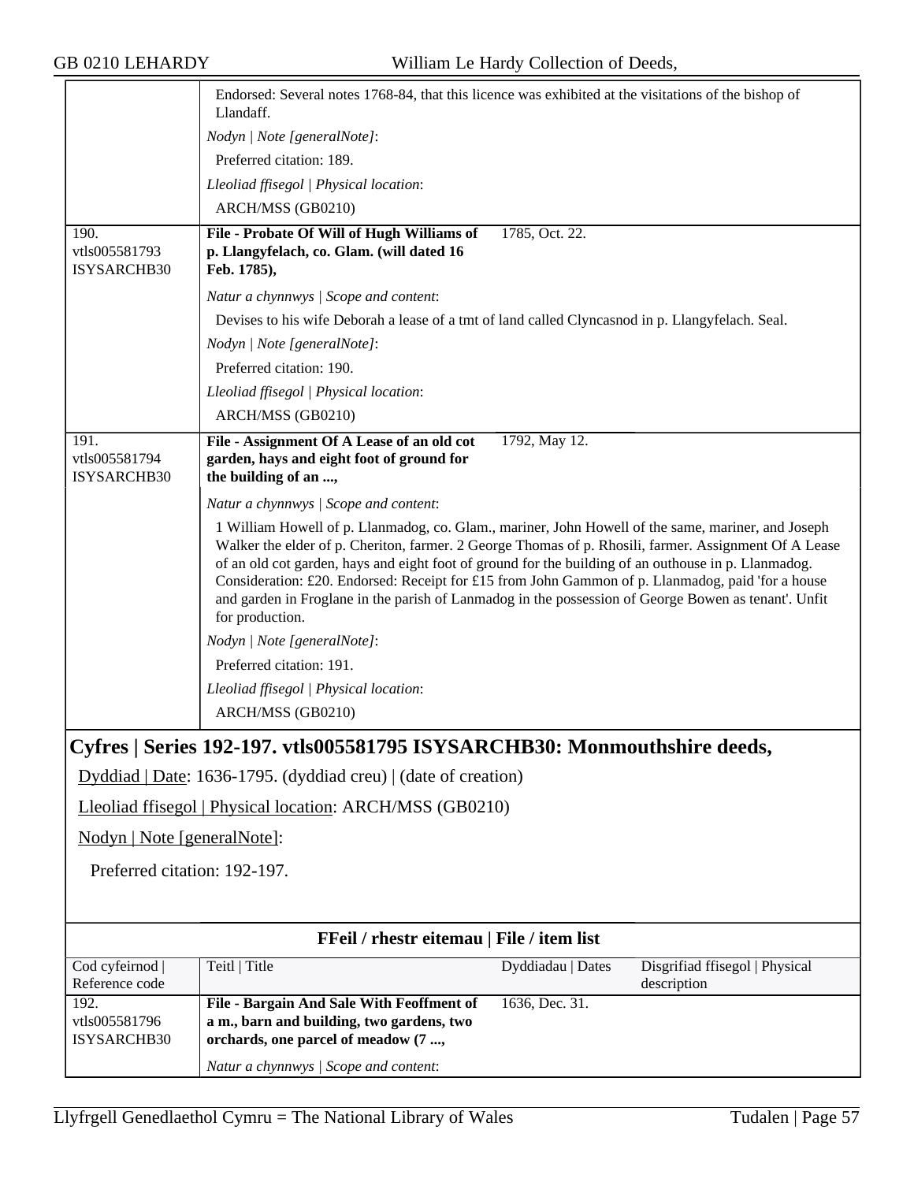Endorsed: Several notes 1768-84, that this licence was exhibited at the visitations of the bishop of Llandaff.

*Nodyn | Note [generalNote]*:

Preferred citation: 189.

*Lleoliad ffisegol | Physical location*:

ARCH/MSS (GB0210)

| | | | |
|---|---|---|---|
| 190. vtls005581793 ISYSARCHB30 | **File - Probate Of Will of Hugh Williams of p. Llangyfelach, co. Glam. (will dated 16 Feb. 1785),** | 1785, Oct. 22. | |

*Natur a chynnwys | Scope and content*:

Devises to his wife Deborah a lease of a tmt of land called Clyncasnod in p. Llangyfelach. Seal.

*Nodyn | Note [generalNote]*:

Preferred citation: 190.

*Lleoliad ffisegol | Physical location*:

ARCH/MSS (GB0210)

| | | | |
|---|---|---|---|
| 191. vtls005581794 ISYSARCHB30 | **File - Assignment Of A Lease of an old cot garden, hays and eight foot of ground for the building of an ...,** | 1792, May 12. | |

*Natur a chynnwys | Scope and content*:

1 William Howell of p. Llanmadog, co. Glam., mariner, John Howell of the same, mariner, and Joseph Walker the elder of p. Cheriton, farmer. 2 George Thomas of p. Rhosili, farmer. Assignment Of A Lease of an old cot garden, hays and eight foot of ground for the building of an outhouse in p. Llanmadog. Consideration: £20. Endorsed: Receipt for £15 from John Gammon of p. Llanmadog, paid 'for a house and garden in Froglane in the parish of Lanmadog in the possession of George Bowen as tenant'. Unfit for production.

*Nodyn | Note [generalNote]*:

Preferred citation: 191.

*Lleoliad ffisegol | Physical location*:

ARCH/MSS (GB0210)

## Cyfres | Series 192-197. vtls005581795 ISYSARCHB30: Monmouthshire deeds,

Dyddiad | Date: 1636-1795. (dyddiad creu) | (date of creation)

Lleoliad ffisegol | Physical location: ARCH/MSS (GB0210)

Nodyn | Note [generalNote]:

Preferred citation: 192-197.

**FFeil / rhestr eitemau | File / item list**

| Cod cyfeirnod \| Reference code | Teitl \| Title | Dyddiadau \| Dates | Disgrifiad ffisegol \| Physical description |
|---|---|---|---|
| 192. vtls005581796 ISYSARCHB30 | **File - Bargain And Sale With Feoffment of a m., barn and building, two gardens, two orchards, one parcel of meadow (7 ...,** | 1636, Dec. 31. | |

*Natur a chynnwys | Scope and content*: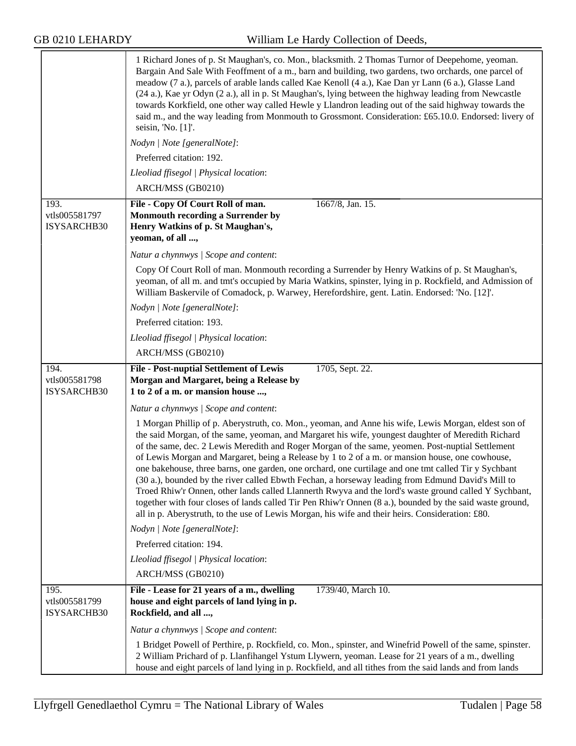1 Richard Jones of p. St Maughan's, co. Mon., blacksmith. 2 Thomas Turnor of Deepehome, yeoman. Bargain And Sale With Feoffment of a m., barn and building, two gardens, two orchards, one parcel of meadow (7 a.), parcels of arable lands called Kae Kenoll (4 a.), Kae Dan yr Lann (6 a.), Glasse Land (24 a.), Kae yr Odyn (2 a.), all in p. St Maughan's, lying between the highway leading from Newcastle towards Korkfield, one other way called Hewle y Llandron leading out of the said highway towards the said m., and the way leading from Monmouth to Grossmont. Consideration: £65.10.0. Endorsed: livery of seisin, 'No. [1]'.

*Nodyn | Note [generalNote]*:

Preferred citation: 192.

*Lleoliad ffisegol | Physical location*:

ARCH/MSS (GB0210)

---

**193.**
vtls005581797
ISYSARCHB30

**File - Copy Of Court Roll of man. Monmouth recording a Surrender by Henry Watkins of p. St Maughan's, yeoman, of all ...,** — 1667/8, Jan. 15.

*Natur a chynnwys | Scope and content*:

Copy Of Court Roll of man. Monmouth recording a Surrender by Henry Watkins of p. St Maughan's, yeoman, of all m. and tmt's occupied by Maria Watkins, spinster, lying in p. Rockfield, and Admission of William Baskervile of Comadock, p. Warwey, Herefordshire, gent. Latin. Endorsed: 'No. [12]'.

*Nodyn | Note [generalNote]*:

Preferred citation: 193.

*Lleoliad ffisegol | Physical location*:

ARCH/MSS (GB0210)

---

**194.**
vtls005581798
ISYSARCHB30

**File - Post-nuptial Settlement of Lewis Morgan and Margaret, being a Release by 1 to 2 of a m. or mansion house ...,** — 1705, Sept. 22.

*Natur a chynnwys | Scope and content*:

1 Morgan Phillip of p. Aberystruth, co. Mon., yeoman, and Anne his wife, Lewis Morgan, eldest son of the said Morgan, of the same, yeoman, and Margaret his wife, youngest daughter of Meredith Richard of the same, dec. 2 Lewis Meredith and Roger Morgan of the same, yeomen. Post-nuptial Settlement of Lewis Morgan and Margaret, being a Release by 1 to 2 of a m. or mansion house, one cowhouse, one bakehouse, three barns, one garden, one orchard, one curtilage and one tmt called Tir y Sychbant (30 a.), bounded by the river called Ebwth Fechan, a horseway leading from Edmund David's Mill to Troed Rhiw'r Onnen, other lands called Llannerth Rwyva and the lord's waste ground called Y Sychbant, together with four closes of lands called Tir Pen Rhiw'r Onnen (8 a.), bounded by the said waste ground, all in p. Aberystruth, to the use of Lewis Morgan, his wife and their heirs. Consideration: £80.

*Nodyn | Note [generalNote]*:

Preferred citation: 194.

*Lleoliad ffisegol | Physical location*:

ARCH/MSS (GB0210)

---

**195.**
vtls005581799
ISYSARCHB30

**File - Lease for 21 years of a m., dwelling house and eight parcels of land lying in p. Rockfield, and all ...,** — 1739/40, March 10.

*Natur a chynnwys | Scope and content*:

1 Bridget Powell of Perthire, p. Rockfield, co. Mon., spinster, and Winefrid Powell of the same, spinster. 2 William Prichard of p. Llanfihangel Ystum Llywern, yeoman. Lease for 21 years of a m., dwelling house and eight parcels of land lying in p. Rockfield, and all tithes from the said lands and from lands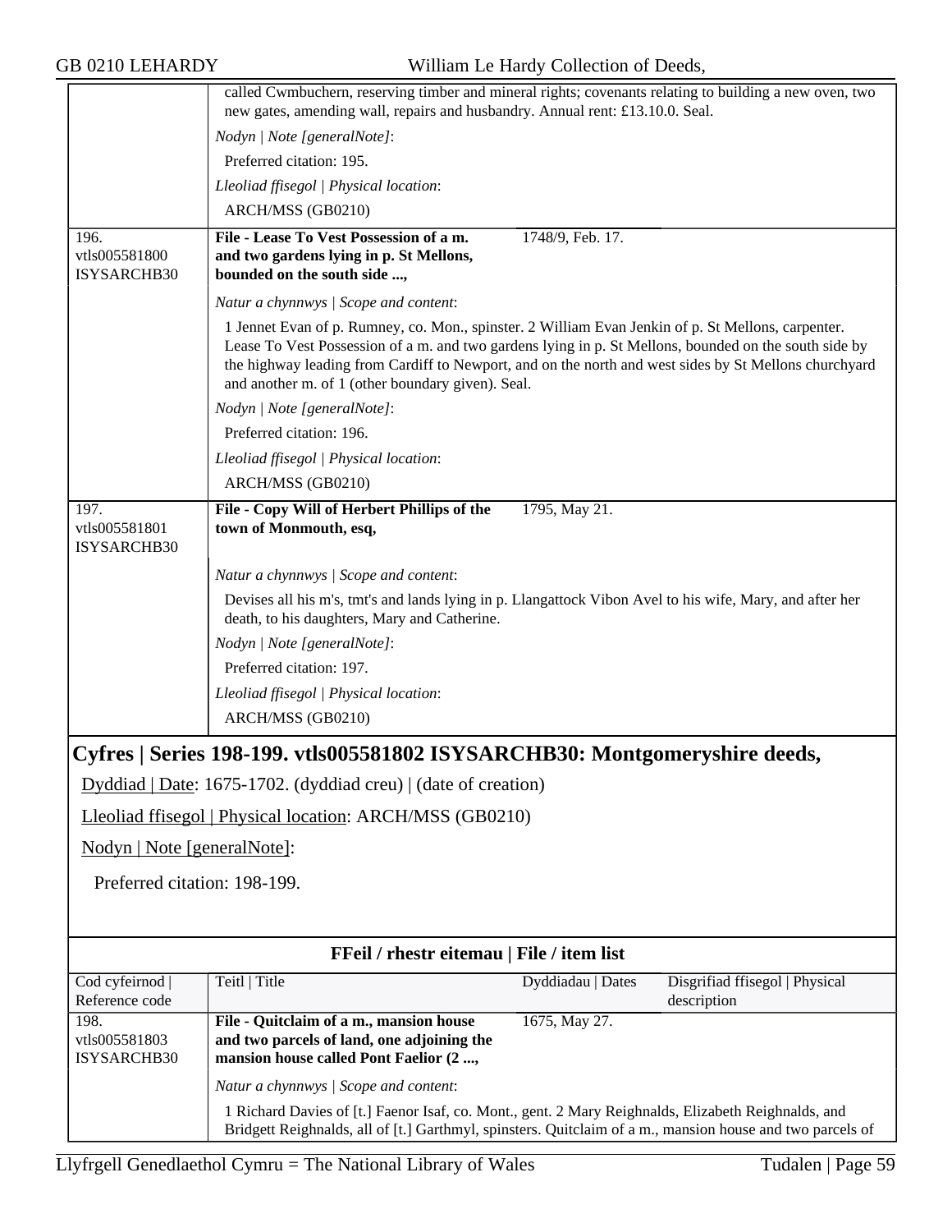called Cwmbuchern, reserving timber and mineral rights; covenants relating to building a new oven, two new gates, amending wall, repairs and husbandry. Annual rent: £13.10.0. Seal.

*Nodyn | Note [generalNote]*:

Preferred citation: 195.

*Lleoliad ffisegol | Physical location*:

ARCH/MSS (GB0210)

| | | |
|---|---|---|
| 196.<br>vtls005581800<br>ISYSARCHB30 | **File - Lease To Vest Possession of a m. and two gardens lying in p. St Mellons, bounded on the south side ...,** | 1748/9, Feb. 17. |

*Natur a chynnwys | Scope and content*:

1 Jennet Evan of p. Rumney, co. Mon., spinster. 2 William Evan Jenkin of p. St Mellons, carpenter. Lease To Vest Possession of a m. and two gardens lying in p. St Mellons, bounded on the south side by the highway leading from Cardiff to Newport, and on the north and west sides by St Mellons churchyard and another m. of 1 (other boundary given). Seal.

*Nodyn | Note [generalNote]*:

Preferred citation: 196.

*Lleoliad ffisegol | Physical location*:

ARCH/MSS (GB0210)

| | | |
|---|---|---|
| 197.<br>vtls005581801<br>ISYSARCHB30 | **File - Copy Will of Herbert Phillips of the town of Monmouth, esq,** | 1795, May 21. |

*Natur a chynnwys | Scope and content*:

Devises all his m's, tmt's and lands lying in p. Llangattock Vibon Avel to his wife, Mary, and after her death, to his daughters, Mary and Catherine.

*Nodyn | Note [generalNote]*:

Preferred citation: 197.

*Lleoliad ffisegol | Physical location*:

ARCH/MSS (GB0210)

## Cyfres | Series 198-199. vtls005581802 ISYSARCHB30: Montgomeryshire deeds,

Dyddiad | Date: 1675-1702. (dyddiad creu) | (date of creation)

Lleoliad ffisegol | Physical location: ARCH/MSS (GB0210)

Nodyn | Note [generalNote]:

Preferred citation: 198-199.

### FFeil / rhestr eitemau | File / item list

| Cod cyfeirnod \| Reference code | Teitl \| Title | Dyddiadau \| Dates | Disgrifiad ffisegol \| Physical description |
|---|---|---|---|
| 198.<br>vtls005581803<br>ISYSARCHB30 | **File - Quitclaim of a m., mansion house and two parcels of land, one adjoining the mansion house called Pont Faelior (2 ...,** | 1675, May 27. | |

*Natur a chynnwys | Scope and content*:

1 Richard Davies of [t.] Faenor Isaf, co. Mont., gent. 2 Mary Reighnalds, Elizabeth Reighnalds, and Bridgett Reighnalds, all of [t.] Garthmyl, spinsters. Quitclaim of a m., mansion house and two parcels of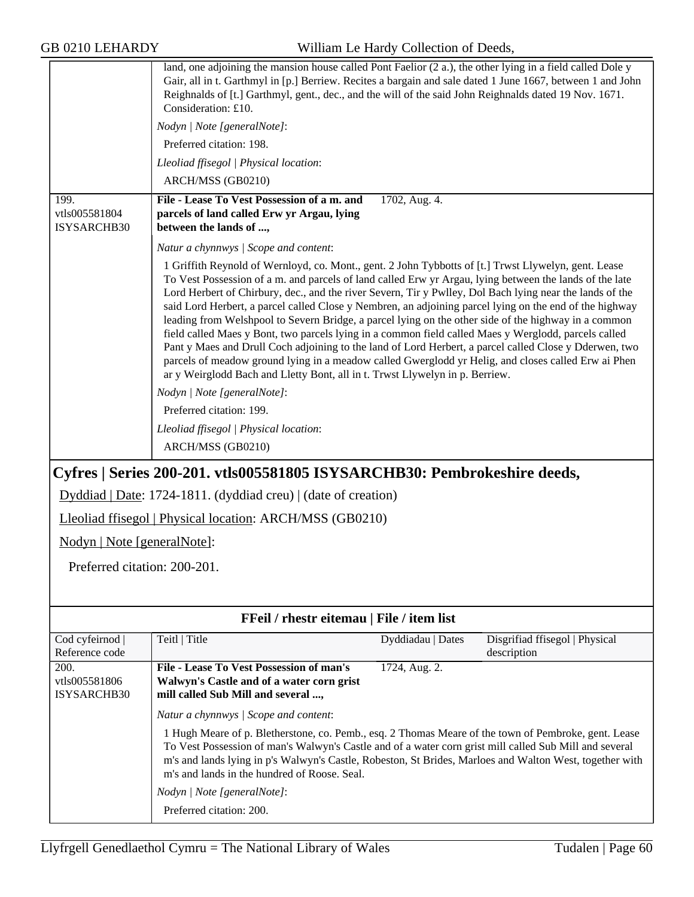| | land, one adjoining the mansion house called Pont Faelior (2 a.), the other lying in a field called Dole y Gair, all in t. Garthmyl in [p.] Berriew. Recites a bargain and sale dated 1 June 1667, between 1 and John Reighnalds of [t.] Garthmyl, gent., dec., and the will of the said John Reighnalds dated 19 Nov. 1671. Consideration: £10.<br>*Nodyn \| Note [generalNote]*:<br>Preferred citation: 198.<br>*Lleoliad ffisegol \| Physical location*:<br>ARCH/MSS (GB0210) | | |
|---|---|---|---|
| 199.<br>vtls005581804<br>ISYSARCHB30 | **File - Lease To Vest Possession of a m. and parcels of land called Erw yr Argau, lying between the lands of ...,**<br>*Natur a chynnwys \| Scope and content*:<br>1 Griffith Reynold of Wernloyd, co. Mont., gent. 2 John Tybbotts of [t.] Trwst Llywelyn, gent. Lease To Vest Possession of a m. and parcels of land called Erw yr Argau, lying between the lands of the late Lord Herbert of Chirbury, dec., and the river Severn, Tir y Pwlley, Dol Bach lying near the lands of the said Lord Herbert, a parcel called Close y Nembren, an adjoining parcel lying on the end of the highway leading from Welshpool to Severn Bridge, a parcel lying on the other side of the highway in a common field called Maes y Bont, two parcels lying in a common field called Maes y Werglodd, parcels called Pant y Maes and Drull Coch adjoining to the land of Lord Herbert, a parcel called Close y Dderwen, two parcels of meadow ground lying in a meadow called Gwerglodd yr Helig, and closes called Erw ai Phen ar y Weirglodd Bach and Lletty Bont, all in t. Trwst Llywelyn in p. Berriew.<br>*Nodyn \| Note [generalNote]*:<br>Preferred citation: 199.<br>*Lleoliad ffisegol \| Physical location*:<br>ARCH/MSS (GB0210) | 1702, Aug. 4. | |

## Cyfres | Series 200-201. vtls005581805 ISYSARCHB30: Pembrokeshire deeds,

Dyddiad | Date: 1724-1811. (dyddiad creu) | (date of creation)

Lleoliad ffisegol | Physical location: ARCH/MSS (GB0210)

Nodyn | Note [generalNote]:

Preferred citation: 200-201.

**FFeil / rhestr eitemau | File / item list**

| Cod cyfeirnod \| Reference code | Teitl \| Title | Dyddiadau \| Dates | Disgrifiad ffisegol \| Physical description |
|---|---|---|---|
| 200.<br>vtls005581806<br>ISYSARCHB30 | **File - Lease To Vest Possession of man's Walwyn's Castle and of a water corn grist mill called Sub Mill and several ...,**<br>*Natur a chynnwys \| Scope and content*:<br>1 Hugh Meare of p. Bletherstone, co. Pemb., esq. 2 Thomas Meare of the town of Pembroke, gent. Lease To Vest Possession of man's Walwyn's Castle and of a water corn grist mill called Sub Mill and several m's and lands lying in p's Walwyn's Castle, Robeston, St Brides, Marloes and Walton West, together with m's and lands in the hundred of Roose. Seal.<br>*Nodyn \| Note [generalNote]*:<br>Preferred citation: 200. | 1724, Aug. 2. | |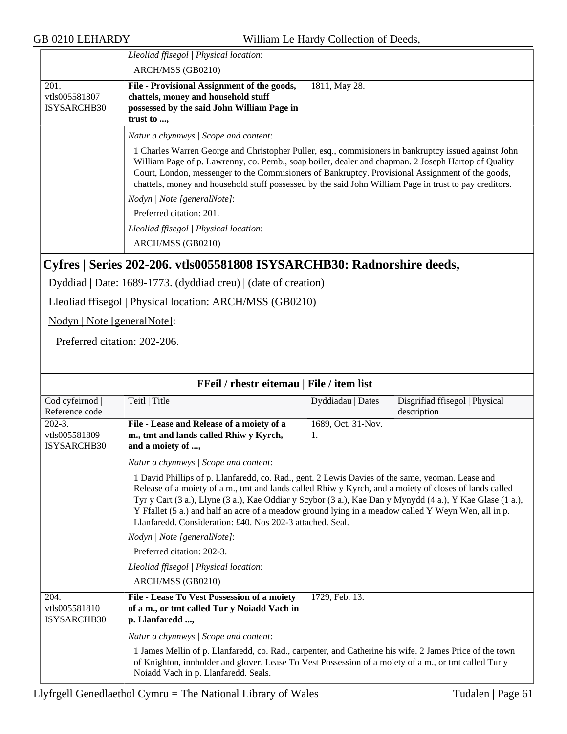| | |
|---|---|
| | *Lleoliad ffisegol \| Physical location*: |
| | ARCH/MSS (GB0210) |
| 201. vtls005581807 ISYSARCHB30 | **File - Provisional Assignment of the goods, chattels, money and household stuff possessed by the said John William Page in trust to ...,** — 1811, May 28. |
| | *Natur a chynnwys \| Scope and content*: |
| | 1 Charles Warren George and Christopher Puller, esq., commisioners in bankruptcy issued against John William Page of p. Lawrenny, co. Pemb., soap boiler, dealer and chapman. 2 Joseph Hartop of Quality Court, London, messenger to the Commisioners of Bankruptcy. Provisional Assignment of the goods, chattels, money and household stuff possessed by the said John William Page in trust to pay creditors. |
| | *Nodyn \| Note [generalNote]*: |
| | Preferred citation: 201. |
| | *Lleoliad ffisegol \| Physical location*: |
| | ARCH/MSS (GB0210) |

## Cyfres | Series 202-206. vtls005581808 ISYSARCHB30: Radnorshire deeds,

Dyddiad | Date: 1689-1773. (dyddiad creu) | (date of creation)

Lleoliad ffisegol | Physical location: ARCH/MSS (GB0210)

Nodyn | Note [generalNote]:

Preferred citation: 202-206.

**FFeil / rhestr eitemau | File / item list**

| Cod cyfeirnod \| Reference code | Teitl \| Title | Dyddiadau \| Dates | Disgrifiad ffisegol \| Physical description |
|---|---|---|---|
| 202-3. vtls005581809 ISYSARCHB30 | **File - Lease and Release of a moiety of a m., tmt and lands called Rhiw y Kyrch, and a moiety of ...,** | 1689, Oct. 31-Nov. 1. | |
| | *Natur a chynnwys \| Scope and content*: | | |
| | 1 David Phillips of p. Llanfaredd, co. Rad., gent. 2 Lewis Davies of the same, yeoman. Lease and Release of a moiety of a m., tmt and lands called Rhiw y Kyrch, and a moiety of closes of lands called Tyr y Cart (3 a.), Llyne (3 a.), Kae Oddiar y Scybor (3 a.), Kae Dan y Mynydd (4 a.), Y Kae Glase (1 a.), Y Ffallet (5 a.) and half an acre of a meadow ground lying in a meadow called Y Weyn Wen, all in p. Llanfaredd. Consideration: £40. Nos 202-3 attached. Seal. | | |
| | *Nodyn \| Note [generalNote]*: | | |
| | Preferred citation: 202-3. | | |
| | *Lleoliad ffisegol \| Physical location*: | | |
| | ARCH/MSS (GB0210) | | |
| 204. vtls005581810 ISYSARCHB30 | **File - Lease To Vest Possession of a moiety of a m., or tmt called Tur y Noiadd Vach in p. Llanfaredd ...,** | 1729, Feb. 13. | |
| | *Natur a chynnwys \| Scope and content*: | | |
| | 1 James Mellin of p. Llanfaredd, co. Rad., carpenter, and Catherine his wife. 2 James Price of the town of Knighton, innholder and glover. Lease To Vest Possession of a moiety of a m., or tmt called Tur y Noiadd Vach in p. Llanfaredd. Seals. | | |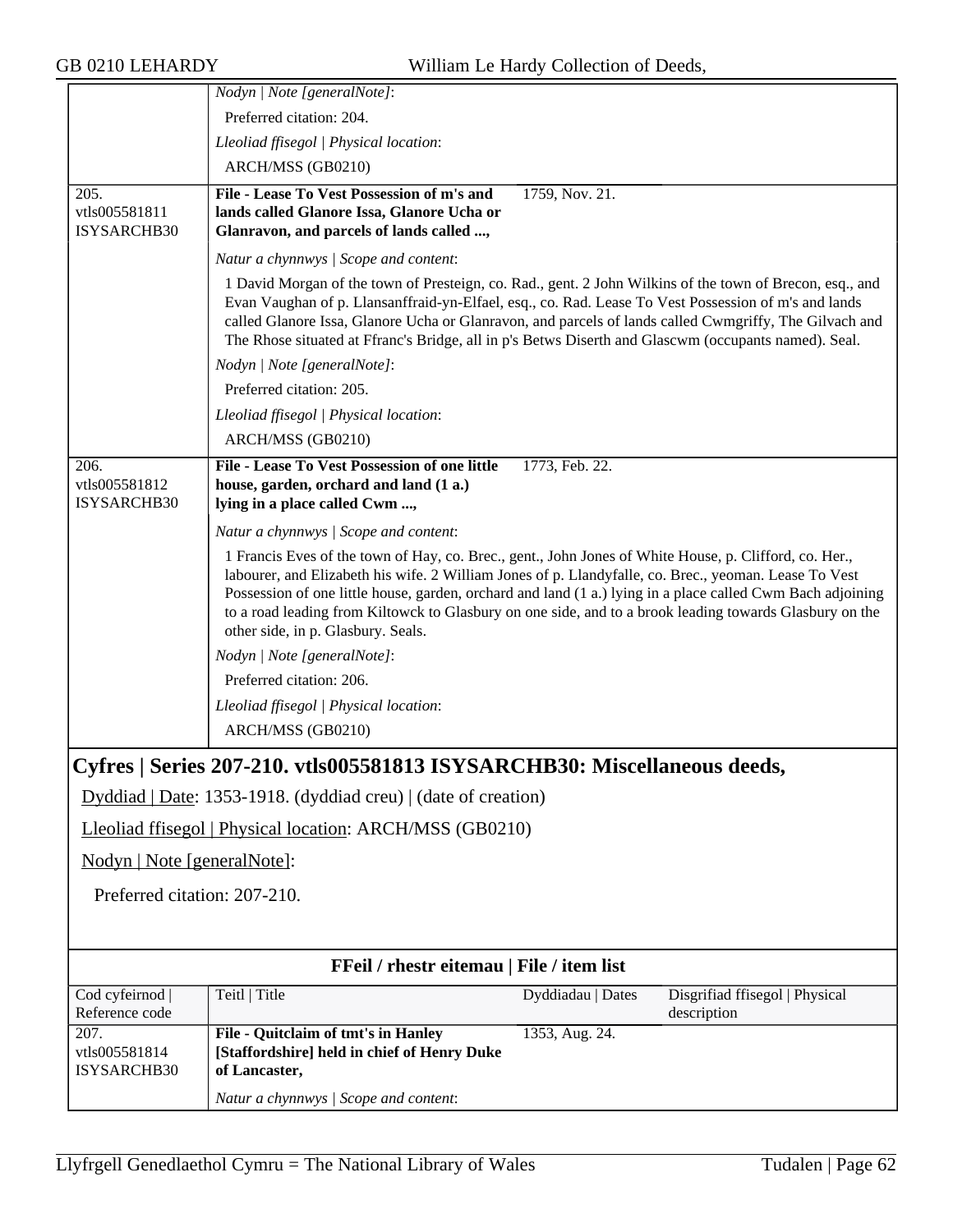| | |
|---|---|
| | *Nodyn \| Note [generalNote]*: |
| | Preferred citation: 204. |
| | *Lleoliad ffisegol \| Physical location*: |
| | ARCH/MSS (GB0210) |
| 205. vtls005581811 ISYSARCHB30 | **File - Lease To Vest Possession of m's and lands called Glanore Issa, Glanore Ucha or Glanravon, and parcels of lands called ...,** 1759, Nov. 21. |
| | *Natur a chynnwys \| Scope and content*: |
| | 1 David Morgan of the town of Presteign, co. Rad., gent. 2 John Wilkins of the town of Brecon, esq., and Evan Vaughan of p. Llansanffraid-yn-Elfael, esq., co. Rad. Lease To Vest Possession of m's and lands called Glanore Issa, Glanore Ucha or Glanravon, and parcels of lands called Cwmgriffy, The Gilvach and The Rhose situated at Ffranc's Bridge, all in p's Betws Diserth and Glascwm (occupants named). Seal. |
| | *Nodyn \| Note [generalNote]*: |
| | Preferred citation: 205. |
| | *Lleoliad ffisegol \| Physical location*: |
| | ARCH/MSS (GB0210) |
| 206. vtls005581812 ISYSARCHB30 | **File - Lease To Vest Possession of one little house, garden, orchard and land (1 a.) lying in a place called Cwm ...,** 1773, Feb. 22. |
| | *Natur a chynnwys \| Scope and content*: |
| | 1 Francis Eves of the town of Hay, co. Brec., gent., John Jones of White House, p. Clifford, co. Her., labourer, and Elizabeth his wife. 2 William Jones of p. Llandyfalle, co. Brec., yeoman. Lease To Vest Possession of one little house, garden, orchard and land (1 a.) lying in a place called Cwm Bach adjoining to a road leading from Kiltowck to Glasbury on one side, and to a brook leading towards Glasbury on the other side, in p. Glasbury. Seals. |
| | *Nodyn \| Note [generalNote]*: |
| | Preferred citation: 206. |
| | *Lleoliad ffisegol \| Physical location*: |
| | ARCH/MSS (GB0210) |

## Cyfres | Series 207-210. vtls005581813 ISYSARCHB30: Miscellaneous deeds,

Dyddiad | Date: 1353-1918. (dyddiad creu) | (date of creation)

Lleoliad ffisegol | Physical location: ARCH/MSS (GB0210)

Nodyn | Note [generalNote]:

Preferred citation: 207-210.

**FFeil / rhestr eitemau | File / item list**

| Cod cyfeirnod \| Reference code | Teitl \| Title | Dyddiadau \| Dates | Disgrifiad ffisegol \| Physical description |
|---|---|---|---|
| 207. vtls005581814 ISYSARCHB30 | **File - Quitclaim of tmt's in Hanley [Staffordshire] held in chief of Henry Duke of Lancaster,** | 1353, Aug. 24. | |
| | *Natur a chynnwys \| Scope and content*: | | |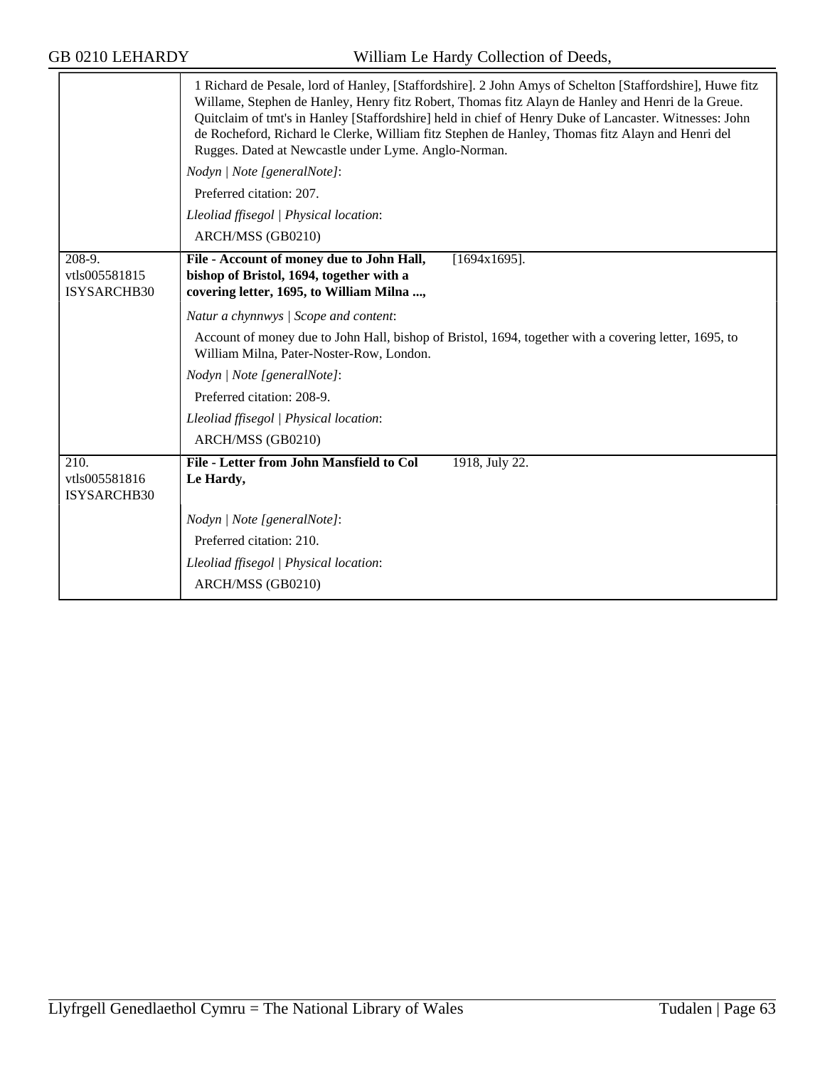| | |
|---|---|
| | 1 Richard de Pesale, lord of Hanley, [Staffordshire]. 2 John Amys of Schelton [Staffordshire], Huwe fitz Willame, Stephen de Hanley, Henry fitz Robert, Thomas fitz Alayn de Hanley and Henri de la Greue. Quitclaim of tmt's in Hanley [Staffordshire] held in chief of Henry Duke of Lancaster. Witnesses: John de Rocheford, Richard le Clerke, William fitz Stephen de Hanley, Thomas fitz Alayn and Henri del Rugges. Dated at Newcastle under Lyme. Anglo-Norman.<br>*Nodyn \| Note [generalNote]*:<br>Preferred citation: 207.<br>*Lleoliad ffisegol \| Physical location*:<br>ARCH/MSS (GB0210) |
| 208-9.<br>vtls005581815<br>ISYSARCHB30 | **File - Account of money due to John Hall, bishop of Bristol, 1694, together with a covering letter, 1695, to William Milna ...,** [1694x1695].<br>*Natur a chynnwys \| Scope and content*:<br>Account of money due to John Hall, bishop of Bristol, 1694, together with a covering letter, 1695, to William Milna, Pater-Noster-Row, London.<br>*Nodyn \| Note [generalNote]*:<br>Preferred citation: 208-9.<br>*Lleoliad ffisegol \| Physical location*:<br>ARCH/MSS (GB0210) |
| 210.<br>vtls005581816<br>ISYSARCHB30 | **File - Letter from John Mansfield to Col Le Hardy,** 1918, July 22.<br>*Nodyn \| Note [generalNote]*:<br>Preferred citation: 210.<br>*Lleoliad ffisegol \| Physical location*:<br>ARCH/MSS (GB0210) |